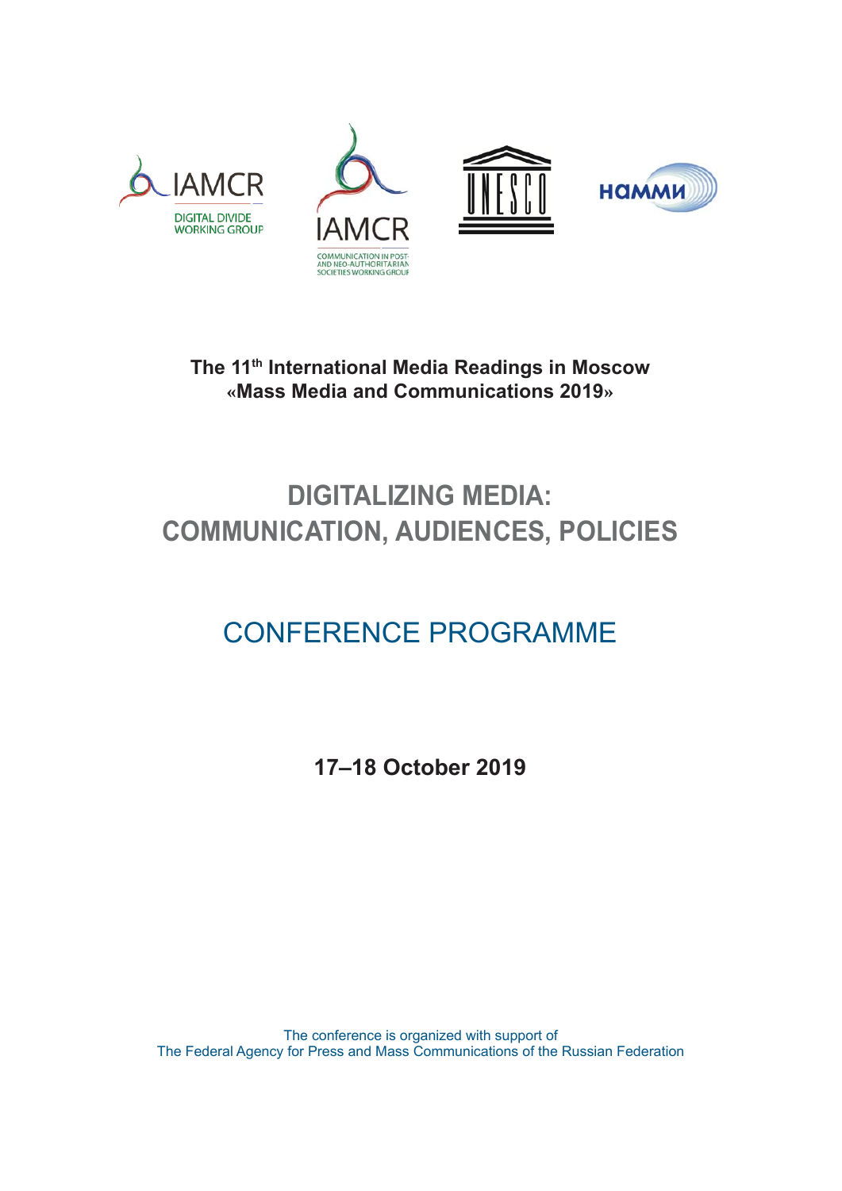IAMCR
DIGITAL DIVIDE WORKING GROUP

IAMCR
COMMUNICATION IN POST- AND NEO-AUTHORITARIAN SOCIETIES WORKING GROUP

UNESCO

НАММИ

**The 11th International Media Readings in Moscow «Mass Media and Communications 2019»**

# DIGITALIZING MEDIA: COMMUNICATION, AUDIENCES, POLICIES

## CONFERENCE PROGRAMME

**17–18 October 2019**

The conference is organized with support of
The Federal Agency for Press and Mass Communications of the Russian Federation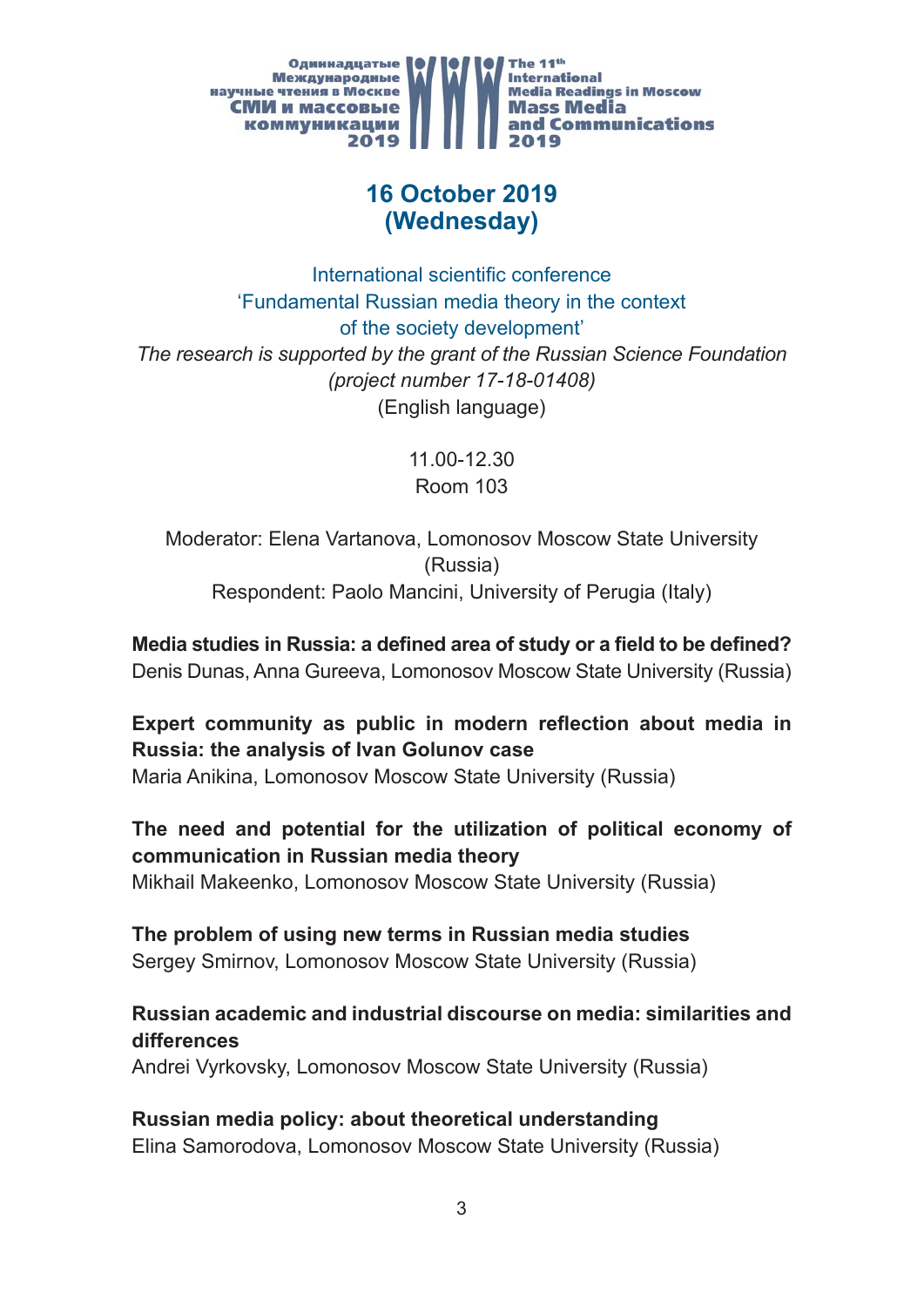Одиннадцатые Международные научные чтения в Москве СМИ и массовые коммуникации 2019

The 11th International Media Readings in Moscow Mass Media and Communications 2019

## 16 October 2019 (Wednesday)

International scientific conference
'Fundamental Russian media theory in the context of the society development'

*The research is supported by the grant of the Russian Science Foundation (project number 17-18-01408)*

(English language)

11.00-12.30
Room 103

Moderator: Elena Vartanova, Lomonosov Moscow State University (Russia)
Respondent: Paolo Mancini, University of Perugia (Italy)

**Media studies in Russia: a defined area of study or a field to be defined?**
Denis Dunas, Anna Gureeva, Lomonosov Moscow State University (Russia)

**Expert community as public in modern reflection about media in Russia: the analysis of Ivan Golunov case**
Maria Anikina, Lomonosov Moscow State University (Russia)

**The need and potential for the utilization of political economy of communication in Russian media theory**
Mikhail Makeenko, Lomonosov Moscow State University (Russia)

**The problem of using new terms in Russian media studies**
Sergey Smirnov, Lomonosov Moscow State University (Russia)

**Russian academic and industrial discourse on media: similarities and differences**
Andrei Vyrkovsky, Lomonosov Moscow State University (Russia)

**Russian media policy: about theoretical understanding**
Elina Samorodova, Lomonosov Moscow State University (Russia)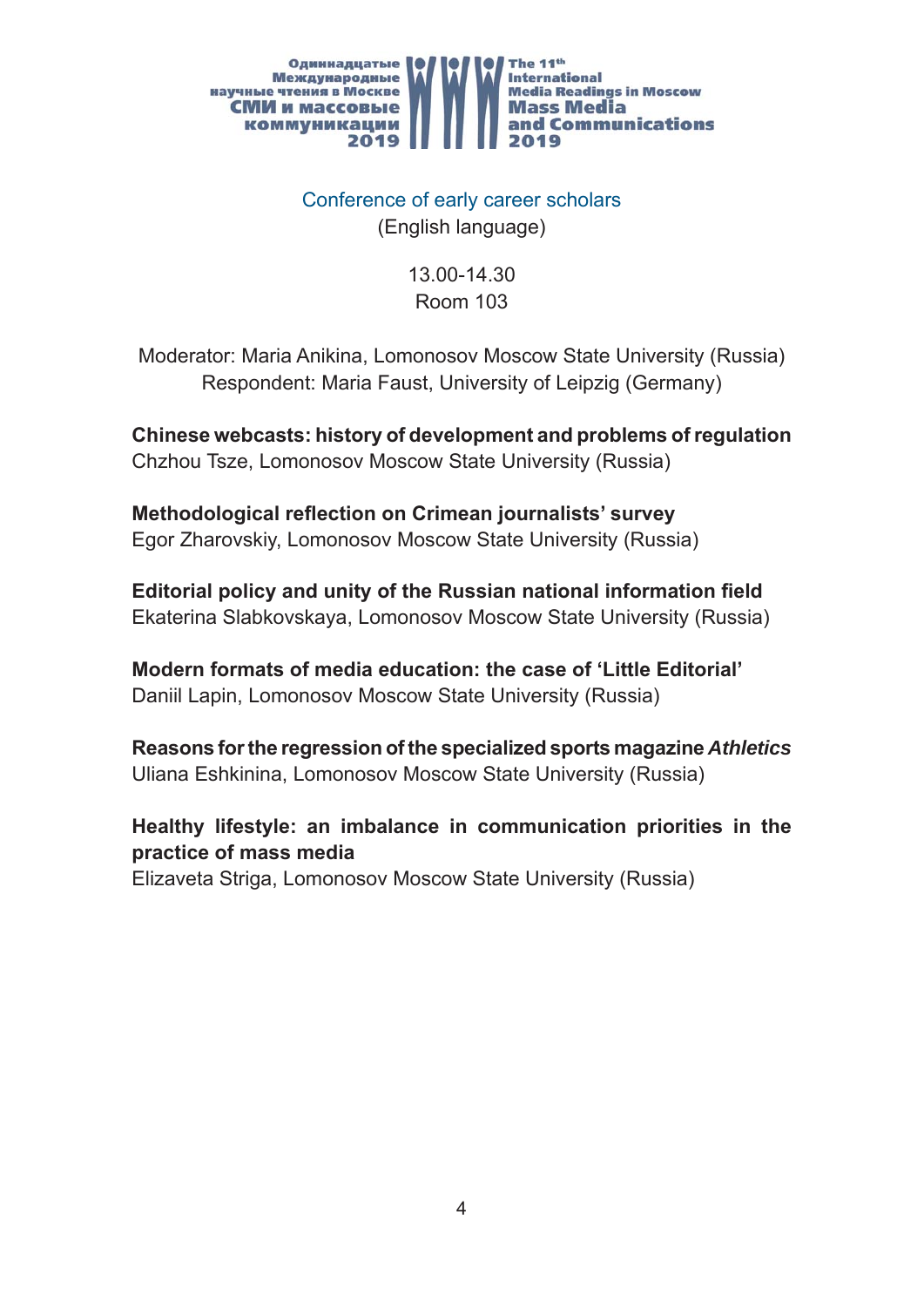## Conference of early career scholars

(English language)

13.00-14.30
Room 103

Moderator: Maria Anikina, Lomonosov Moscow State University (Russia)
Respondent: Maria Faust, University of Leipzig (Germany)

**Chinese webcasts: history of development and problems of regulation**
Chzhou Tsze, Lomonosov Moscow State University (Russia)

**Methodological reflection on Crimean journalists' survey**
Egor Zharovskiy, Lomonosov Moscow State University (Russia)

**Editorial policy and unity of the Russian national information field**
Ekaterina Slabkovskaya, Lomonosov Moscow State University (Russia)

**Modern formats of media education: the case of 'Little Editorial'**
Daniil Lapin, Lomonosov Moscow State University (Russia)

**Reasons for the regression of the specialized sports magazine *Athletics***
Uliana Eshkinina, Lomonosov Moscow State University (Russia)

**Healthy lifestyle: an imbalance in communication priorities in the practice of mass media**
Elizaveta Striga, Lomonosov Moscow State University (Russia)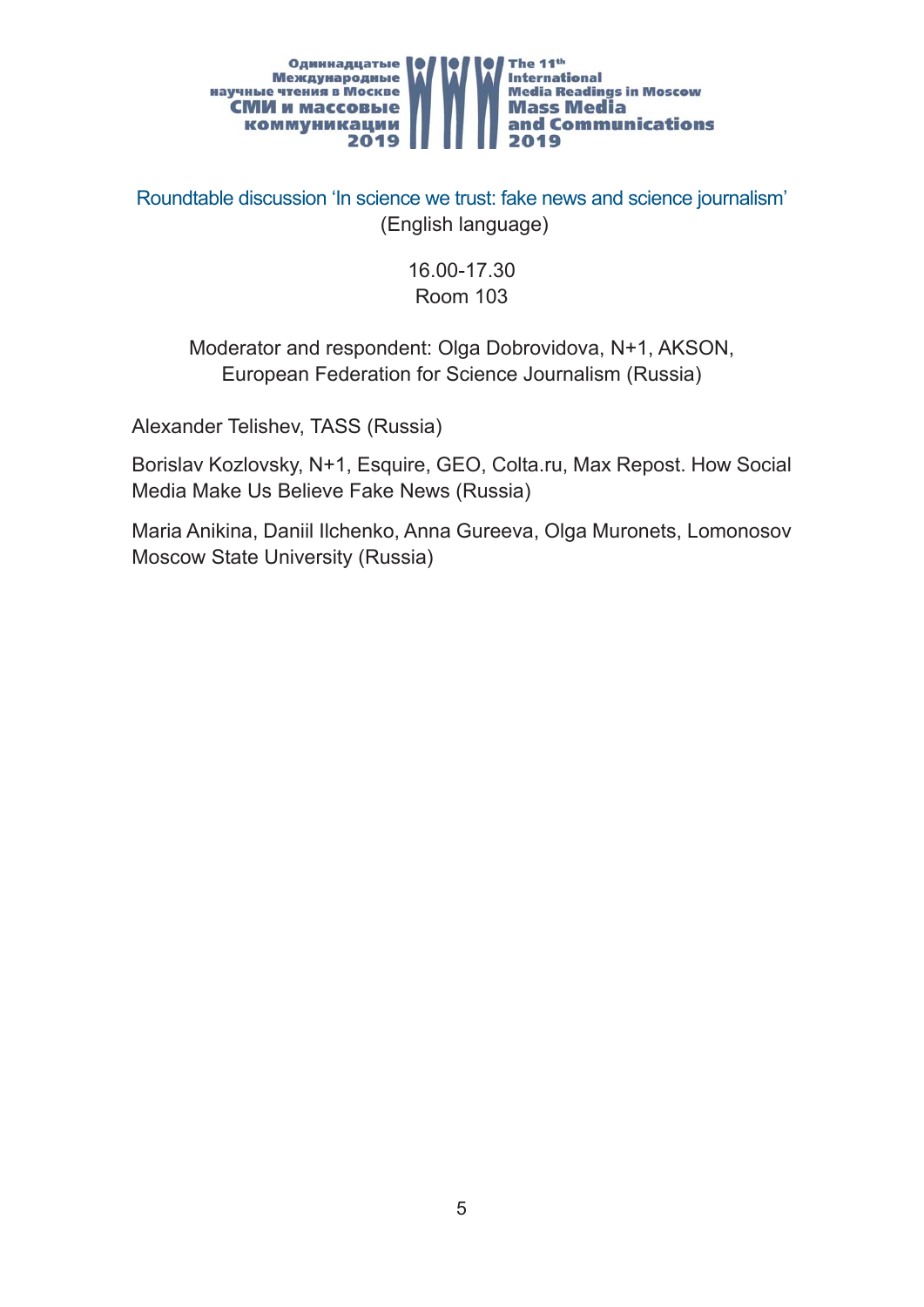## Roundtable discussion 'In science we trust: fake news and science journalism'

(English language)

16.00-17.30
Room 103

Moderator and respondent: Olga Dobrovidova, N+1, AKSON, European Federation for Science Journalism (Russia)

Alexander Telishev, TASS (Russia)

Borislav Kozlovsky, N+1, Esquire, GEO, Colta.ru, Max Repost. How Social Media Make Us Believe Fake News (Russia)

Maria Anikina, Daniil Ilchenko, Anna Gureeva, Olga Muronets, Lomonosov Moscow State University (Russia)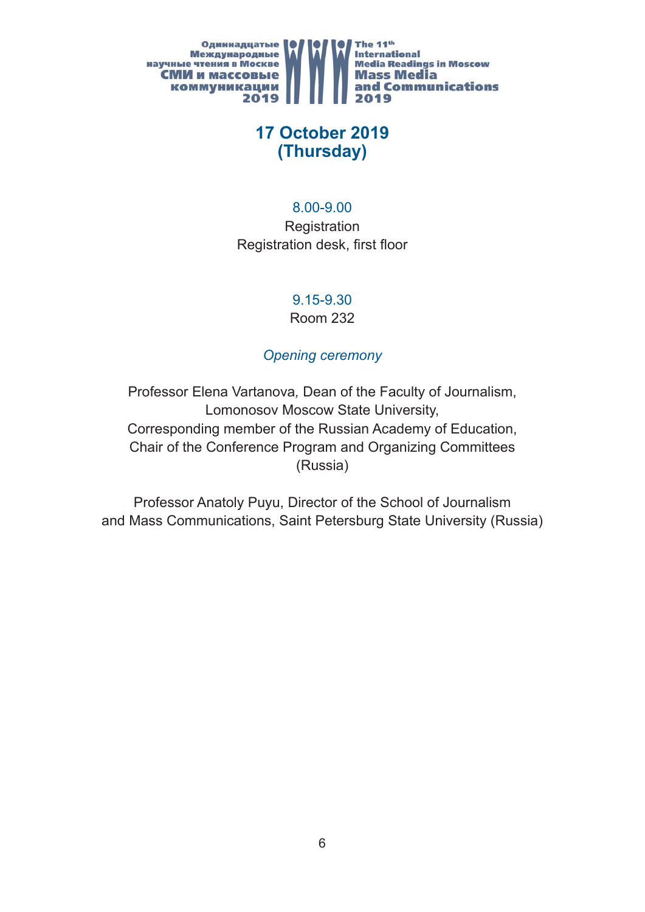# 17 October 2019 (Thursday)

8.00-9.00

Registration

Registration desk, first floor

9.15-9.30

Room 232

*Opening ceremony*

Professor Elena Vartanova, Dean of the Faculty of Journalism, Lomonosov Moscow State University, Corresponding member of the Russian Academy of Education, Chair of the Conference Program and Organizing Committees (Russia)

Professor Anatoly Puyu, Director of the School of Journalism and Mass Communications, Saint Petersburg State University (Russia)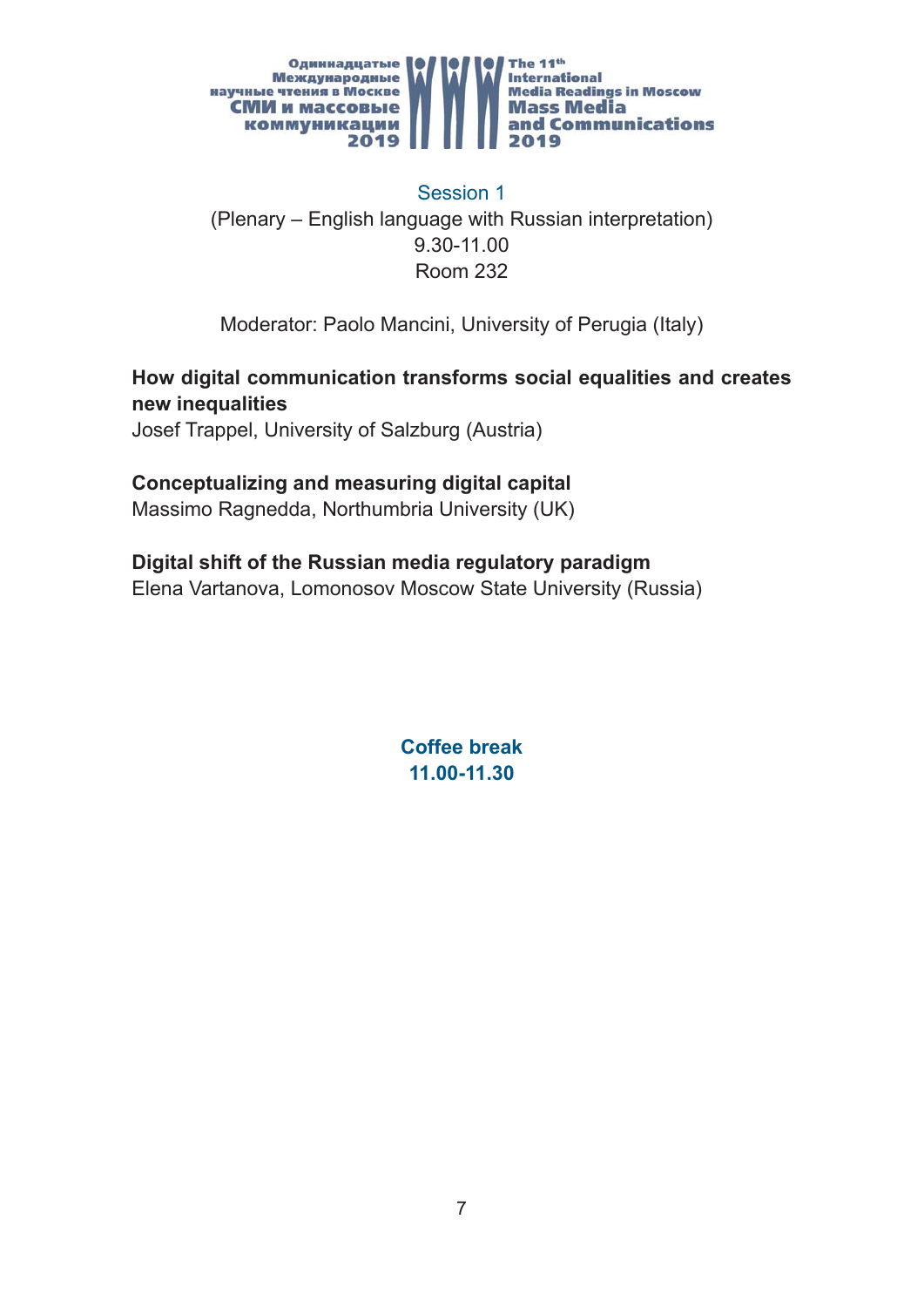## Session 1

(Plenary – English language with Russian interpretation)
9.30-11.00
Room 232

Moderator: Paolo Mancini, University of Perugia (Italy)

**How digital communication transforms social equalities and creates new inequalities**
Josef Trappel, University of Salzburg (Austria)

**Conceptualizing and measuring digital capital**
Massimo Ragnedda, Northumbria University (UK)

**Digital shift of the Russian media regulatory paradigm**
Elena Vartanova, Lomonosov Moscow State University (Russia)

**Coffee break**
**11.00-11.30**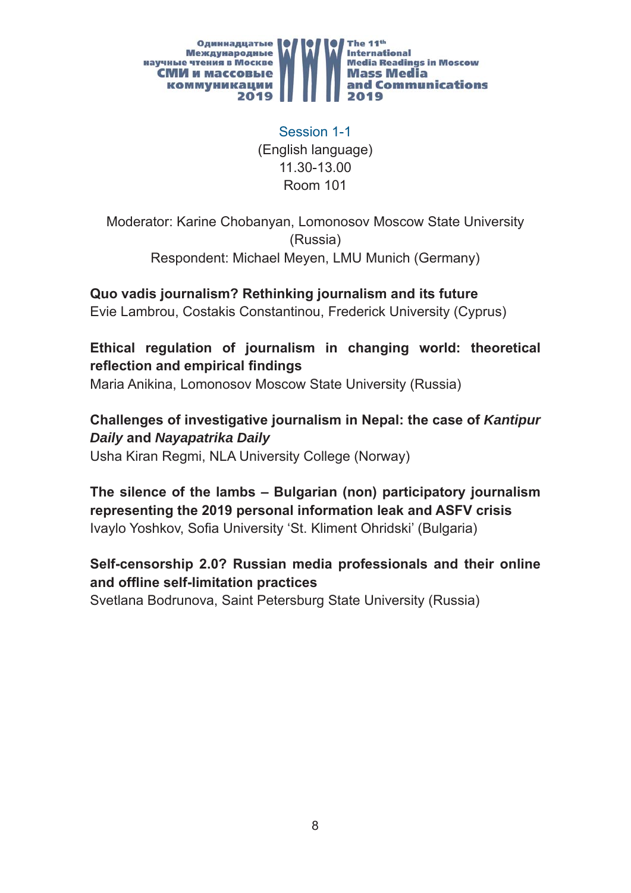## Session 1-1

(English language)
11.30-13.00
Room 101

Moderator: Karine Chobanyan, Lomonosov Moscow State University (Russia)
Respondent: Michael Meyen, LMU Munich (Germany)

**Quo vadis journalism? Rethinking journalism and its future**
Evie Lambrou, Costakis Constantinou, Frederick University (Cyprus)

**Ethical regulation of journalism in changing world: theoretical reflection and empirical findings**
Maria Anikina, Lomonosov Moscow State University (Russia)

**Challenges of investigative journalism in Nepal: the case of *Kantipur Daily* and *Nayapatrika Daily***
Usha Kiran Regmi, NLA University College (Norway)

**The silence of the lambs – Bulgarian (non) participatory journalism representing the 2019 personal information leak and ASFV crisis**
Ivaylo Yoshkov, Sofia University 'St. Kliment Ohridski' (Bulgaria)

**Self-censorship 2.0? Russian media professionals and their online and offline self-limitation practices**
Svetlana Bodrunova, Saint Petersburg State University (Russia)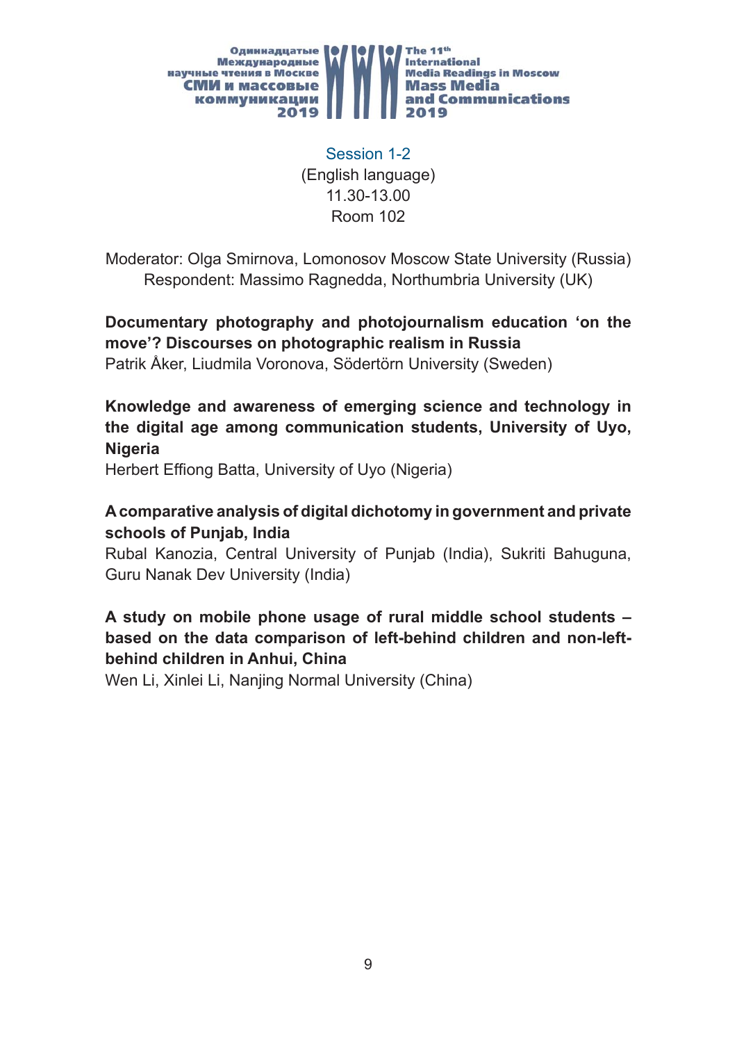## Session 1-2

(English language)
11.30-13.00
Room 102

Moderator: Olga Smirnova, Lomonosov Moscow State University (Russia)
Respondent: Massimo Ragnedda, Northumbria University (UK)

**Documentary photography and photojournalism education 'on the move'? Discourses on photographic realism in Russia**
Patrik Åker, Liudmila Voronova, Södertörn University (Sweden)

**Knowledge and awareness of emerging science and technology in the digital age among communication students, University of Uyo, Nigeria**
Herbert Effiong Batta, University of Uyo (Nigeria)

**A comparative analysis of digital dichotomy in government and private schools of Punjab, India**
Rubal Kanozia, Central University of Punjab (India), Sukriti Bahuguna, Guru Nanak Dev University (India)

**A study on mobile phone usage of rural middle school students – based on the data comparison of left-behind children and non-left-behind children in Anhui, China**
Wen Li, Xinlei Li, Nanjing Normal University (China)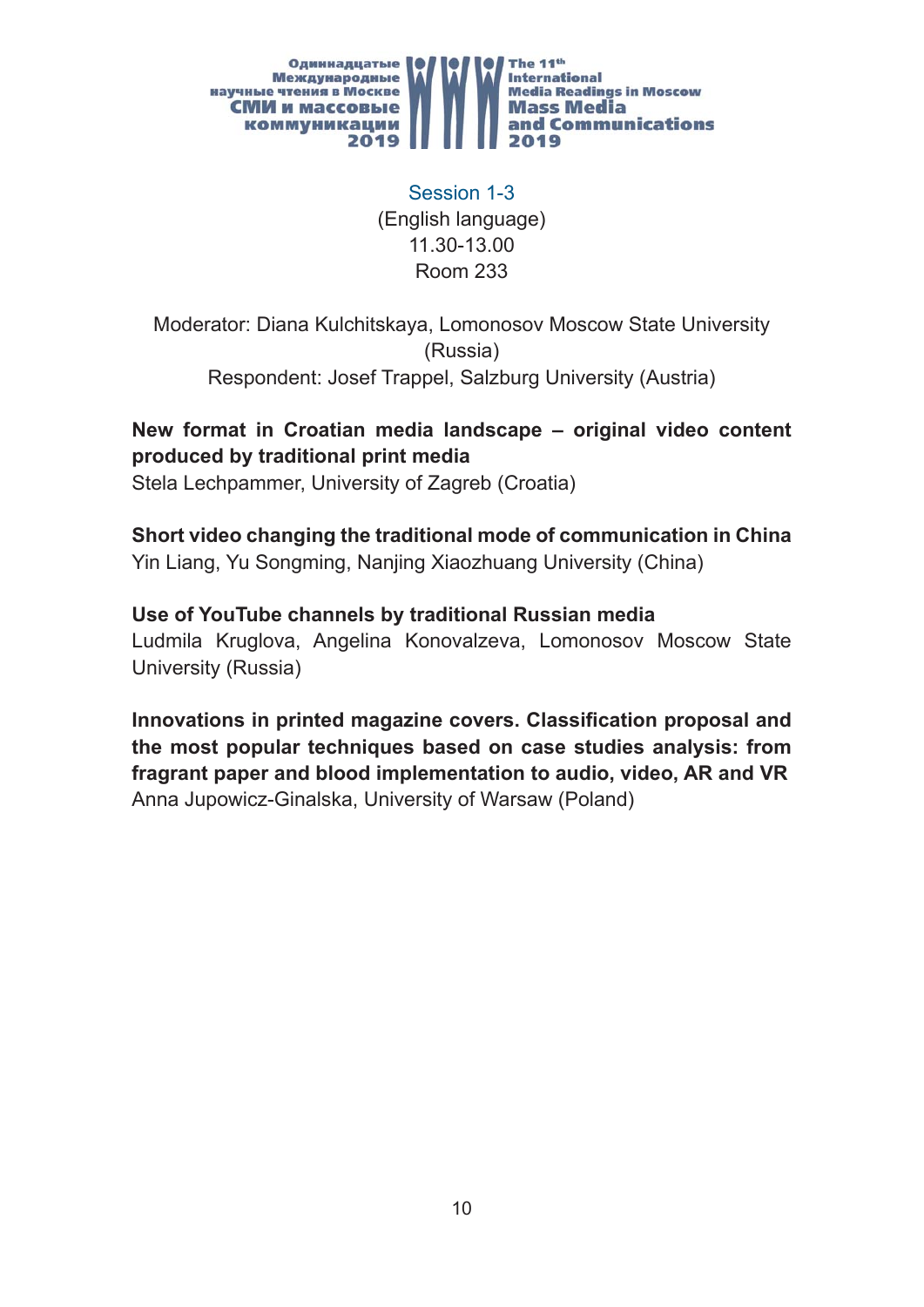## Session 1-3

(English language)
11.30-13.00
Room 233

Moderator: Diana Kulchitskaya, Lomonosov Moscow State University (Russia)
Respondent: Josef Trappel, Salzburg University (Austria)

**New format in Croatian media landscape – original video content produced by traditional print media**
Stela Lechpammer, University of Zagreb (Croatia)

**Short video changing the traditional mode of communication in China**
Yin Liang, Yu Songming, Nanjing Xiaozhuang University (China)

**Use of YouTube channels by traditional Russian media**
Ludmila Kruglova, Angelina Konovalzeva, Lomonosov Moscow State University (Russia)

**Innovations in printed magazine covers. Classification proposal and the most popular techniques based on case studies analysis: from fragrant paper and blood implementation to audio, video, AR and VR**
Anna Jupowicz-Ginalska, University of Warsaw (Poland)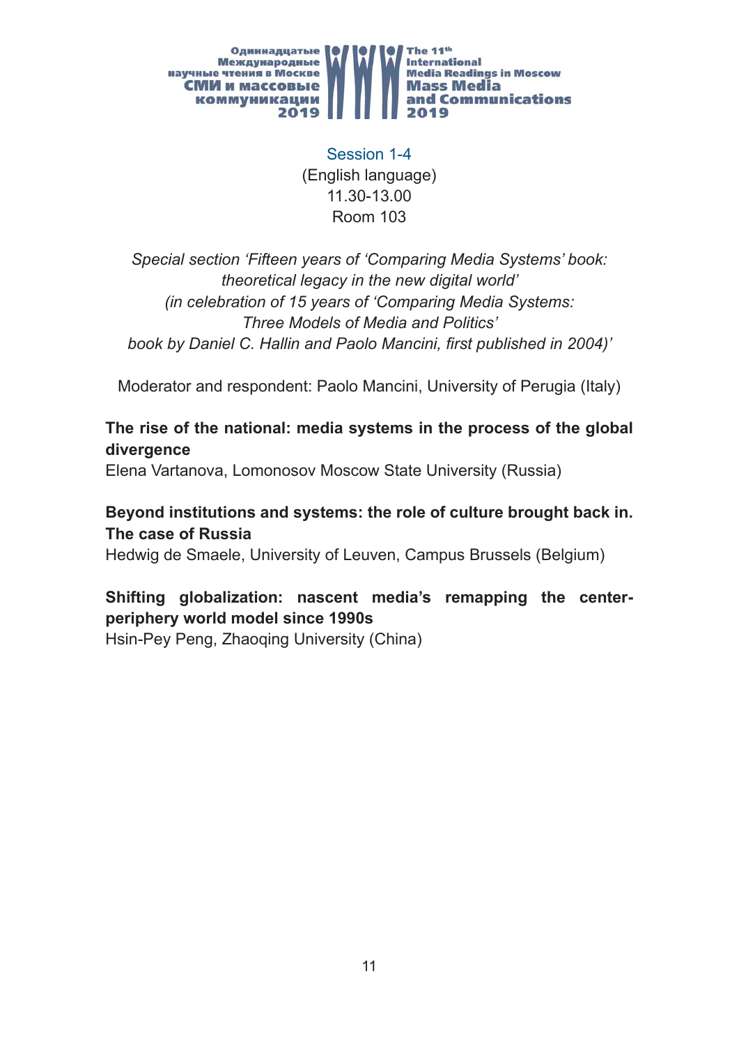Session 1-4
(English language)
11.30-13.00
Room 103

*Special section ‘Fifteen years of ‘Comparing Media Systems’ book: theoretical legacy in the new digital world’ (in celebration of 15 years of ‘Comparing Media Systems: Three Models of Media and Politics’ book by Daniel C. Hallin and Paolo Mancini, first published in 2004)’*

Moderator and respondent: Paolo Mancini, University of Perugia (Italy)

**The rise of the national: media systems in the process of the global divergence**
Elena Vartanova, Lomonosov Moscow State University (Russia)

**Beyond institutions and systems: the role of culture brought back in. The case of Russia**
Hedwig de Smaele, University of Leuven, Campus Brussels (Belgium)

**Shifting globalization: nascent media’s remapping the center-periphery world model since 1990s**
Hsin-Pey Peng, Zhaoqing University (China)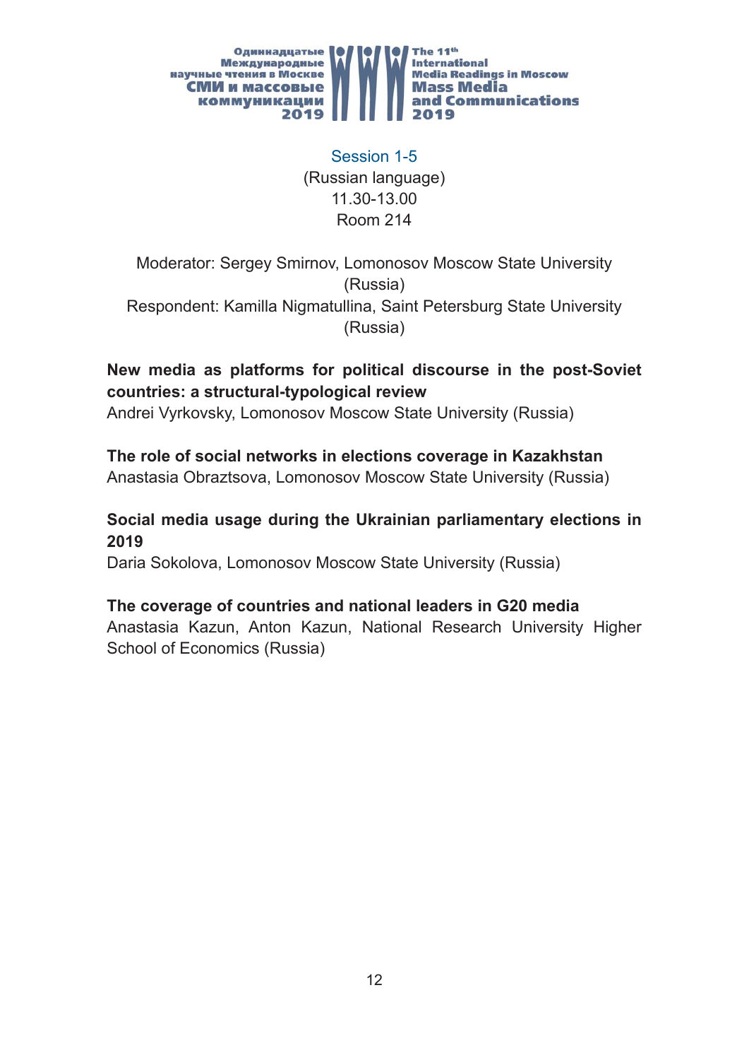## Session 1-5

(Russian language)
11.30-13.00
Room 214

Moderator: Sergey Smirnov, Lomonosov Moscow State University (Russia)
Respondent: Kamilla Nigmatullina, Saint Petersburg State University (Russia)

**New media as platforms for political discourse in the post-Soviet countries: a structural-typological review**
Andrei Vyrkovsky, Lomonosov Moscow State University (Russia)

**The role of social networks in elections coverage in Kazakhstan**
Anastasia Obraztsova, Lomonosov Moscow State University (Russia)

**Social media usage during the Ukrainian parliamentary elections in 2019**
Daria Sokolova, Lomonosov Moscow State University (Russia)

**The coverage of countries and national leaders in G20 media**
Anastasia Kazun, Anton Kazun, National Research University Higher School of Economics (Russia)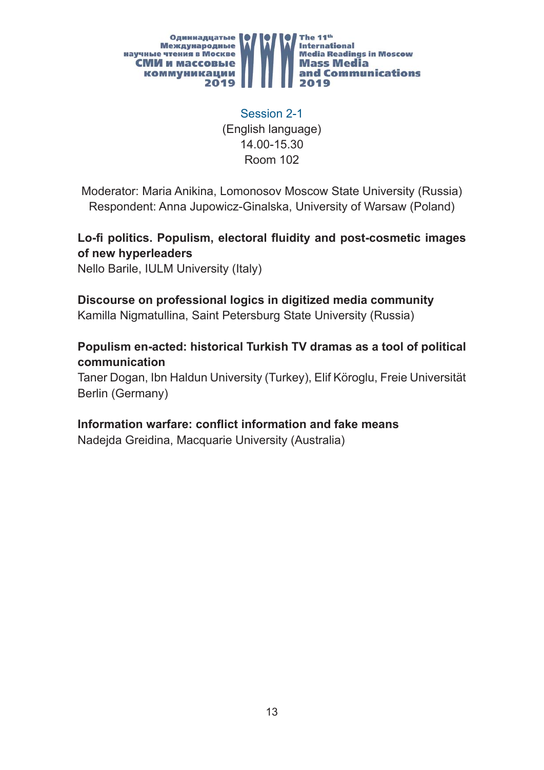## Session 2-1

(English language)
14.00-15.30
Room 102

Moderator: Maria Anikina, Lomonosov Moscow State University (Russia)
Respondent: Anna Jupowicz-Ginalska, University of Warsaw (Poland)

**Lo-fi politics. Populism, electoral fluidity and post-cosmetic images of new hyperleaders**
Nello Barile, IULM University (Italy)

**Discourse on professional logics in digitized media community**
Kamilla Nigmatullina, Saint Petersburg State University (Russia)

**Populism en-acted: historical Turkish TV dramas as a tool of political communication**
Taner Dogan, Ibn Haldun University (Turkey), Elif Köroglu, Freie Universität Berlin (Germany)

**Information warfare: conflict information and fake means**
Nadejda Greidina, Macquarie University (Australia)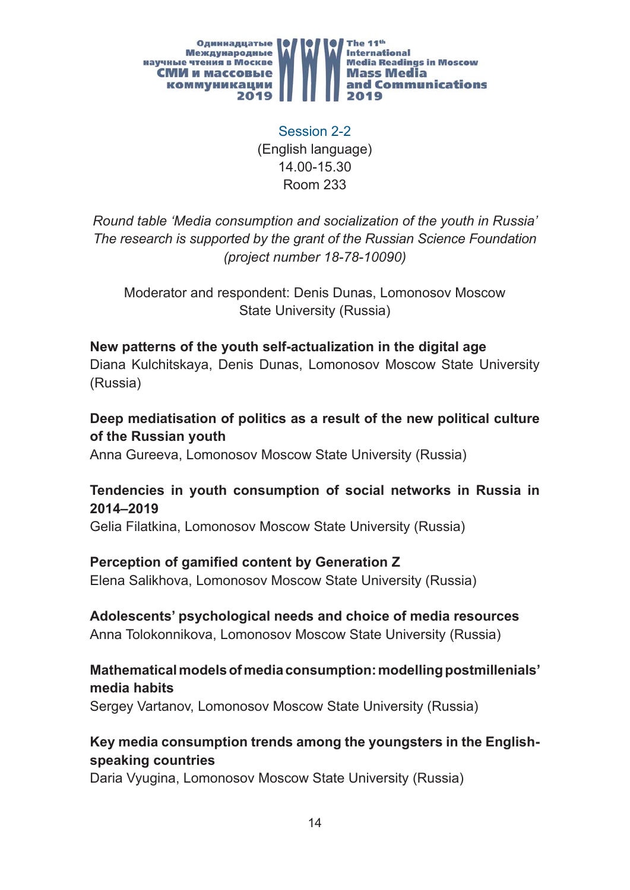Session 2-2
(English language)
14.00-15.30
Room 233

*Round table 'Media consumption and socialization of the youth in Russia'*
*The research is supported by the grant of the Russian Science Foundation (project number 18-78-10090)*

Moderator and respondent: Denis Dunas, Lomonosov Moscow State University (Russia)

**New patterns of the youth self-actualization in the digital age**
Diana Kulchitskaya, Denis Dunas, Lomonosov Moscow State University (Russia)

**Deep mediatisation of politics as a result of the new political culture of the Russian youth**
Anna Gureeva, Lomonosov Moscow State University (Russia)

**Tendencies in youth consumption of social networks in Russia in 2014–2019**
Gelia Filatkina, Lomonosov Moscow State University (Russia)

**Perception of gamified content by Generation Z**
Elena Salikhova, Lomonosov Moscow State University (Russia)

**Adolescents' psychological needs and choice of media resources**
Anna Tolokonnikova, Lomonosov Moscow State University (Russia)

**Mathematical models of media consumption: modelling postmillenials' media habits**
Sergey Vartanov, Lomonosov Moscow State University (Russia)

**Key media consumption trends among the youngsters in the English-speaking countries**
Daria Vyugina, Lomonosov Moscow State University (Russia)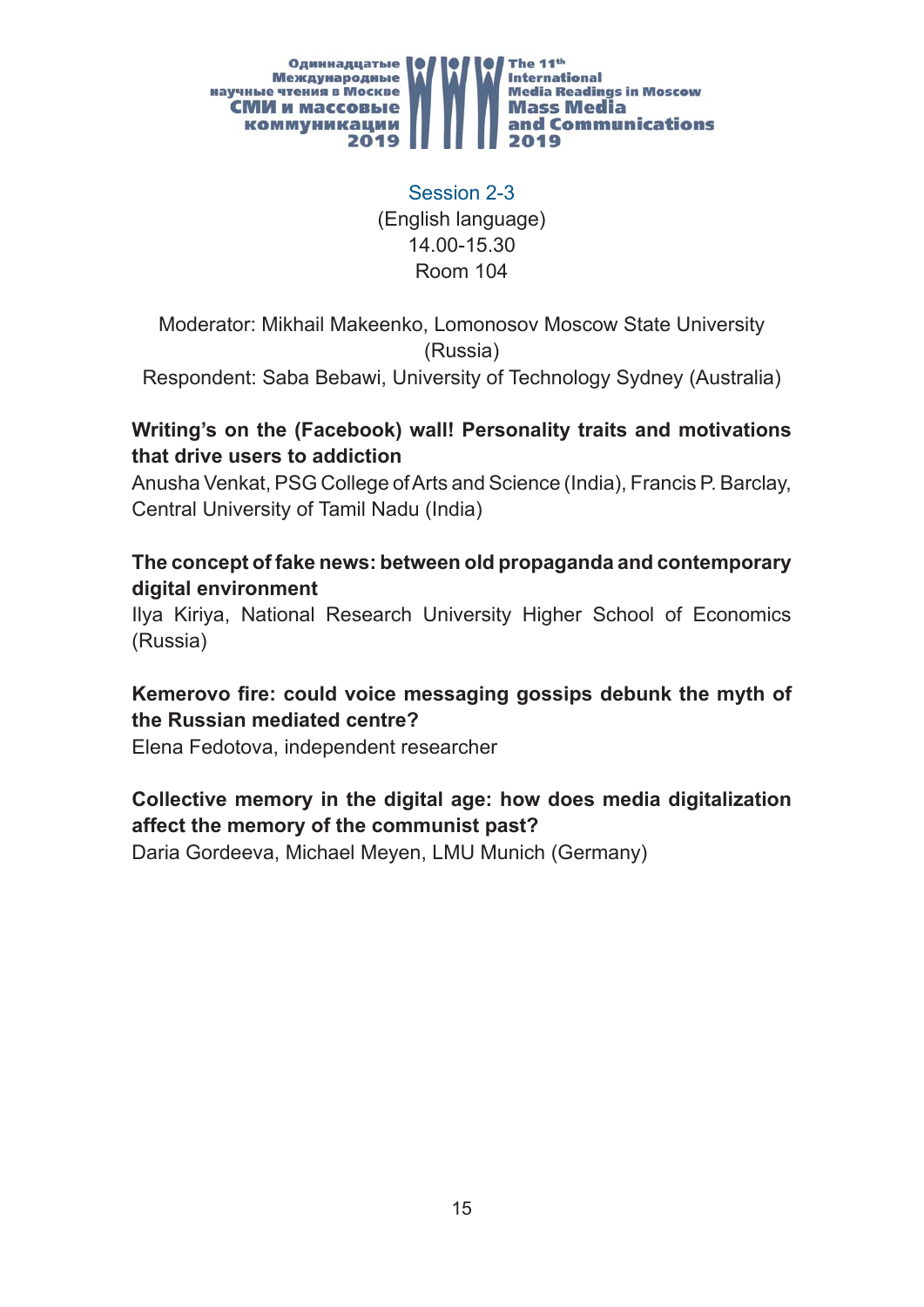## Session 2-3

(English language)
14.00-15.30
Room 104

Moderator: Mikhail Makeenko, Lomonosov Moscow State University (Russia)
Respondent: Saba Bebawi, University of Technology Sydney (Australia)

**Writing's on the (Facebook) wall! Personality traits and motivations that drive users to addiction**
Anusha Venkat, PSG College of Arts and Science (India), Francis P. Barclay, Central University of Tamil Nadu (India)

**The concept of fake news: between old propaganda and contemporary digital environment**
Ilya Kiriya, National Research University Higher School of Economics (Russia)

**Kemerovo fire: could voice messaging gossips debunk the myth of the Russian mediated centre?**
Elena Fedotova, independent researcher

**Collective memory in the digital age: how does media digitalization affect the memory of the communist past?**
Daria Gordeeva, Michael Meyen, LMU Munich (Germany)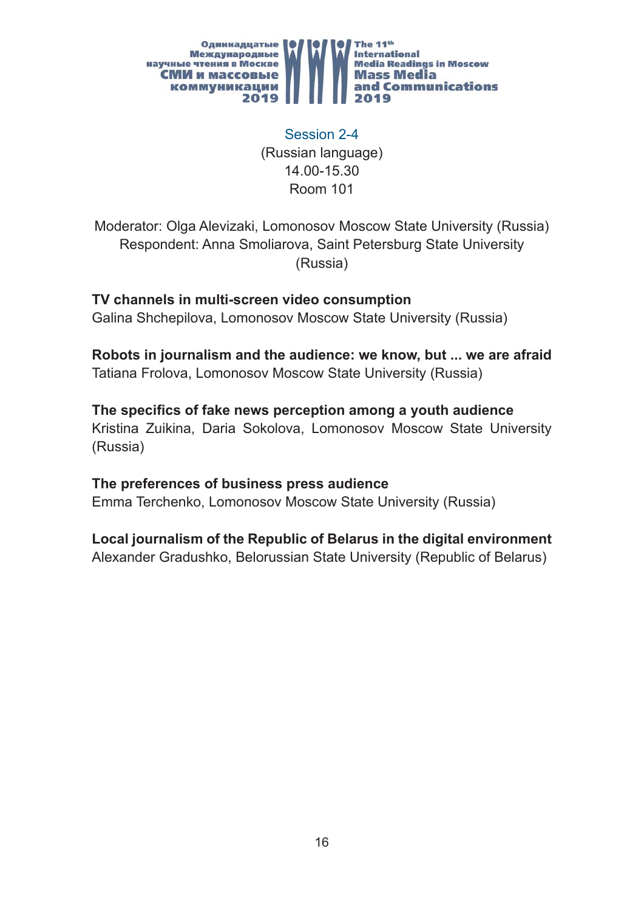## Session 2-4

(Russian language)
14.00-15.30
Room 101

Moderator: Olga Alevizaki, Lomonosov Moscow State University (Russia)
Respondent: Anna Smoliarova, Saint Petersburg State University (Russia)

**TV channels in multi-screen video consumption**
Galina Shchepilova, Lomonosov Moscow State University (Russia)

**Robots in journalism and the audience: we know, but ... we are afraid**
Tatiana Frolova, Lomonosov Moscow State University (Russia)

**The specifics of fake news perception among a youth audience**
Kristina Zuikina, Daria Sokolova, Lomonosov Moscow State University (Russia)

**The preferences of business press audience**
Emma Terchenko, Lomonosov Moscow State University (Russia)

**Local journalism of the Republic of Belarus in the digital environment**
Alexander Gradushko, Belorussian State University (Republic of Belarus)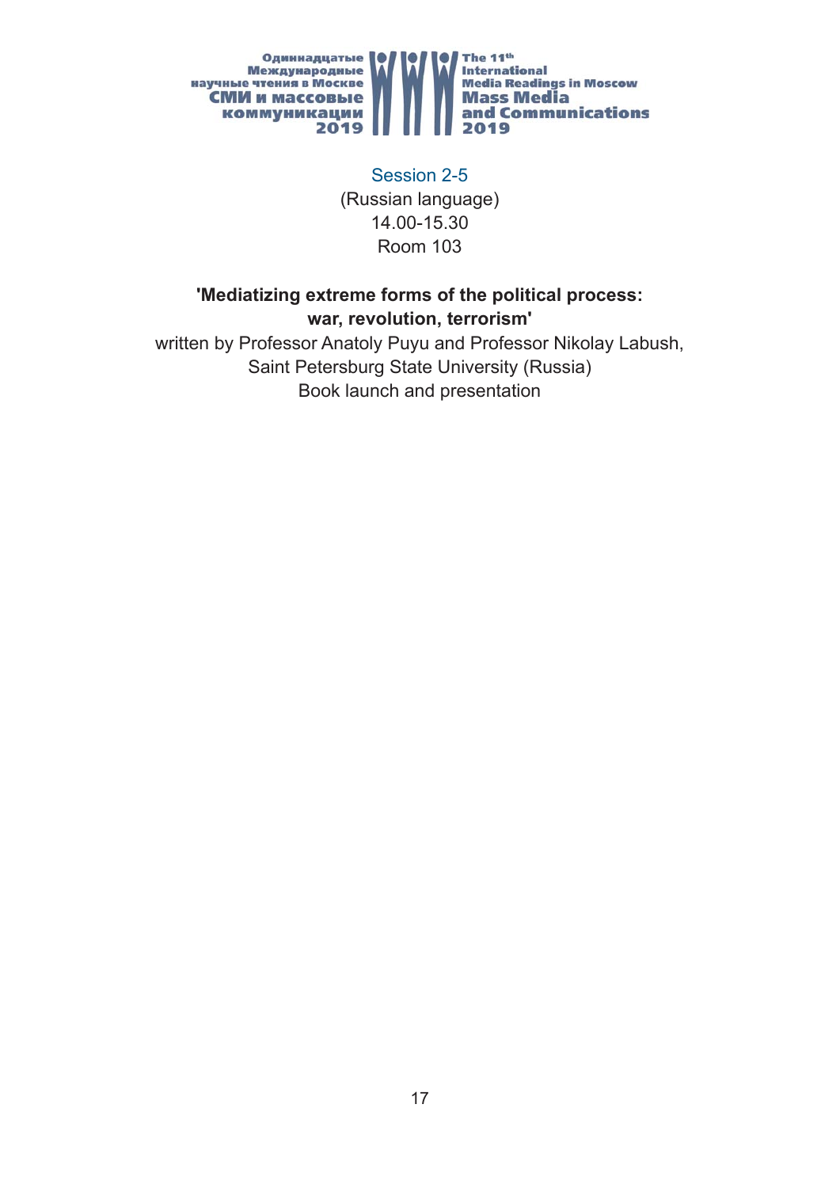## Session 2-5

(Russian language)
14.00-15.30
Room 103

**'Mediatizing extreme forms of the political process: war, revolution, terrorism'**

written by Professor Anatoly Puyu and Professor Nikolay Labush, Saint Petersburg State University (Russia)
Book launch and presentation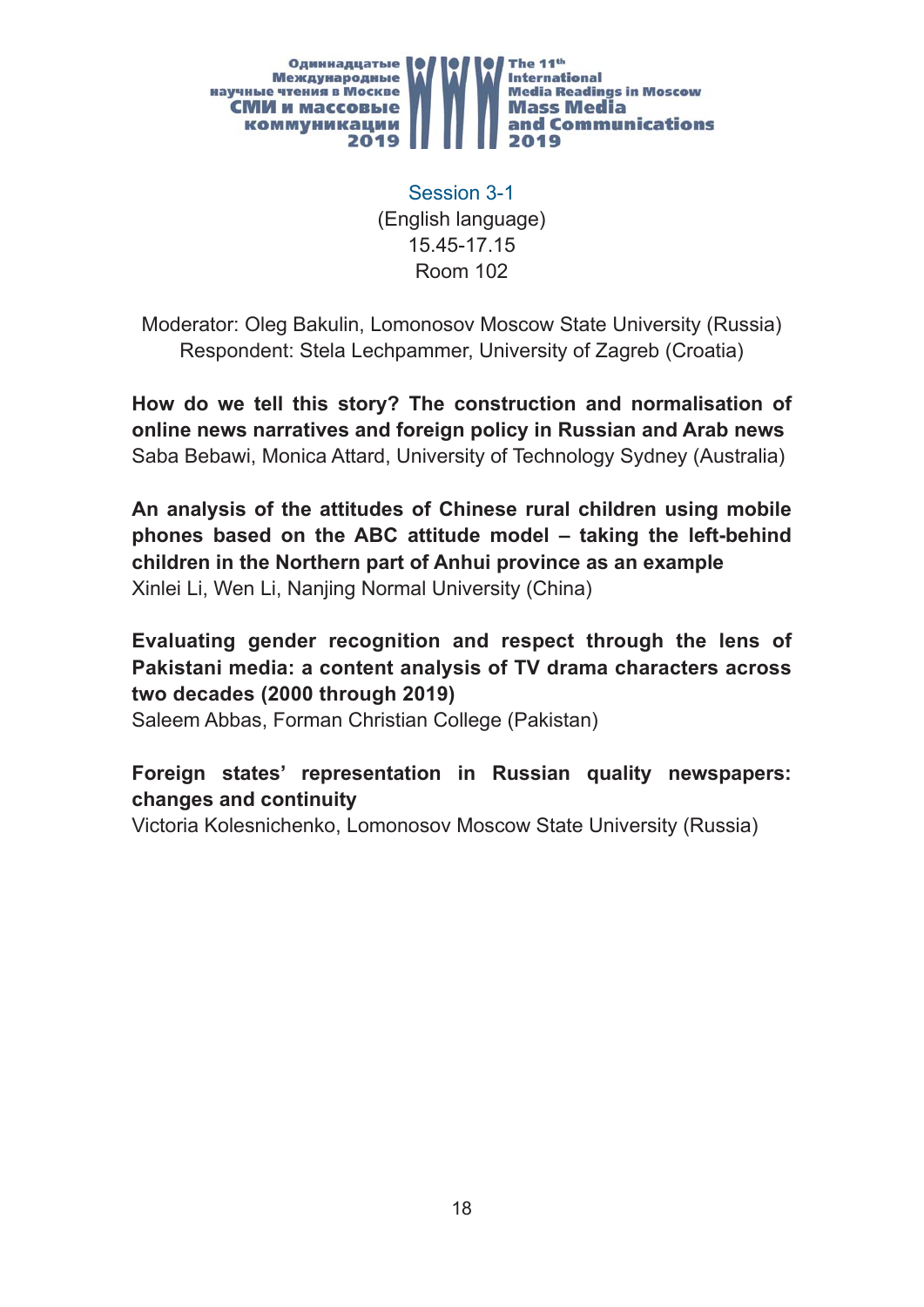## Session 3-1

(English language)
15.45-17.15
Room 102

Moderator: Oleg Bakulin, Lomonosov Moscow State University (Russia)
Respondent: Stela Lechpammer, University of Zagreb (Croatia)

**How do we tell this story? The construction and normalisation of online news narratives and foreign policy in Russian and Arab news**
Saba Bebawi, Monica Attard, University of Technology Sydney (Australia)

**An analysis of the attitudes of Chinese rural children using mobile phones based on the ABC attitude model – taking the left-behind children in the Northern part of Anhui province as an example**
Xinlei Li, Wen Li, Nanjing Normal University (China)

**Evaluating gender recognition and respect through the lens of Pakistani media: a content analysis of TV drama characters across two decades (2000 through 2019)**
Saleem Abbas, Forman Christian College (Pakistan)

**Foreign states' representation in Russian quality newspapers: changes and continuity**
Victoria Kolesnichenko, Lomonosov Moscow State University (Russia)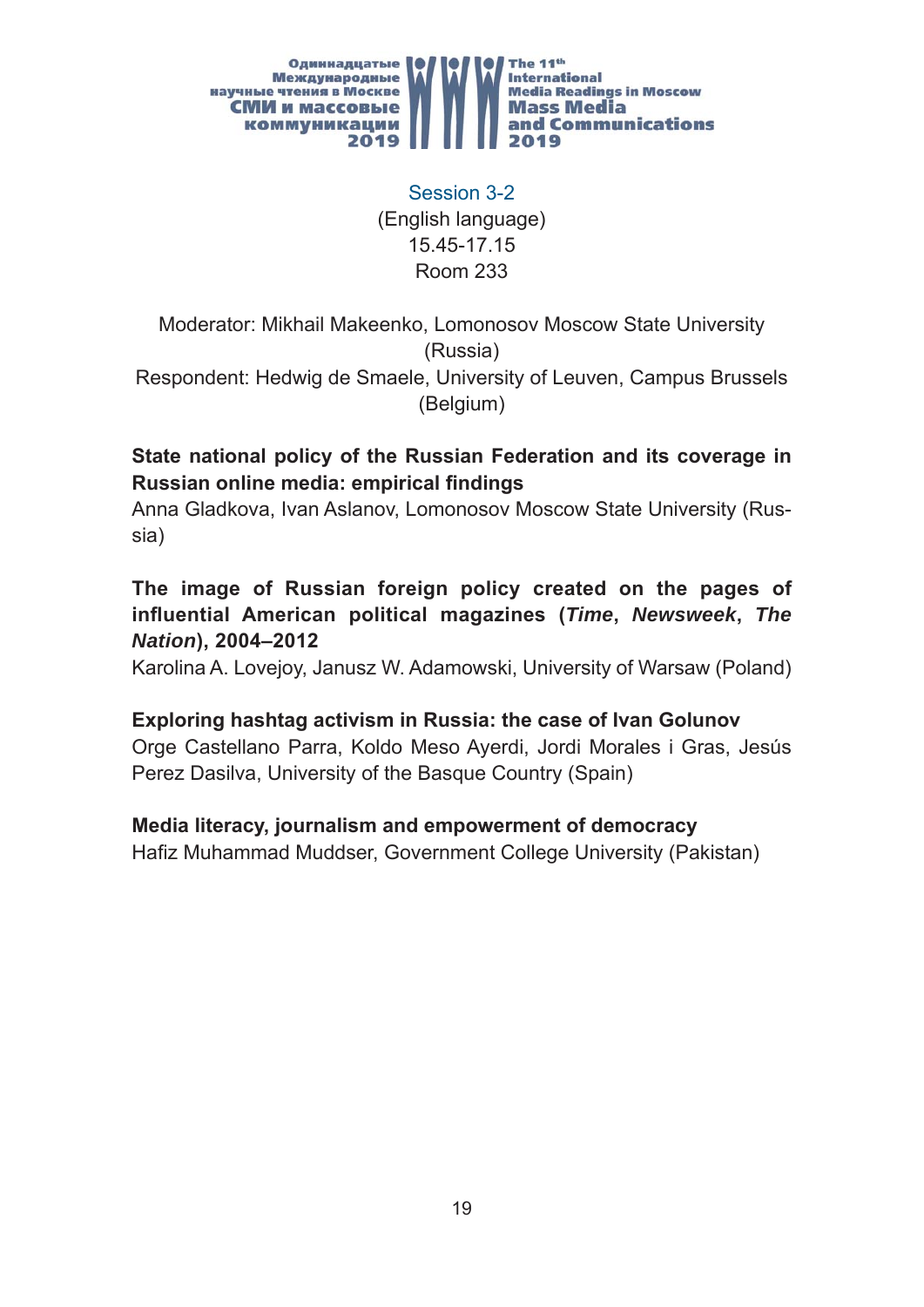## Session 3-2

(English language)
15.45-17.15
Room 233

Moderator: Mikhail Makeenko, Lomonosov Moscow State University (Russia)
Respondent: Hedwig de Smaele, University of Leuven, Campus Brussels (Belgium)

**State national policy of the Russian Federation and its coverage in Russian online media: empirical findings**
Anna Gladkova, Ivan Aslanov, Lomonosov Moscow State University (Russia)

**The image of Russian foreign policy created on the pages of influential American political magazines (*Time*, *Newsweek*, *The Nation*), 2004–2012**
Karolina A. Lovejoy, Janusz W. Adamowski, University of Warsaw (Poland)

**Exploring hashtag activism in Russia: the case of Ivan Golunov**
Orge Castellano Parra, Koldo Meso Ayerdi, Jordi Morales i Gras, Jesús Perez Dasilva, University of the Basque Country (Spain)

**Media literacy, journalism and empowerment of democracy**
Hafiz Muhammad Muddser, Government College University (Pakistan)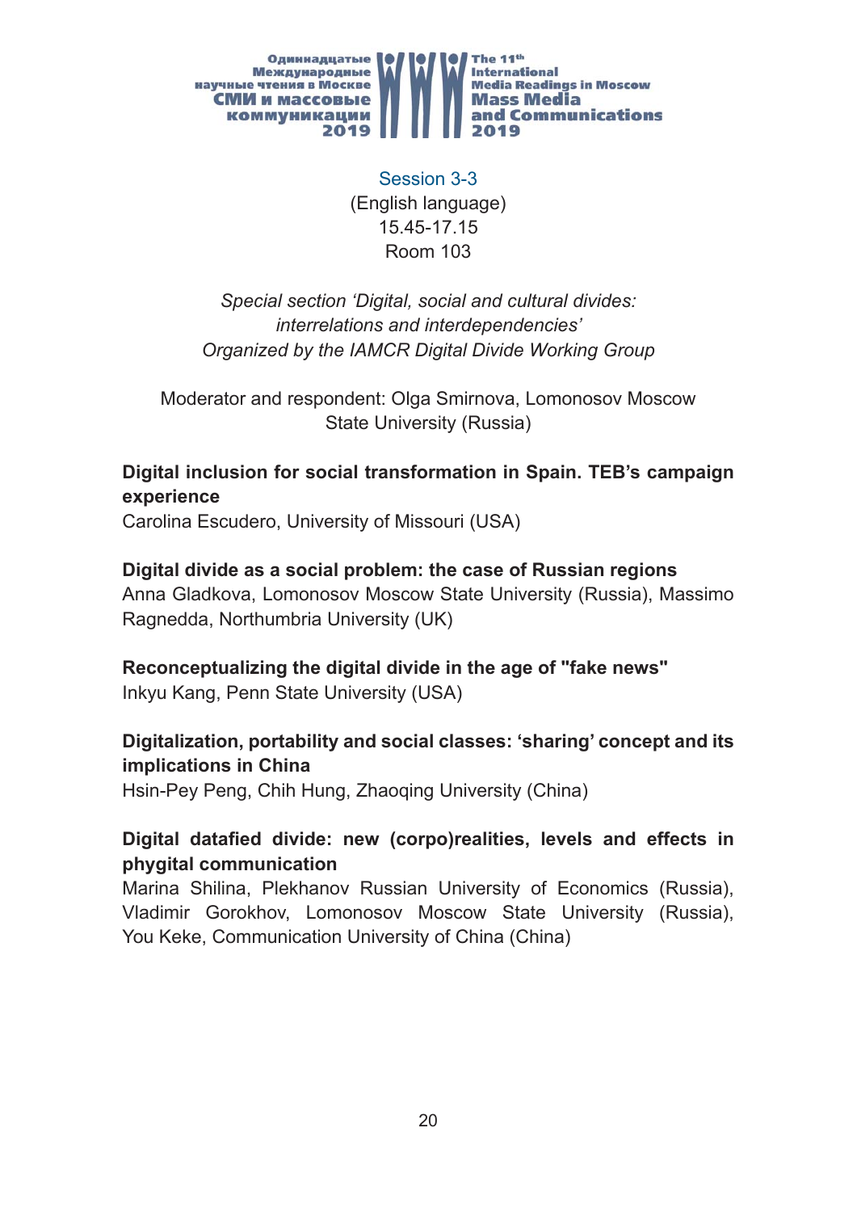## Session 3-3

(English language)
15.45-17.15
Room 103

*Special section 'Digital, social and cultural divides: interrelations and interdependencies'*
*Organized by the IAMCR Digital Divide Working Group*

Moderator and respondent: Olga Smirnova, Lomonosov Moscow State University (Russia)

**Digital inclusion for social transformation in Spain. TEB's campaign experience**
Carolina Escudero, University of Missouri (USA)

**Digital divide as a social problem: the case of Russian regions**
Anna Gladkova, Lomonosov Moscow State University (Russia), Massimo Ragnedda, Northumbria University (UK)

**Reconceptualizing the digital divide in the age of "fake news"**
Inkyu Kang, Penn State University (USA)

**Digitalization, portability and social classes: 'sharing' concept and its implications in China**
Hsin-Pey Peng, Chih Hung, Zhaoqing University (China)

**Digital datafied divide: new (corpo)realities, levels and effects in phygital communication**
Marina Shilina, Plekhanov Russian University of Economics (Russia), Vladimir Gorokhov, Lomonosov Moscow State University (Russia), You Keke, Communication University of China (China)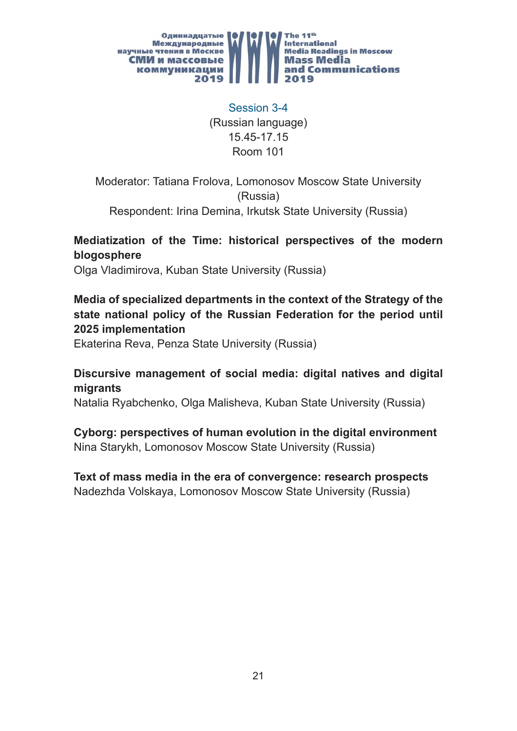## Session 3-4

(Russian language)
15.45-17.15
Room 101

Moderator: Tatiana Frolova, Lomonosov Moscow State University (Russia)
Respondent: Irina Demina, Irkutsk State University (Russia)

**Mediatization of the Time: historical perspectives of the modern blogosphere**
Olga Vladimirova, Kuban State University (Russia)

**Media of specialized departments in the context of the Strategy of the state national policy of the Russian Federation for the period until 2025 implementation**
Ekaterina Reva, Penza State University (Russia)

**Discursive management of social media: digital natives and digital migrants**
Natalia Ryabchenko, Olga Malisheva, Kuban State University (Russia)

**Cyborg: perspectives of human evolution in the digital environment**
Nina Starykh, Lomonosov Moscow State University (Russia)

**Text of mass media in the era of convergence: research prospects**
Nadezhda Volskaya, Lomonosov Moscow State University (Russia)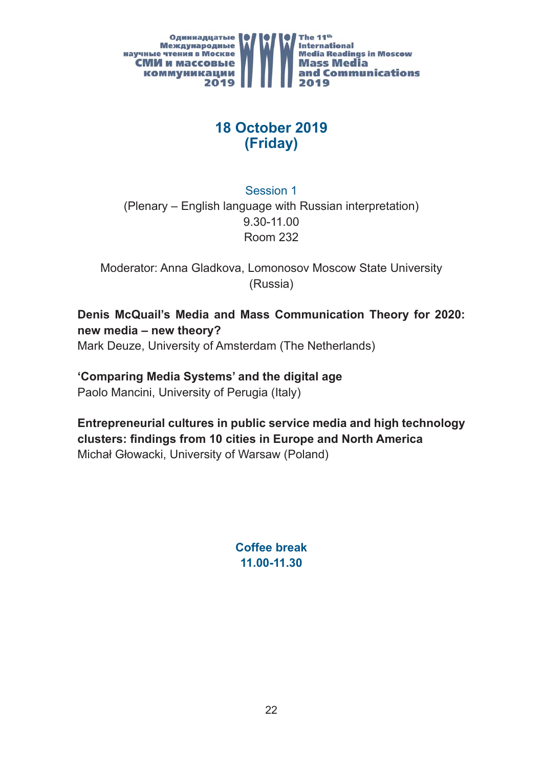# 18 October 2019 (Friday)

## Session 1

(Plenary – English language with Russian interpretation)
9.30-11.00
Room 232

Moderator: Anna Gladkova, Lomonosov Moscow State University (Russia)

**Denis McQuail's Media and Mass Communication Theory for 2020: new media – new theory?**
Mark Deuze, University of Amsterdam (The Netherlands)

**'Comparing Media Systems' and the digital age**
Paolo Mancini, University of Perugia (Italy)

**Entrepreneurial cultures in public service media and high technology clusters: findings from 10 cities in Europe and North America**
Michał Głowacki, University of Warsaw (Poland)

**Coffee break**
**11.00-11.30**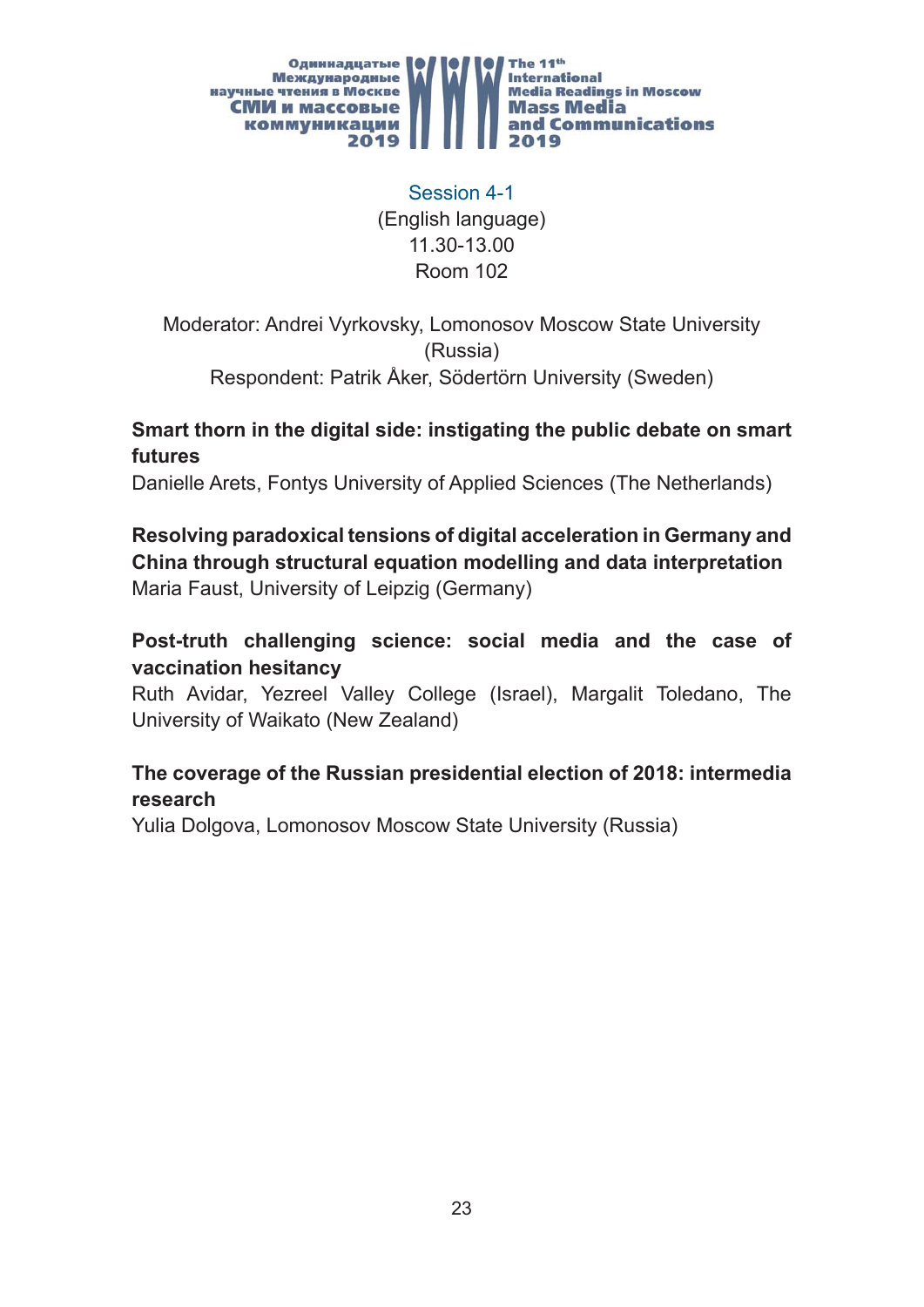## Session 4-1

(English language)
11.30-13.00
Room 102

Moderator: Andrei Vyrkovsky, Lomonosov Moscow State University (Russia)
Respondent: Patrik Åker, Södertörn University (Sweden)

**Smart thorn in the digital side: instigating the public debate on smart futures**
Danielle Arets, Fontys University of Applied Sciences (The Netherlands)

**Resolving paradoxical tensions of digital acceleration in Germany and China through structural equation modelling and data interpretation**
Maria Faust, University of Leipzig (Germany)

**Post-truth challenging science: social media and the case of vaccination hesitancy**
Ruth Avidar, Yezreel Valley College (Israel), Margalit Toledano, The University of Waikato (New Zealand)

**The coverage of the Russian presidential election of 2018: intermedia research**
Yulia Dolgova, Lomonosov Moscow State University (Russia)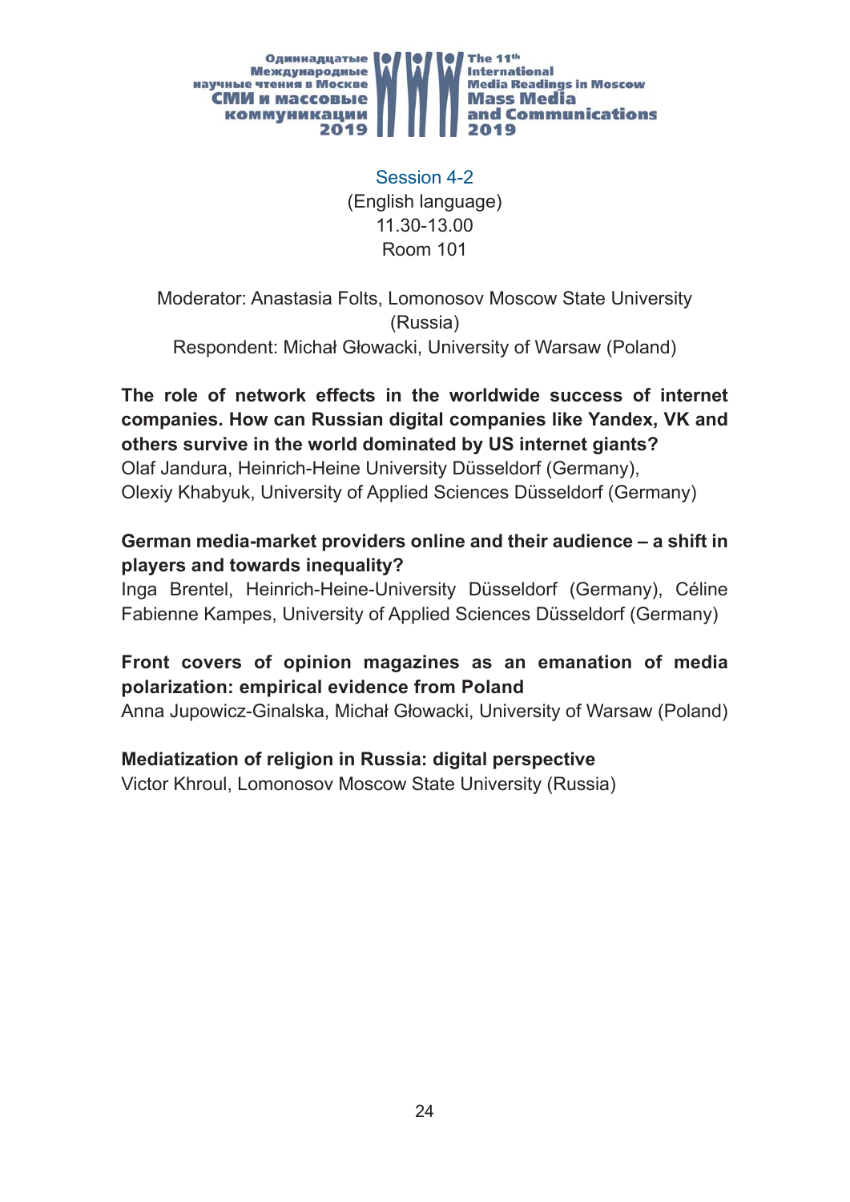## Session 4-2

(English language)
11.30-13.00
Room 101

Moderator: Anastasia Folts, Lomonosov Moscow State University (Russia)
Respondent: Michał Głowacki, University of Warsaw (Poland)

**The role of network effects in the worldwide success of internet companies. How can Russian digital companies like Yandex, VK and others survive in the world dominated by US internet giants?**
Olaf Jandura, Heinrich-Heine University Düsseldorf (Germany), Olexiy Khabyuk, University of Applied Sciences Düsseldorf (Germany)

**German media-market providers online and their audience – a shift in players and towards inequality?**
Inga Brentel, Heinrich-Heine-University Düsseldorf (Germany), Céline Fabienne Kampes, University of Applied Sciences Düsseldorf (Germany)

**Front covers of opinion magazines as an emanation of media polarization: empirical evidence from Poland**
Anna Jupowicz-Ginalska, Michał Głowacki, University of Warsaw (Poland)

**Mediatization of religion in Russia: digital perspective**
Victor Khroul, Lomonosov Moscow State University (Russia)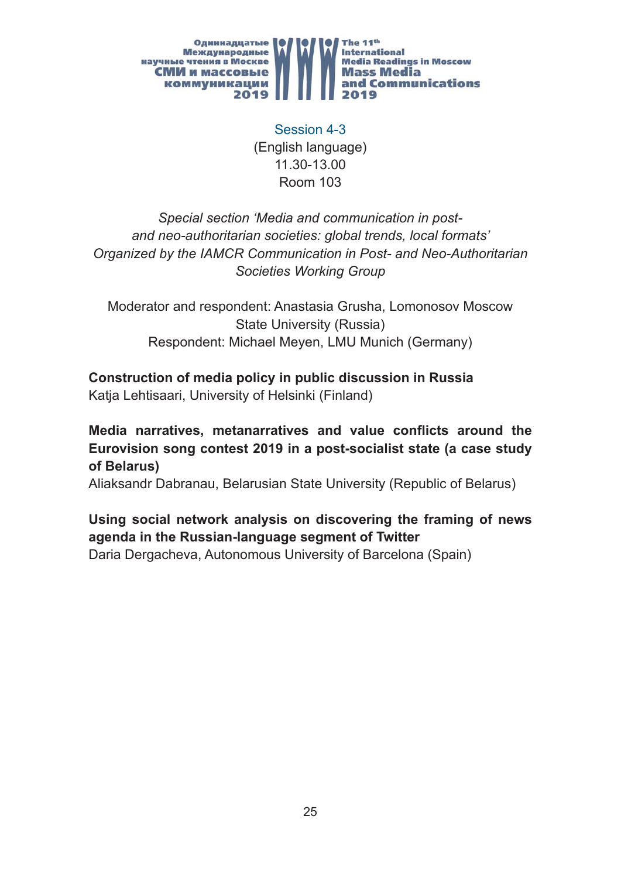## Session 4-3

(English language)
11.30-13.00
Room 103

*Special section 'Media and communication in post- and neo-authoritarian societies: global trends, local formats'*
*Organized by the IAMCR Communication in Post- and Neo-Authoritarian Societies Working Group*

Moderator and respondent: Anastasia Grusha, Lomonosov Moscow State University (Russia)
Respondent: Michael Meyen, LMU Munich (Germany)

**Construction of media policy in public discussion in Russia**
Katja Lehtisaari, University of Helsinki (Finland)

**Media narratives, metanarratives and value conflicts around the Eurovision song contest 2019 in a post-socialist state (a case study of Belarus)**
Aliaksandr Dabranau, Belarusian State University (Republic of Belarus)

**Using social network analysis on discovering the framing of news agenda in the Russian-language segment of Twitter**
Daria Dergacheva, Autonomous University of Barcelona (Spain)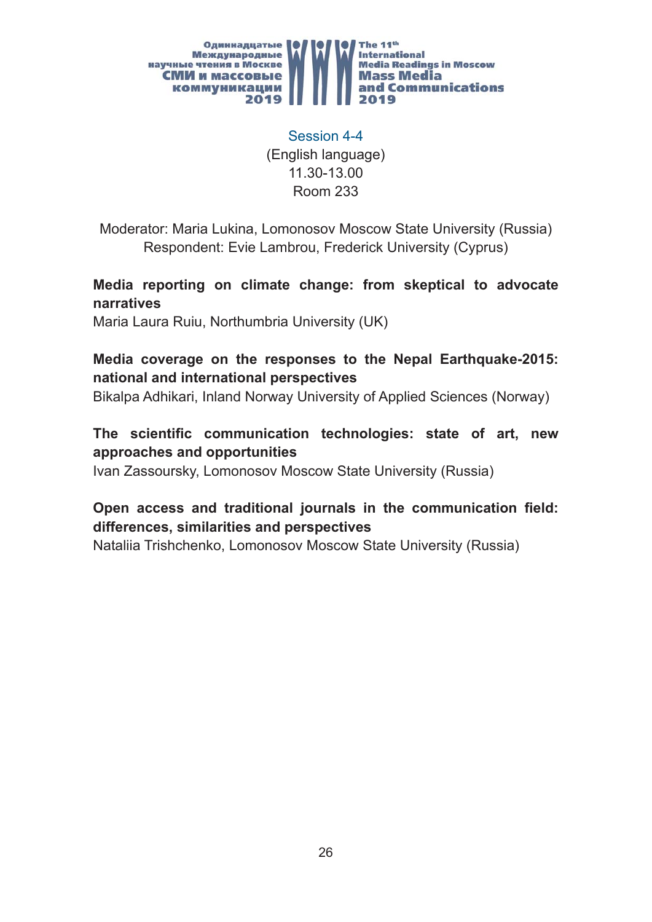## Session 4-4

(English language)
11.30-13.00
Room 233

Moderator: Maria Lukina, Lomonosov Moscow State University (Russia)
Respondent: Evie Lambrou, Frederick University (Cyprus)

**Media reporting on climate change: from skeptical to advocate narratives**
Maria Laura Ruiu, Northumbria University (UK)

**Media coverage on the responses to the Nepal Earthquake-2015: national and international perspectives**
Bikalpa Adhikari, Inland Norway University of Applied Sciences (Norway)

**The scientific communication technologies: state of art, new approaches and opportunities**
Ivan Zassoursky, Lomonosov Moscow State University (Russia)

**Open access and traditional journals in the communication field: differences, similarities and perspectives**
Nataliia Trishchenko, Lomonosov Moscow State University (Russia)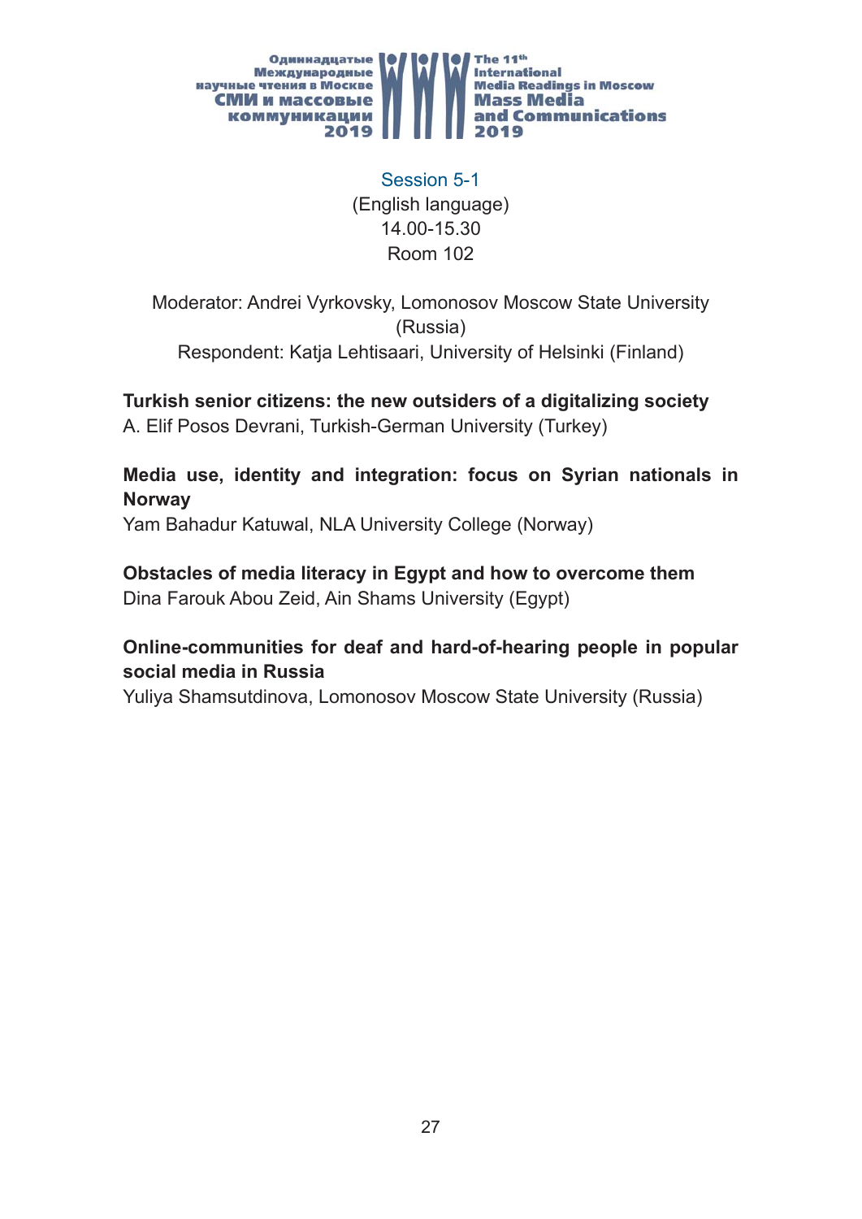## Session 5-1

(English language)
14.00-15.30
Room 102

Moderator: Andrei Vyrkovsky, Lomonosov Moscow State University (Russia)
Respondent: Katja Lehtisaari, University of Helsinki (Finland)

**Turkish senior citizens: the new outsiders of a digitalizing society**
A. Elif Posos Devrani, Turkish-German University (Turkey)

**Media use, identity and integration: focus on Syrian nationals in Norway**
Yam Bahadur Katuwal, NLA University College (Norway)

**Obstacles of media literacy in Egypt and how to overcome them**
Dina Farouk Abou Zeid, Ain Shams University (Egypt)

**Online-communities for deaf and hard-of-hearing people in popular social media in Russia**
Yuliya Shamsutdinova, Lomonosov Moscow State University (Russia)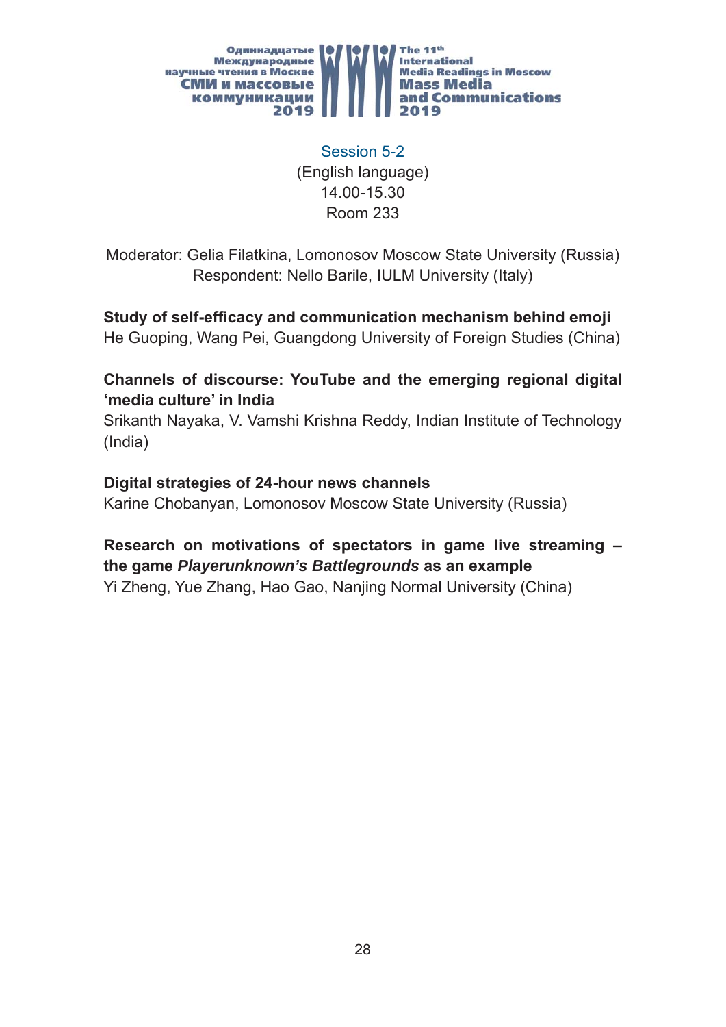## Session 5-2

(English language)
14.00-15.30
Room 233

Moderator: Gelia Filatkina, Lomonosov Moscow State University (Russia)
Respondent: Nello Barile, IULM University (Italy)

**Study of self-efficacy and communication mechanism behind emoji**
He Guoping, Wang Pei, Guangdong University of Foreign Studies (China)

**Channels of discourse: YouTube and the emerging regional digital 'media culture' in India**
Srikanth Nayaka, V. Vamshi Krishna Reddy, Indian Institute of Technology (India)

**Digital strategies of 24-hour news channels**
Karine Chobanyan, Lomonosov Moscow State University (Russia)

**Research on motivations of spectators in game live streaming – the game *Playerunknown's Battlegrounds* as an example**
Yi Zheng, Yue Zhang, Hao Gao, Nanjing Normal University (China)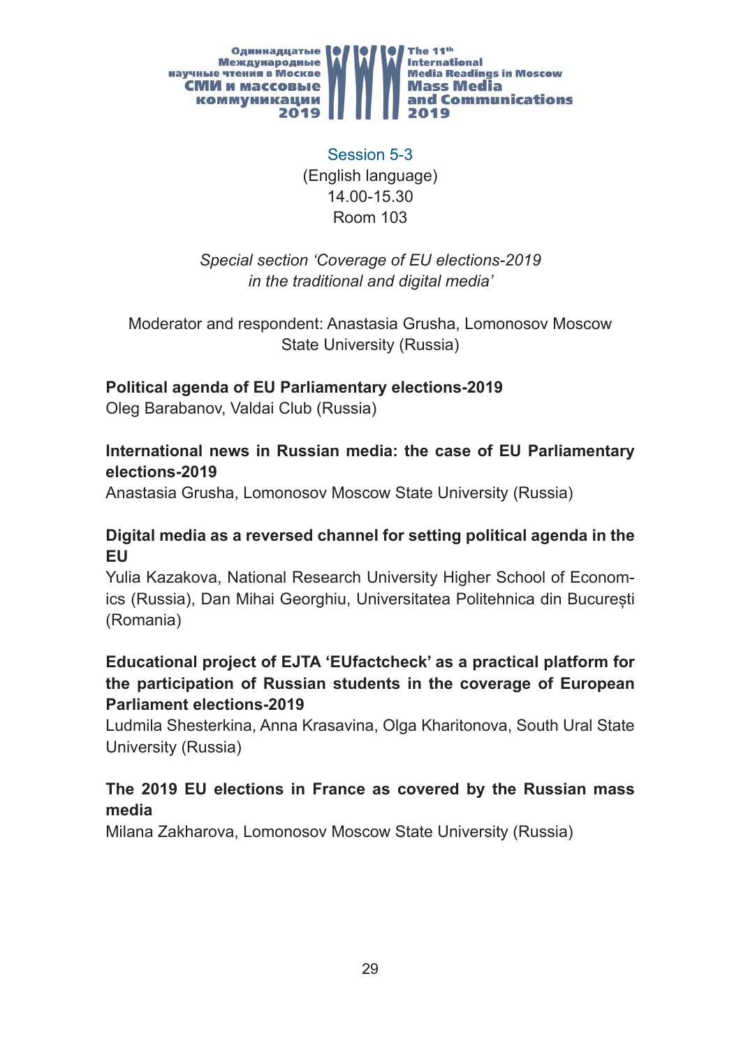## Session 5-3

(English language)
14.00-15.30
Room 103

*Special section 'Coverage of EU elections-2019 in the traditional and digital media'*

Moderator and respondent: Anastasia Grusha, Lomonosov Moscow State University (Russia)

**Political agenda of EU Parliamentary elections-2019**
Oleg Barabanov, Valdai Club (Russia)

**International news in Russian media: the case of EU Parliamentary elections-2019**
Anastasia Grusha, Lomonosov Moscow State University (Russia)

**Digital media as a reversed channel for setting political agenda in the EU**
Yulia Kazakova, National Research University Higher School of Economics (Russia), Dan Mihai Georghiu, Universitatea Politehnica din București (Romania)

**Educational project of EJTA 'EUfactcheck' as a practical platform for the participation of Russian students in the coverage of European Parliament elections-2019**
Ludmila Shesterkina, Anna Krasavina, Olga Kharitonova, South Ural State University (Russia)

**The 2019 EU elections in France as covered by the Russian mass media**
Milana Zakharova, Lomonosov Moscow State University (Russia)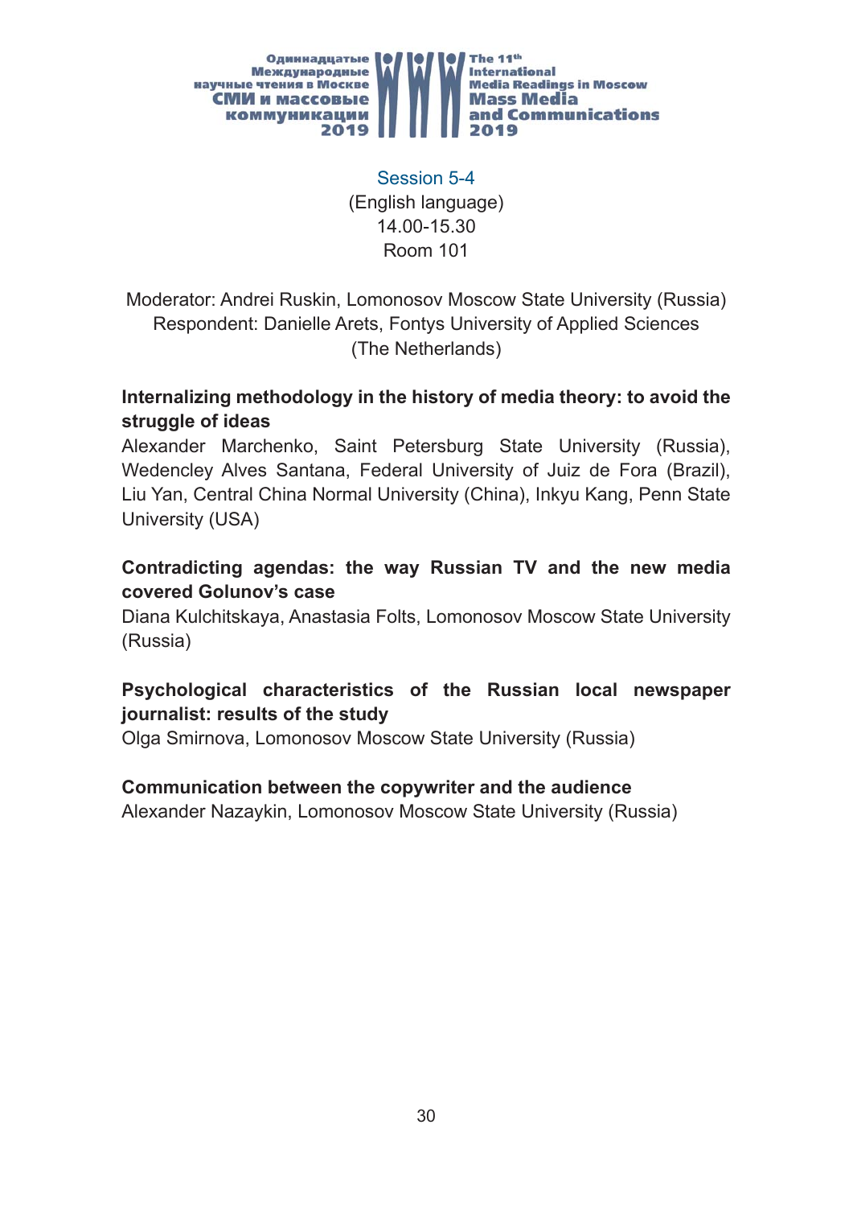## Session 5-4

(English language)
14.00-15.30
Room 101

Moderator: Andrei Ruskin, Lomonosov Moscow State University (Russia)
Respondent: Danielle Arets, Fontys University of Applied Sciences (The Netherlands)

**Internalizing methodology in the history of media theory: to avoid the struggle of ideas**
Alexander Marchenko, Saint Petersburg State University (Russia), Wedencley Alves Santana, Federal University of Juiz de Fora (Brazil), Liu Yan, Central China Normal University (China), Inkyu Kang, Penn State University (USA)

**Contradicting agendas: the way Russian TV and the new media covered Golunov's case**
Diana Kulchitskaya, Anastasia Folts, Lomonosov Moscow State University (Russia)

**Psychological characteristics of the Russian local newspaper journalist: results of the study**
Olga Smirnova, Lomonosov Moscow State University (Russia)

**Communication between the copywriter and the audience**
Alexander Nazaykin, Lomonosov Moscow State University (Russia)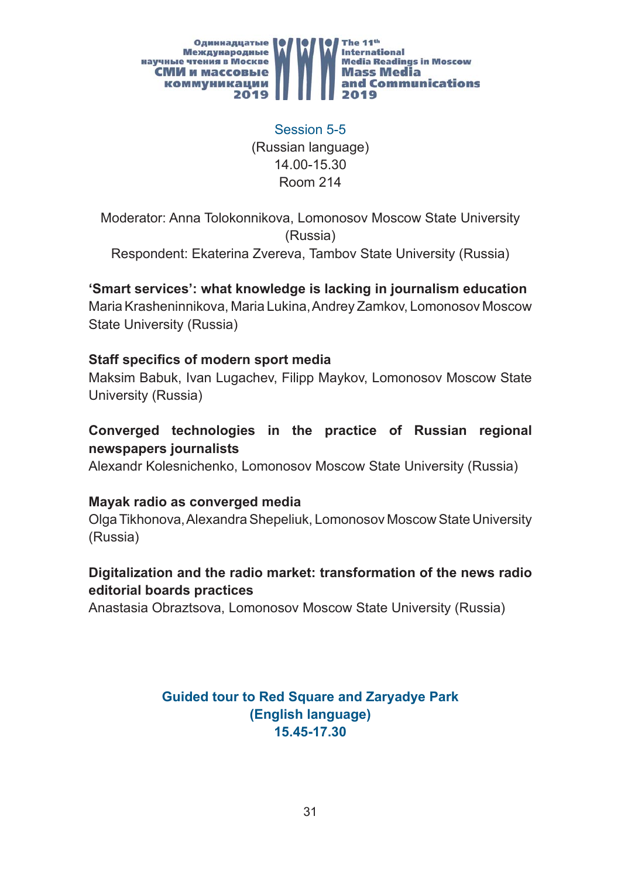## Session 5-5

(Russian language)
14.00-15.30
Room 214

Moderator: Anna Tolokonnikova, Lomonosov Moscow State University (Russia)
Respondent: Ekaterina Zvereva, Tambov State University (Russia)

**‘Smart services’: what knowledge is lacking in journalism education**
Maria Krasheninnikova, Maria Lukina, Andrey Zamkov, Lomonosov Moscow State University (Russia)

**Staff specifics of modern sport media**
Maksim Babuk, Ivan Lugachev, Filipp Maykov, Lomonosov Moscow State University (Russia)

**Converged technologies in the practice of Russian regional newspapers journalists**
Alexandr Kolesnichenko, Lomonosov Moscow State University (Russia)

**Mayak radio as converged media**
Olga Tikhonova, Alexandra Shepeliuk, Lomonosov Moscow State University (Russia)

**Digitalization and the radio market: transformation of the news radio editorial boards practices**
Anastasia Obraztsova, Lomonosov Moscow State University (Russia)

## Guided tour to Red Square and Zaryadye Park

**(English language)**
**15.45-17.30**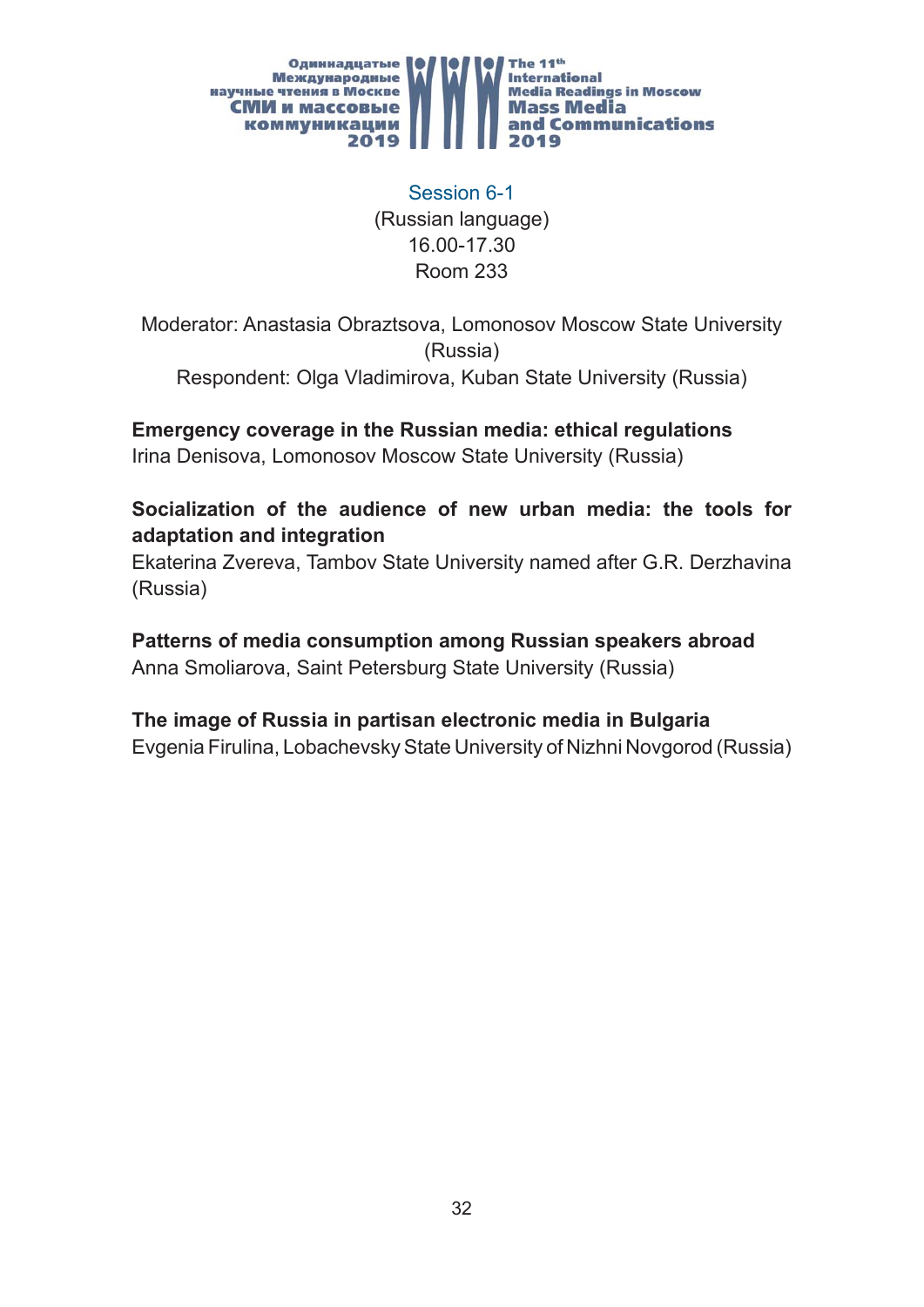## Session 6-1

(Russian language)
16.00-17.30
Room 233

Moderator: Anastasia Obraztsova, Lomonosov Moscow State University (Russia)
Respondent: Olga Vladimirova, Kuban State University (Russia)

**Emergency coverage in the Russian media: ethical regulations**
Irina Denisova, Lomonosov Moscow State University (Russia)

**Socialization of the audience of new urban media: the tools for adaptation and integration**
Ekaterina Zvereva, Tambov State University named after G.R. Derzhavina (Russia)

**Patterns of media consumption among Russian speakers abroad**
Anna Smoliarova, Saint Petersburg State University (Russia)

**The image of Russia in partisan electronic media in Bulgaria**
Evgenia Firulina, Lobachevsky State University of Nizhni Novgorod (Russia)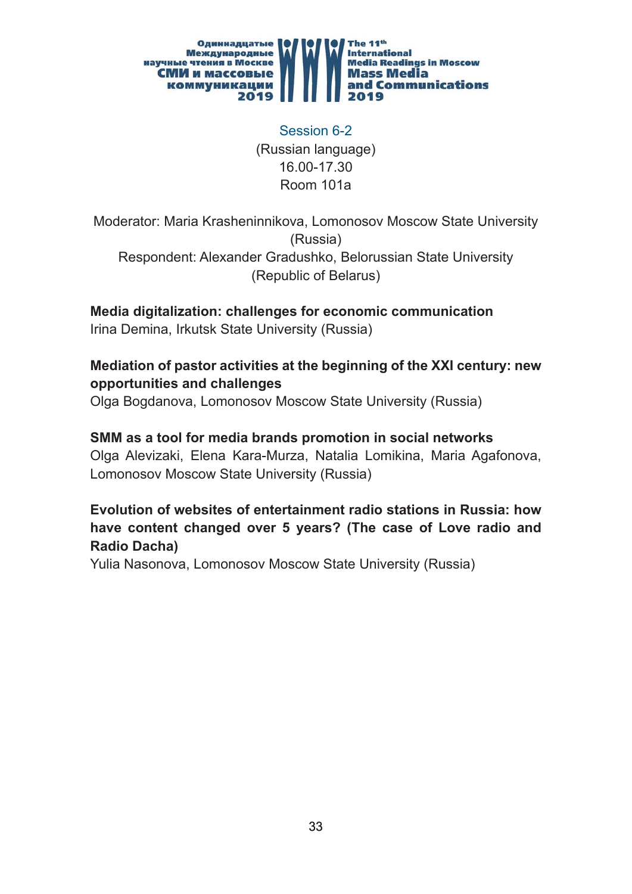## Session 6-2

(Russian language)
16.00-17.30
Room 101a

Moderator: Maria Krasheninnikova, Lomonosov Moscow State University (Russia)
Respondent: Alexander Gradushko, Belorussian State University (Republic of Belarus)

**Media digitalization: challenges for economic communication**
Irina Demina, Irkutsk State University (Russia)

**Mediation of pastor activities at the beginning of the XXI century: new opportunities and challenges**
Olga Bogdanova, Lomonosov Moscow State University (Russia)

**SMM as a tool for media brands promotion in social networks**
Olga Alevizaki, Elena Kara-Murza, Natalia Lomikina, Maria Agafonova, Lomonosov Moscow State University (Russia)

**Evolution of websites of entertainment radio stations in Russia: how have content changed over 5 years? (The case of Love radio and Radio Dacha)**
Yulia Nasonova, Lomonosov Moscow State University (Russia)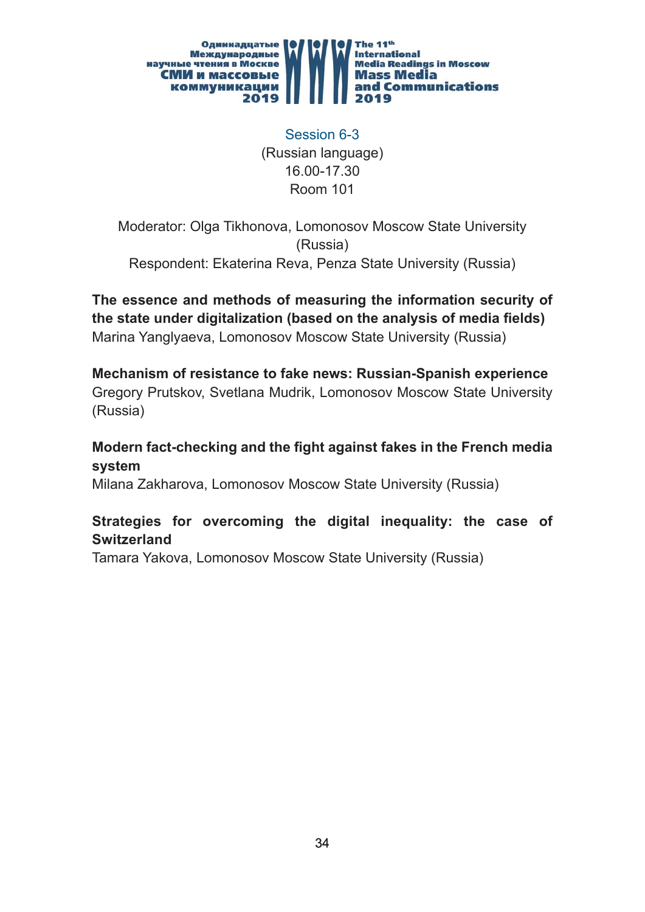## Session 6-3

(Russian language)
16.00-17.30
Room 101

Moderator: Olga Tikhonova, Lomonosov Moscow State University (Russia)
Respondent: Ekaterina Reva, Penza State University (Russia)

**The essence and methods of measuring the information security of the state under digitalization (based on the analysis of media fields)**
Marina Yanglyaeva, Lomonosov Moscow State University (Russia)

**Mechanism of resistance to fake news: Russian-Spanish experience**
Gregory Prutskov, Svetlana Mudrik, Lomonosov Moscow State University (Russia)

**Modern fact-checking and the fight against fakes in the French media system**
Milana Zakharova, Lomonosov Moscow State University (Russia)

**Strategies for overcoming the digital inequality: the case of Switzerland**
Tamara Yakova, Lomonosov Moscow State University (Russia)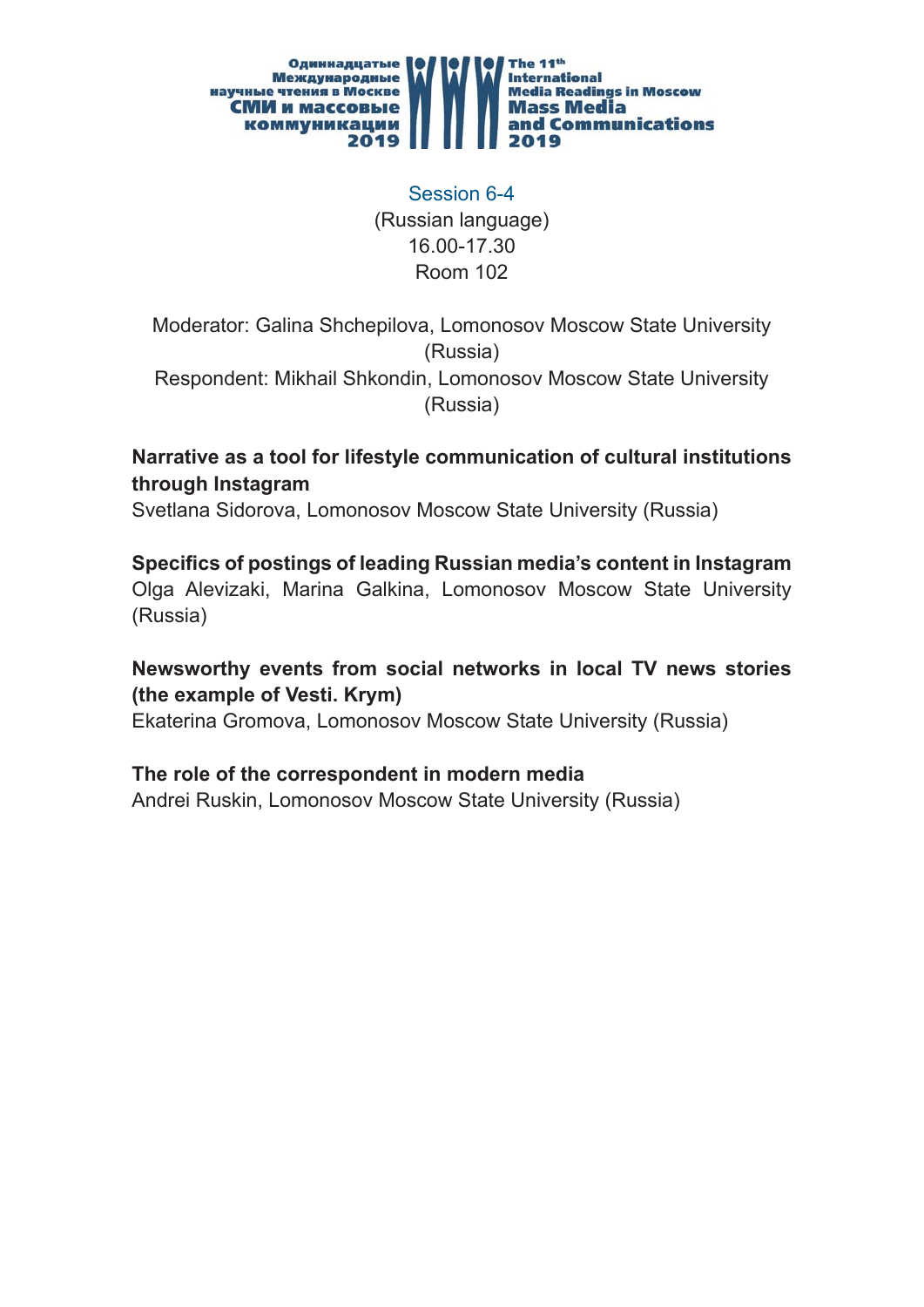## Session 6-4

(Russian language)
16.00-17.30
Room 102

Moderator: Galina Shchepilova, Lomonosov Moscow State University (Russia)
Respondent: Mikhail Shkondin, Lomonosov Moscow State University (Russia)

**Narrative as a tool for lifestyle communication of cultural institutions through Instagram**
Svetlana Sidorova, Lomonosov Moscow State University (Russia)

**Specifics of postings of leading Russian media's content in Instagram**
Olga Alevizaki, Marina Galkina, Lomonosov Moscow State University (Russia)

**Newsworthy events from social networks in local TV news stories (the example of Vesti. Krym)**
Ekaterina Gromova, Lomonosov Moscow State University (Russia)

**The role of the correspondent in modern media**
Andrei Ruskin, Lomonosov Moscow State University (Russia)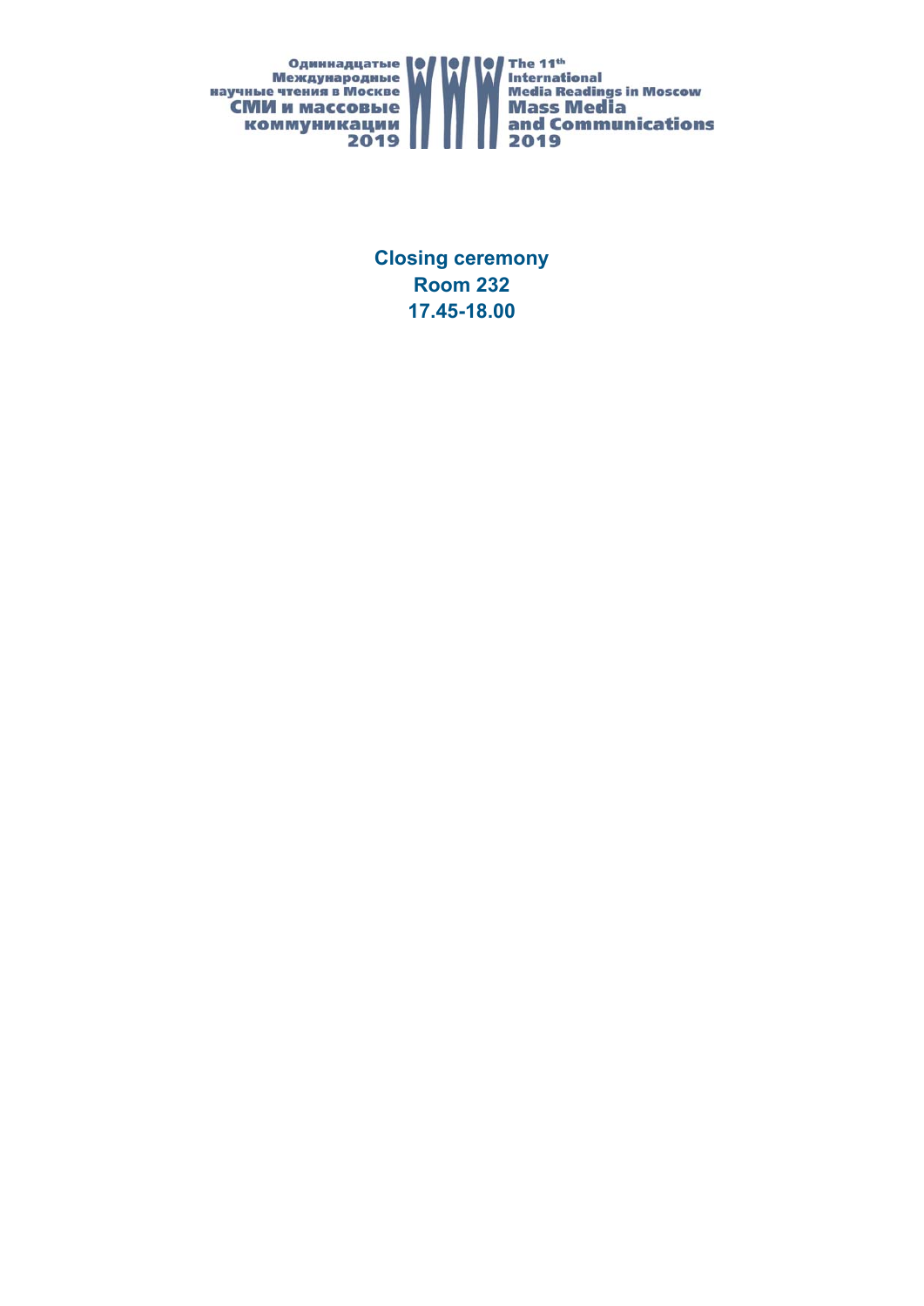**Closing ceremony**
**Room 232**
**17.45-18.00**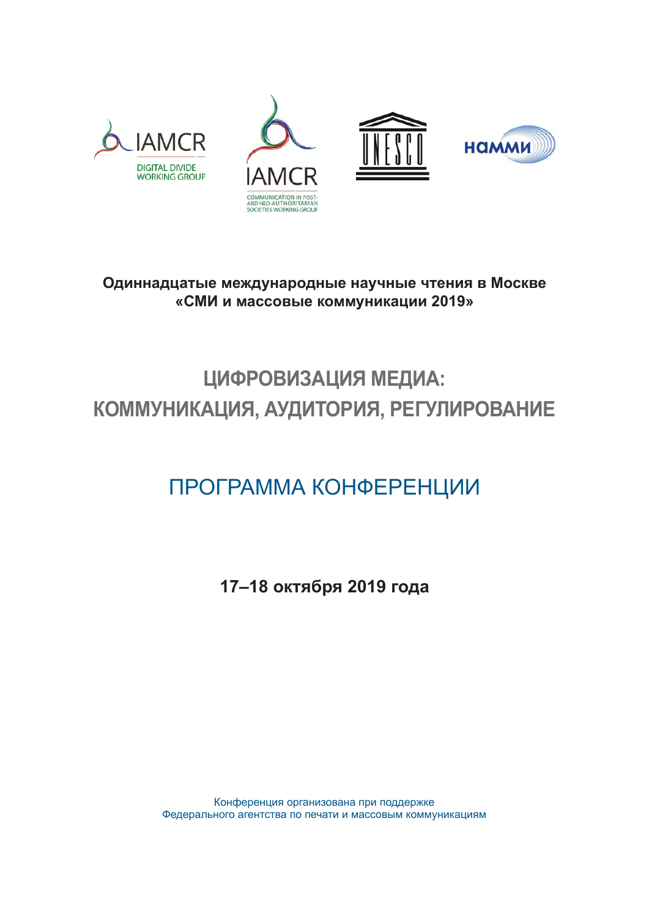**Одиннадцатые международные научные чтения в Москве**
**«СМИ и массовые коммуникации 2019»**

# ЦИФРОВИЗАЦИЯ МЕДИА: КОММУНИКАЦИЯ, АУДИТОРИЯ, РЕГУЛИРОВАНИЕ

## ПРОГРАММА КОНФЕРЕНЦИИ

**17–18 октября 2019 года**

Конференция организована при поддержке
Федерального агентства по печати и массовым коммуникациям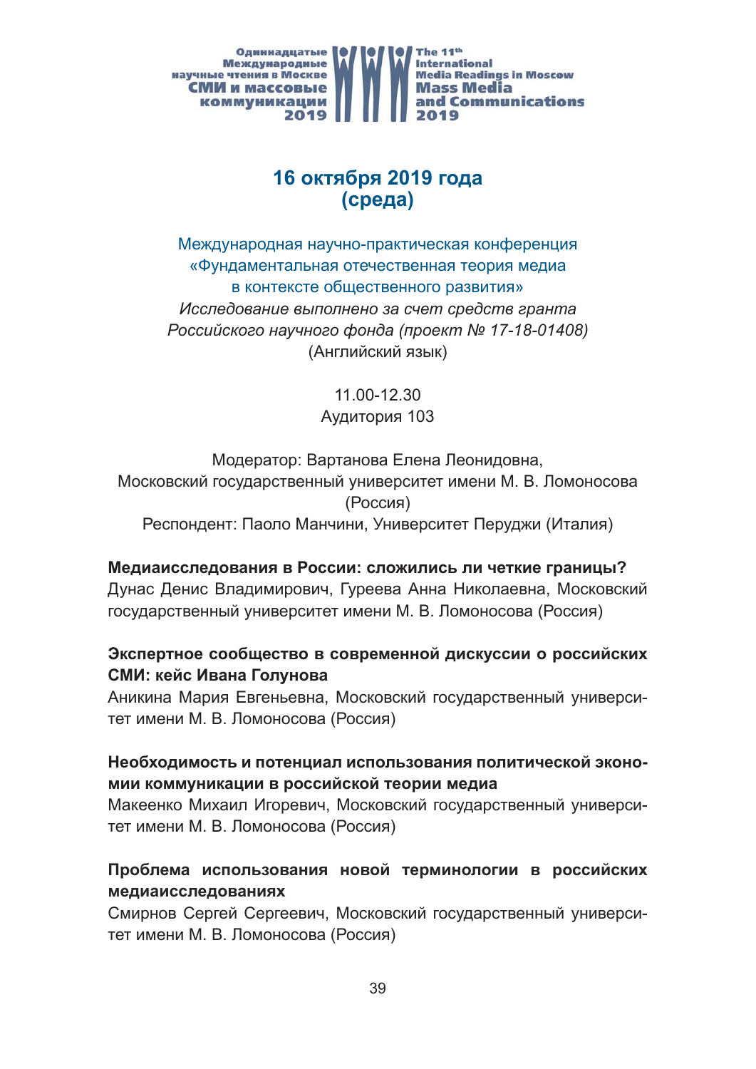## 16 октября 2019 года (среда)

Международная научно-практическая конференция «Фундаментальная отечественная теория медиа в контексте общественного развития»

*Исследование выполнено за счет средств гранта Российского научного фонда (проект № 17-18-01408)*

(Английский язык)

11.00-12.30
Аудитория 103

Модератор: Вартанова Елена Леонидовна, Московский государственный университет имени М. В. Ломоносова (Россия)

Респондент: Паоло Манчини, Университет Перуджи (Италия)

**Медиаисследования в России: сложились ли четкие границы?**
Дунас Денис Владимирович, Гуреева Анна Николаевна, Московский государственный университет имени М. В. Ломоносова (Россия)

**Экспертное сообщество в современной дискуссии о российских СМИ: кейс Ивана Голунова**
Аникина Мария Евгеньевна, Московский государственный университет имени М. В. Ломоносова (Россия)

**Необходимость и потенциал использования политической экономии коммуникации в российской теории медиа**
Макеенко Михаил Игоревич, Московский государственный университет имени М. В. Ломоносова (Россия)

**Проблема использования новой терминологии в российских медиаисследованиях**
Смирнов Сергей Сергеевич, Московский государственный университет имени М. В. Ломоносова (Россия)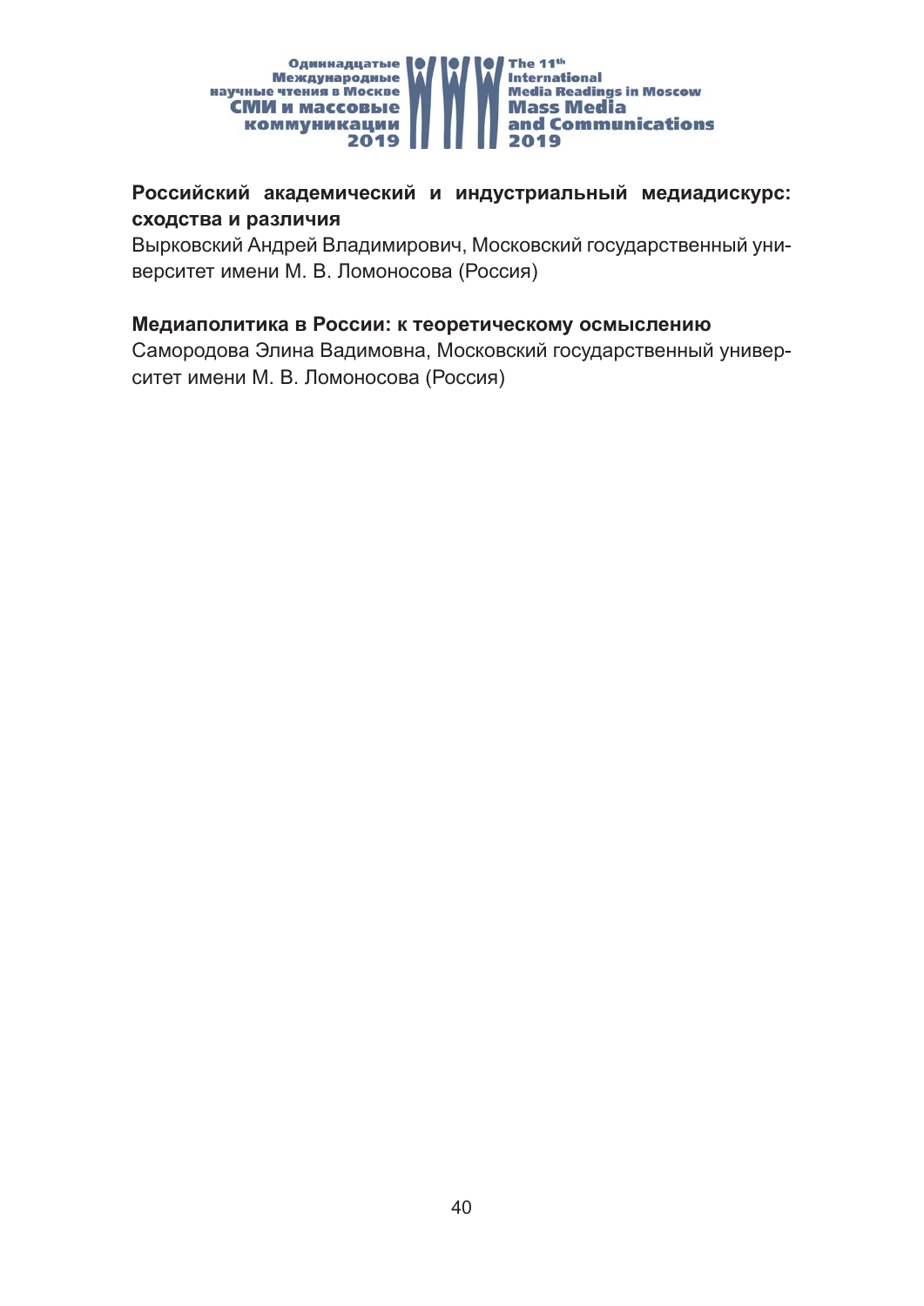**Российский академический и индустриальный медиадискурс: сходства и различия**

Вырковский Андрей Владимирович, Московский государственный университет имени М. В. Ломоносова (Россия)

**Медиаполитика в России: к теоретическому осмыслению**

Самородова Элина Вадимовна, Московский государственный университет имени М. В. Ломоносова (Россия)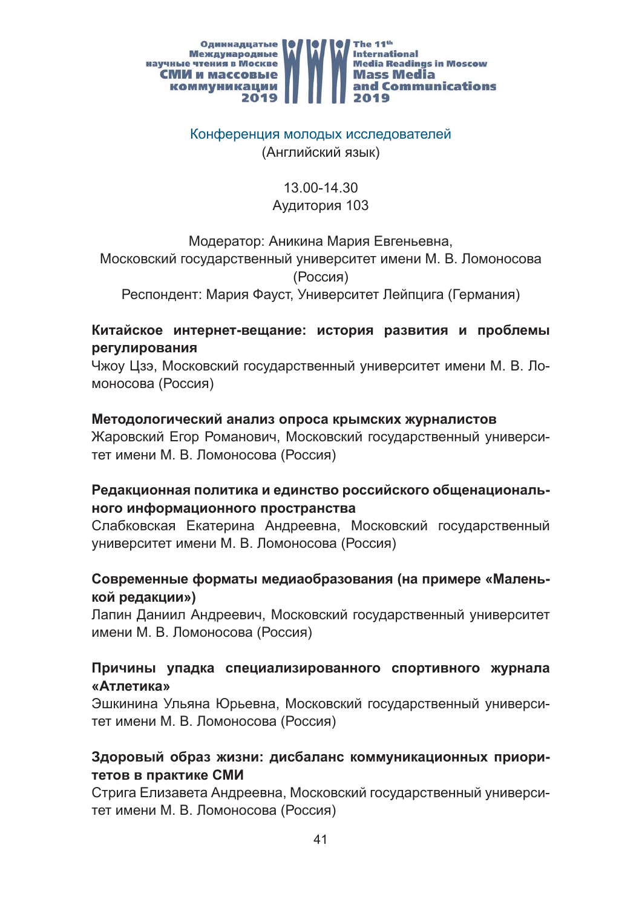## Конференция молодых исследователей
(Английский язык)

13.00-14.30
Аудитория 103

Модератор: Аникина Мария Евгеньевна,
Московский государственный университет имени М. В. Ломоносова (Россия)
Респондент: Мария Фауст, Университет Лейпцига (Германия)

**Китайское интернет-вещание: история развития и проблемы регулирования**
Чжоу Цзэ, Московский государственный университет имени М. В. Ломоносова (Россия)

**Методологический анализ опроса крымских журналистов**
Жаровский Егор Романович, Московский государственный университет имени М. В. Ломоносова (Россия)

**Редакционная политика и единство российского общенационального информационного пространства**
Слабковская Екатерина Андреевна, Московский государственный университет имени М. В. Ломоносова (Россия)

**Современные форматы медиаобразования (на примере «Маленькой редакции»)**
Лапин Даниил Андреевич, Московский государственный университет имени М. В. Ломоносова (Россия)

**Причины упадка специализированного спортивного журнала «Атлетика»**
Эшкинина Ульяна Юрьевна, Московский государственный университет имени М. В. Ломоносова (Россия)

**Здоровый образ жизни: дисбаланс коммуникационных приоритетов в практике СМИ**
Стрига Елизавета Андреевна, Московский государственный университет имени М. В. Ломоносова (Россия)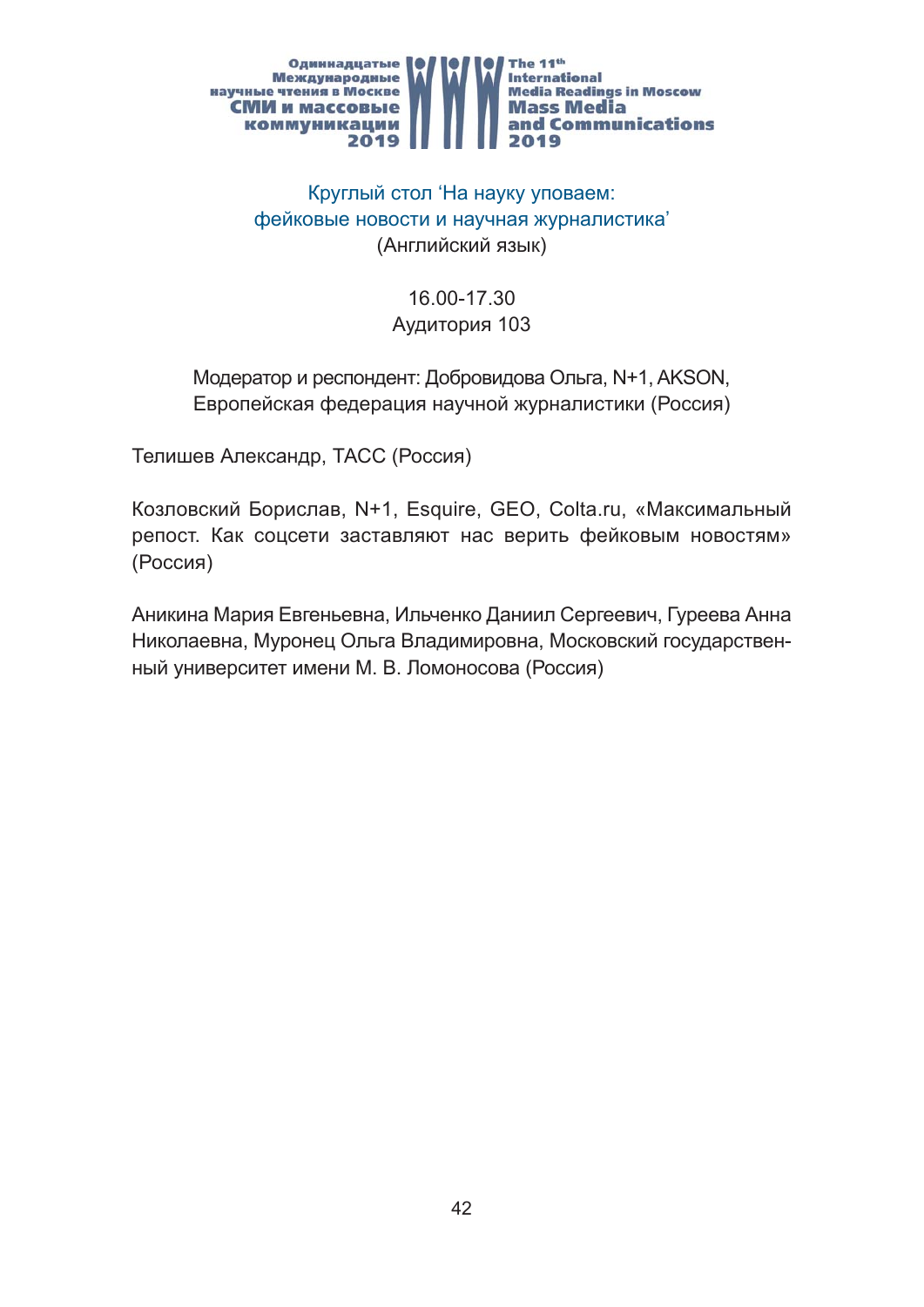## Круглый стол 'На науку уповаем: фейковые новости и научная журналистика'

(Английский язык)

16.00-17.30
Аудитория 103

Модератор и респондент: Добровидова Ольга, N+1, AKSON, Европейская федерация научной журналистики (Россия)

Телишев Александр, ТАСС (Россия)

Козловский Борислав, N+1, Esquire, GEO, Colta.ru, «Максимальный репост. Как соцсети заставляют нас верить фейковым новостям» (Россия)

Аникина Мария Евгеньевна, Ильченко Даниил Сергеевич, Гуреева Анна Николаевна, Муронец Ольга Владимировна, Московский государственный университет имени М. В. Ломоносова (Россия)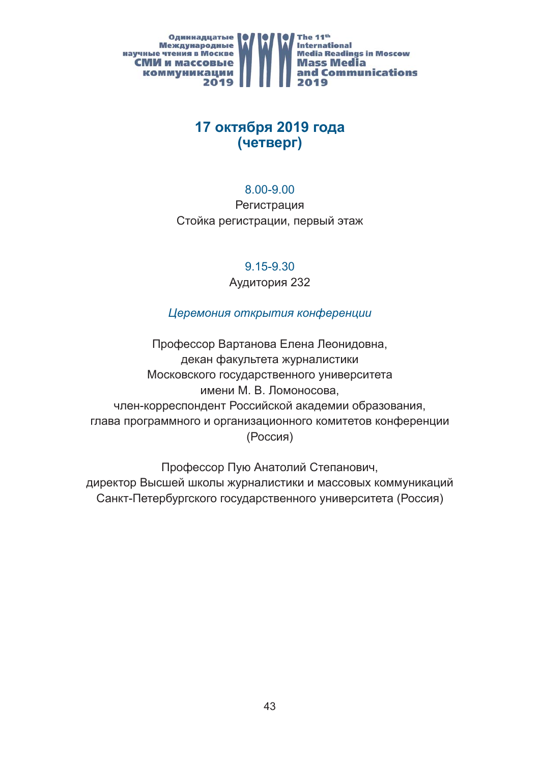## 17 октября 2019 года (четверг)

8.00-9.00

Регистрация

Стойка регистрации, первый этаж

9.15-9.30

Аудитория 232

*Церемония открытия конференции*

Профессор Вартанова Елена Леонидовна,
декан факультета журналистики
Московского государственного университета
имени М. В. Ломоносова,
член-корреспондент Российской академии образования,
глава программного и организационного комитетов конференции
(Россия)

Профессор Пую Анатолий Степанович,
директор Высшей школы журналистики и массовых коммуникаций
Санкт-Петербургского государственного университета (Россия)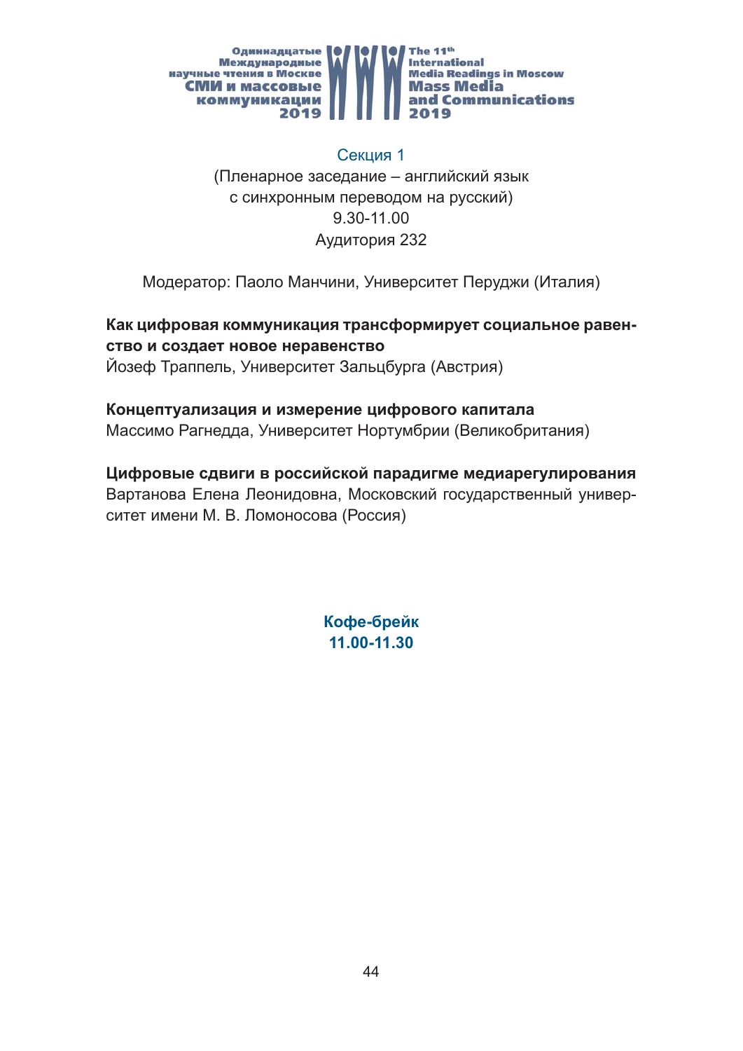## Секция 1

(Пленарное заседание – английский язык с синхронным переводом на русский)
9.30-11.00
Аудитория 232

Модератор: Паоло Манчини, Университет Перуджи (Италия)

**Как цифровая коммуникация трансформирует социальное равенство и создает новое неравенство**
Йозеф Траппель, Университет Зальцбурга (Австрия)

**Концептуализация и измерение цифрового капитала**
Массимо Рагнедда, Университет Нортумбрии (Великобритания)

**Цифровые сдвиги в российской парадигме медиарегулирования**
Вартанова Елена Леонидовна, Московский государственный университет имени М. В. Ломоносова (Россия)

**Кофе-брейк**
**11.00-11.30**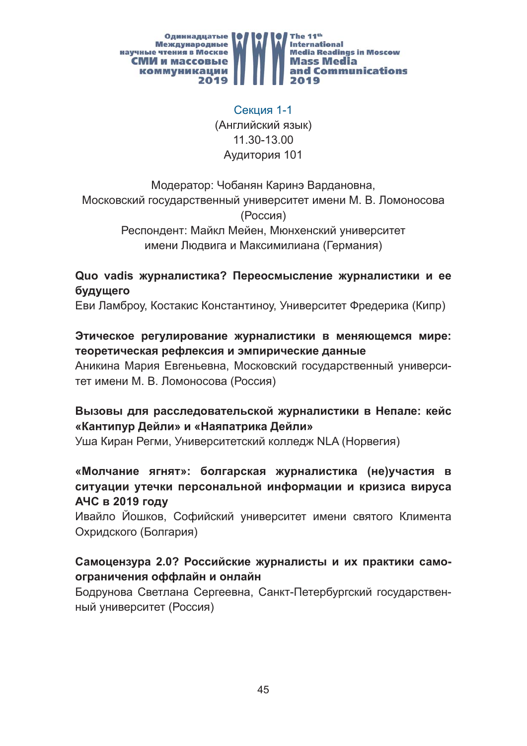## Секция 1-1

(Английский язык)
11.30-13.00
Аудитория 101

Модератор: Чобанян Каринэ Вардановна,
Московский государственный университет имени М. В. Ломоносова (Россия)
Респондент: Майкл Мейен, Мюнхенский университет имени Людвига и Максимилиана (Германия)

**Quo vadis журналистика? Переосмысление журналистики и ее будущего**
Еви Ламброу, Костакис Константиноу, Университет Фредерика (Кипр)

**Этическое регулирование журналистики в меняющемся мире: теоретическая рефлексия и эмпирические данные**
Аникина Мария Евгеньевна, Московский государственный университет имени М. В. Ломоносова (Россия)

**Вызовы для расследовательской журналистики в Непале: кейс «Кантипур Дейли» и «Наяпатрика Дейли»**
Уша Киран Регми, Университетский колледж NLA (Норвегия)

**«Молчание ягнят»: болгарская журналистика (не)участия в ситуации утечки персональной информации и кризиса вируса АЧС в 2019 году**
Ивайло Йошков, Софийский университет имени святого Климента Охридского (Болгария)

**Самоцензура 2.0? Российские журналисты и их практики самоограничения оффлайн и онлайн**
Бодрунова Светлана Сергеевна, Санкт-Петербургский государственный университет (Россия)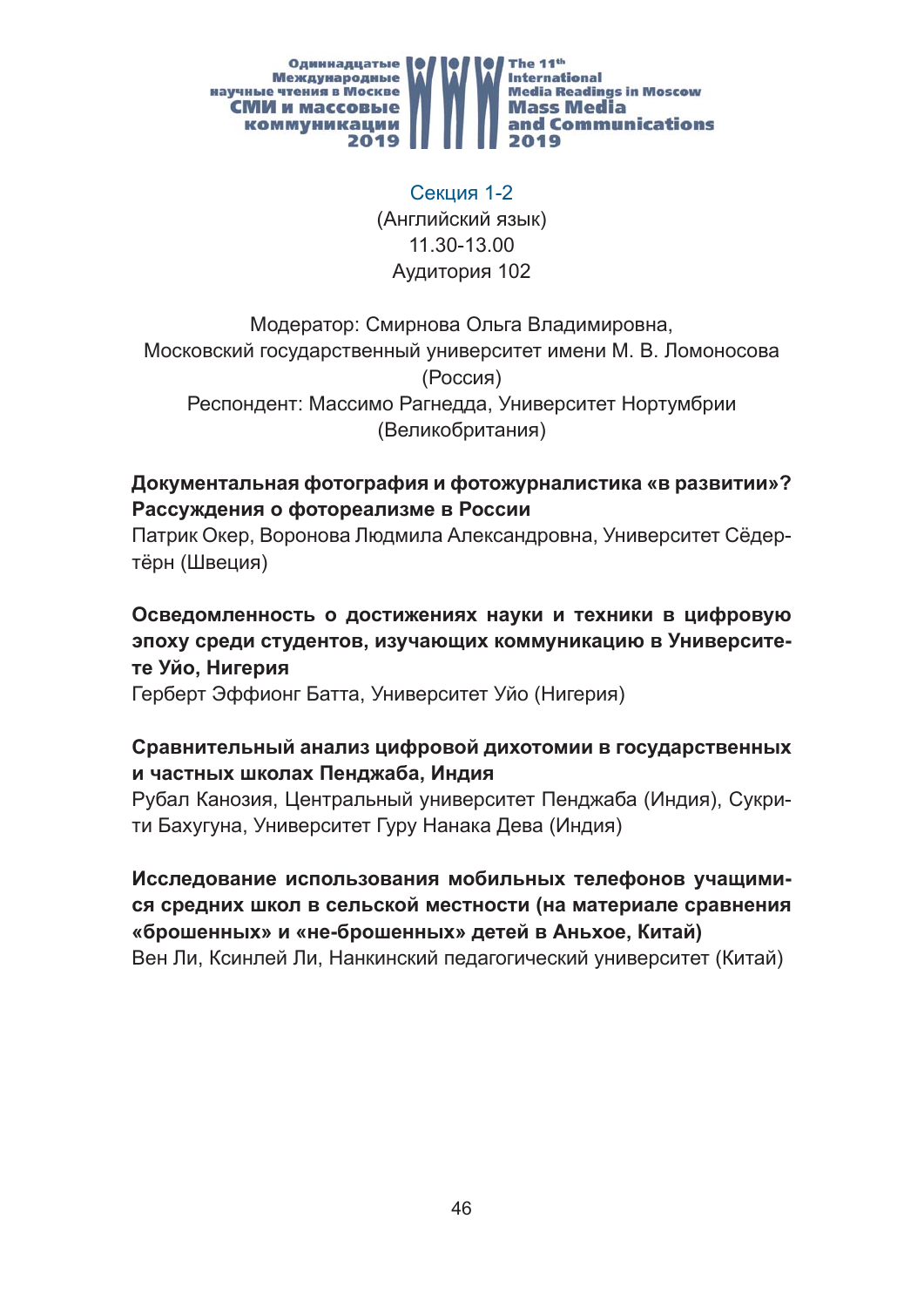## Секция 1-2

(Английский язык)
11.30-13.00
Аудитория 102

Модератор: Смирнова Ольга Владимировна, Московский государственный университет имени М. В. Ломоносова (Россия)
Респондент: Массимо Рагнедда, Университет Нортумбрии (Великобритания)

**Документальная фотография и фотожурналистика «в развитии»? Рассуждения о фотореализме в России**
Патрик Окер, Воронова Людмила Александровна, Университет Сёдертёрн (Швеция)

**Осведомленность о достижениях науки и техники в цифровую эпоху среди студентов, изучающих коммуникацию в Университете Уйо, Нигерия**
Герберт Эффионг Батта, Университет Уйо (Нигерия)

**Сравнительный анализ цифровой дихотомии в государственных и частных школах Пенджаба, Индия**
Рубал Канозия, Центральный университет Пенджаба (Индия), Сукрити Бахугуна, Университет Гуру Нанака Дева (Индия)

**Исследование использования мобильных телефонов учащимися средних школ в сельской местности (на материале сравнения «брошенных» и «не-брошенных» детей в Аньхое, Китай)**
Вен Ли, Ксинлей Ли, Нанкинский педагогический университет (Китай)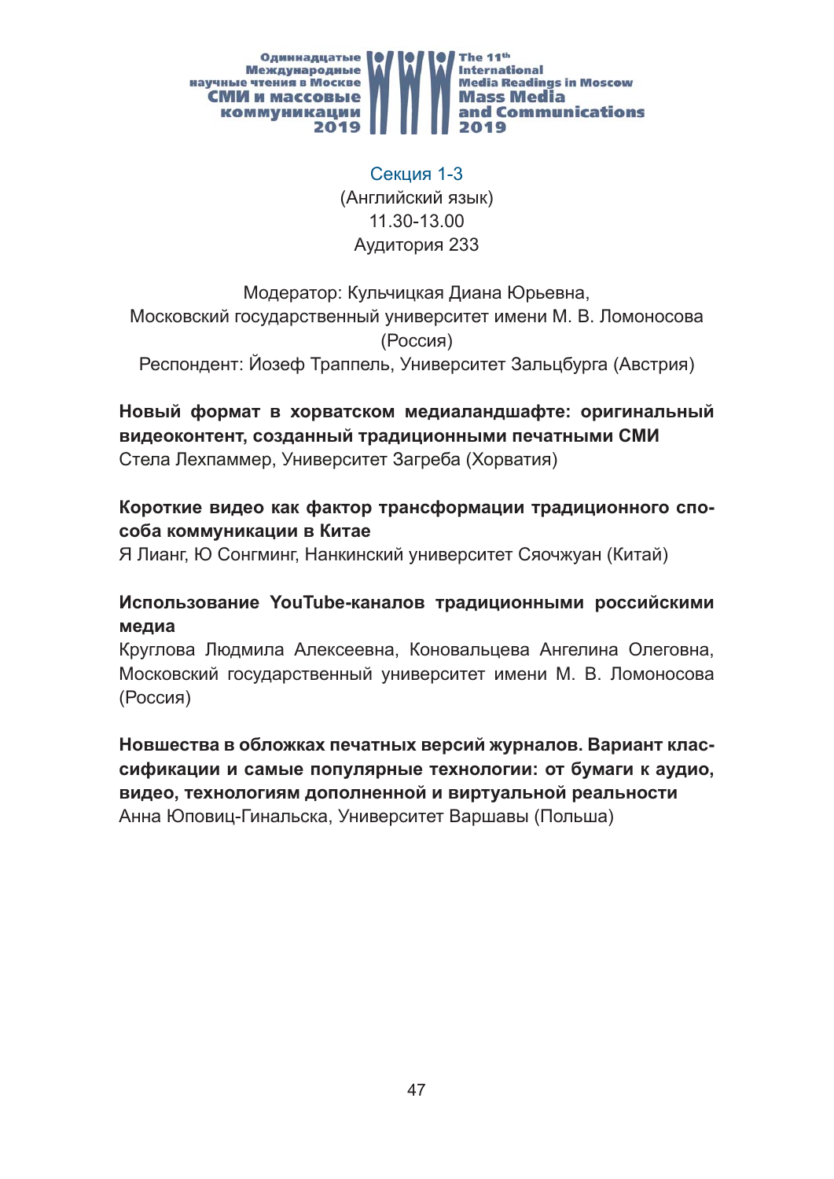## Секция 1-3

(Английский язык)
11.30-13.00
Аудитория 233

Модератор: Кульчицкая Диана Юрьевна,
Московский государственный университет имени М. В. Ломоносова (Россия)
Респондент: Йозеф Траппель, Университет Зальцбурга (Австрия)

**Новый формат в хорватском медиаландшафте: оригинальный видеоконтент, созданный традиционными печатными СМИ**
Стела Лехпаммер, Университет Загреба (Хорватия)

**Короткие видео как фактор трансформации традиционного способа коммуникации в Китае**
Я Лианг, Ю Сонгминг, Нанкинский университет Сяочжуан (Китай)

**Использование YouTube-каналов традиционными российскими медиа**
Круглова Людмила Алексеевна, Коновальцева Ангелина Олеговна, Московский государственный университет имени М. В. Ломоносова (Россия)

**Новшества в обложках печатных версий журналов. Вариант классификации и самые популярные технологии: от бумаги к аудио, видео, технологиям дополненной и виртуальной реальности**
Анна Юповиц-Гинальска, Университет Варшавы (Польша)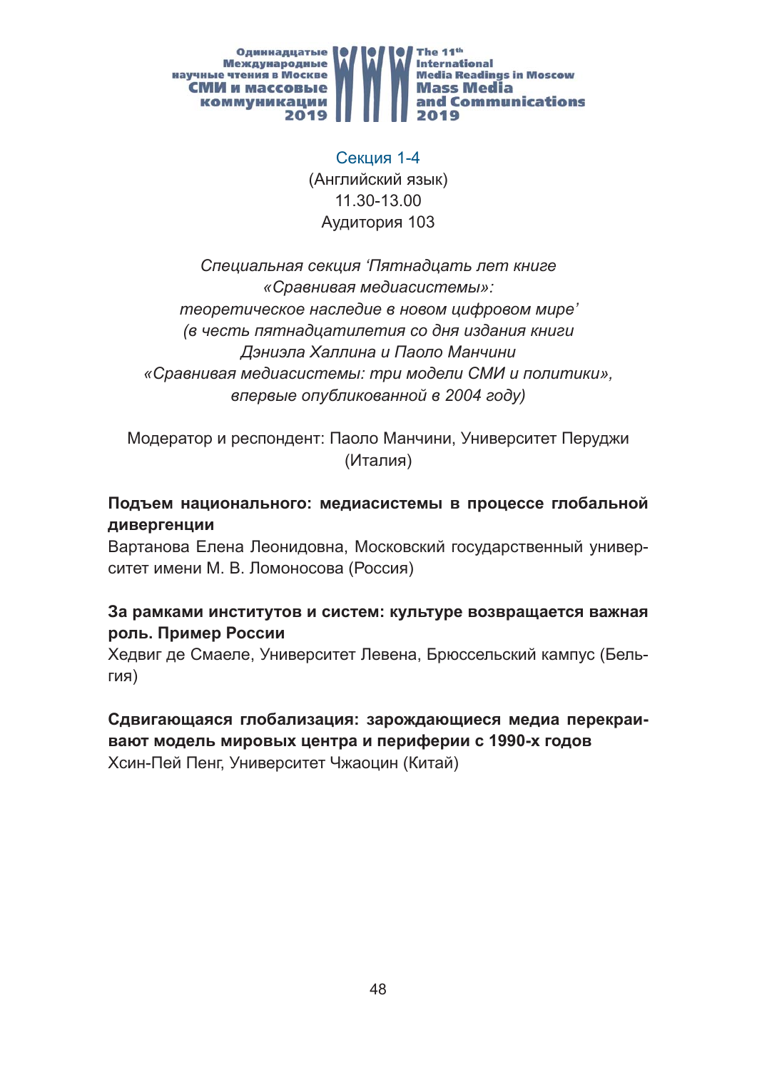## Секция 1-4

(Английский язык)
11.30-13.00
Аудитория 103

*Специальная секция ‘Пятнадцать лет книге «Сравнивая медиасистемы»: теоретическое наследие в новом цифровом мире’ (в честь пятнадцатилетия со дня издания книги Дэниэла Халлина и Паоло Манчини «Сравнивая медиасистемы: три модели СМИ и политики», впервые опубликованной в 2004 году)*

Модератор и респондент: Паоло Манчини, Университет Перуджи (Италия)

**Подъем национального: медиасистемы в процессе глобальной дивергенции**
Вартанова Елена Леонидовна, Московский государственный университет имени М. В. Ломоносова (Россия)

**За рамками институтов и систем: культуре возвращается важная роль. Пример России**
Хедвиг де Смаеле, Университет Левена, Брюссельский кампус (Бельгия)

**Сдвигающаяся глобализация: зарождающиеся медиа перекраивают модель мировых центра и периферии с 1990-х годов**
Хсин-Пей Пенг, Университет Чжаоцин (Китай)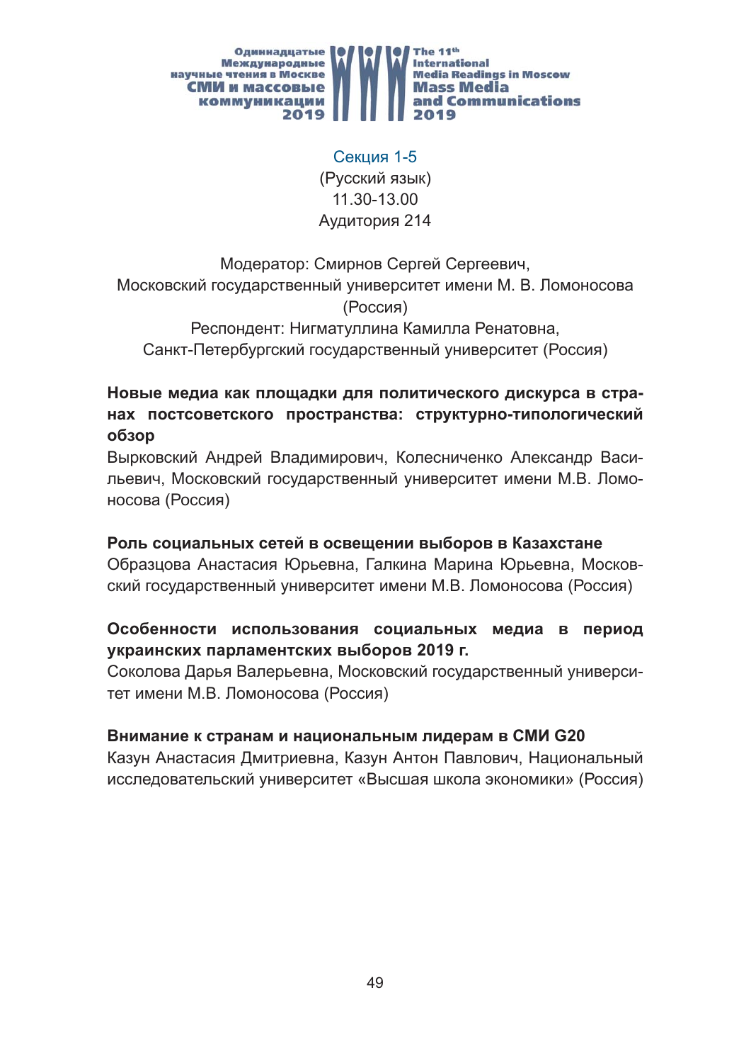## Секция 1-5

(Русский язык)
11.30-13.00
Аудитория 214

Модератор: Смирнов Сергей Сергеевич,
Московский государственный университет имени М. В. Ломоносова (Россия)
Респондент: Нигматуллина Камилла Ренатовна,
Санкт-Петербургский государственный университет (Россия)

**Новые медиа как площадки для политического дискурса в странах постсоветского пространства: структурно-типологический обзор**
Выркoвский Андрей Владимирович, Колесниченко Александр Васильевич, Московский государственный университет имени М.В. Ломоносова (Россия)

**Роль социальных сетей в освещении выборов в Казахстане**
Образцова Анастасия Юрьевна, Галкина Марина Юрьевна, Московский государственный университет имени М.В. Ломоносова (Россия)

**Особенности использования социальных медиа в период украинских парламентских выборов 2019 г.**
Соколова Дарья Валерьевна, Московский государственный университет имени М.В. Ломоносова (Россия)

**Внимание к странам и национальным лидерам в СМИ G20**
Казун Анастасия Дмитриевна, Казун Антон Павлович, Национальный исследовательский университет «Высшая школа экономики» (Россия)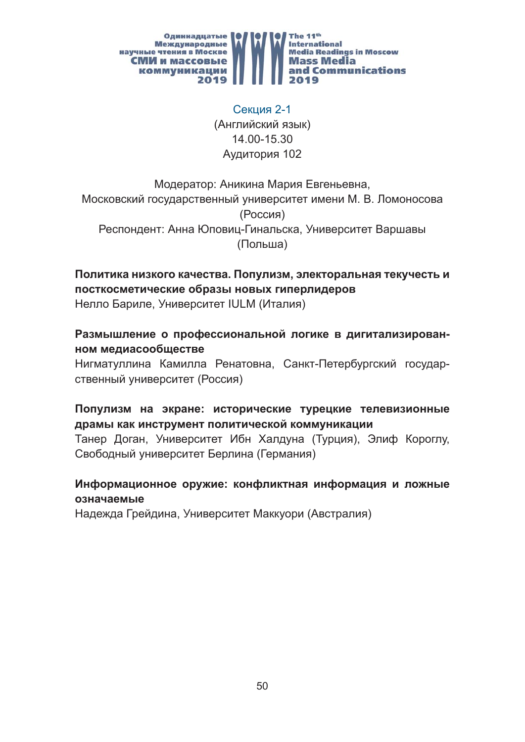## Секция 2-1

(Английский язык)
14.00-15.30
Аудитория 102

Модератор: Аникина Мария Евгеньевна,
Московский государственный университет имени М. В. Ломоносова (Россия)
Респондент: Анна Юповиц-Гинальска, Университет Варшавы (Польша)

**Политика низкого качества. Популизм, электоральная текучесть и посткосметические образы новых гиперлидеров**
Нелло Бариле, Университет IULM (Италия)

**Размышление о профессиональной логике в дигитализированном медиасообществе**
Нигматуллина Камилла Ренатовна, Санкт-Петербургский государственный университет (Россия)

**Популизм на экране: исторические турецкие телевизионные драмы как инструмент политической коммуникации**
Танер Доган, Университет Ибн Халдуна (Турция), Элиф Короглу, Свободный университет Берлина (Германия)

**Информационное оружие: конфликтная информация и ложные означаемые**
Надежда Грейдина, Университет Маккуори (Австралия)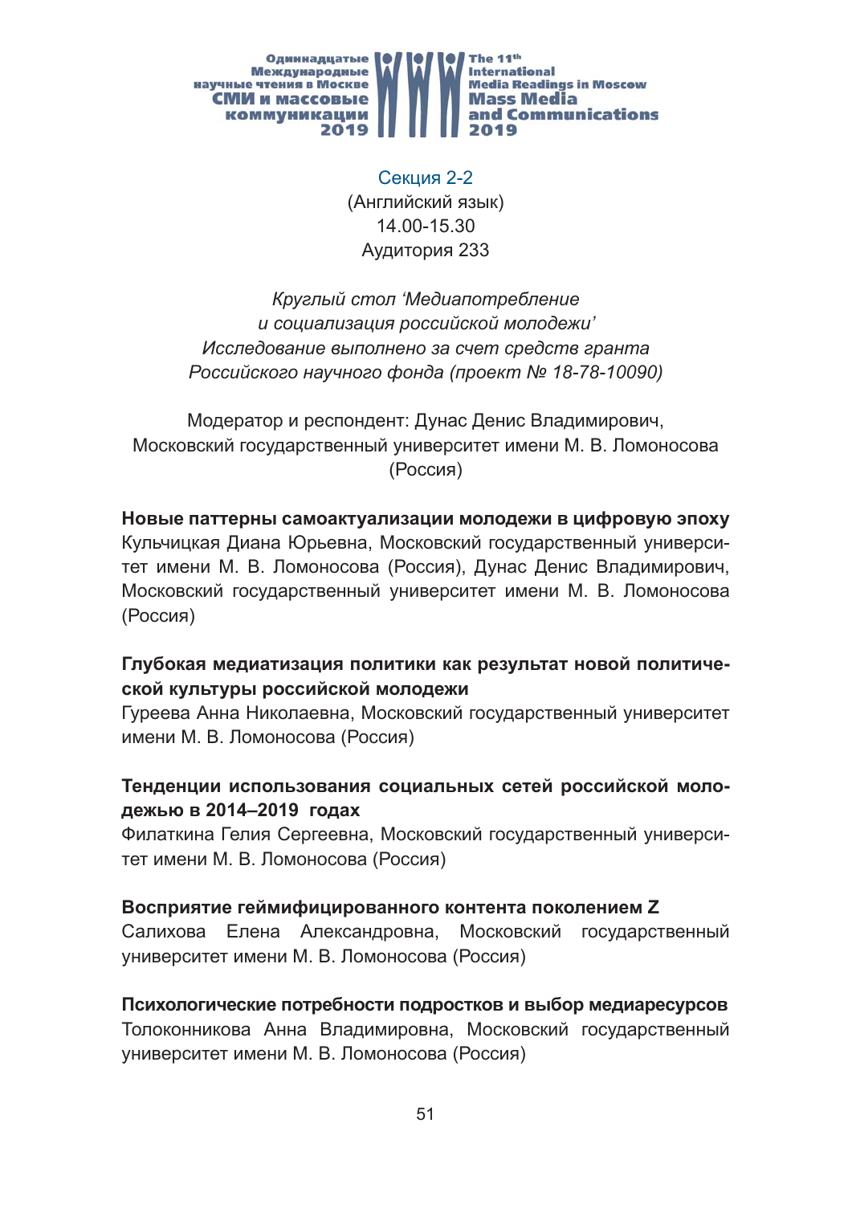## Секция 2-2

(Английский язык)
14.00-15.30
Аудитория 233

*Круглый стол 'Медиапотребление и социализация российской молодежи'*
*Исследование выполнено за счет средств гранта Российского научного фонда (проект № 18-78-10090)*

Модератор и респондент: Дунас Денис Владимирович, Московский государственный университет имени М. В. Ломоносова (Россия)

**Новые паттерны самоактуализации молодежи в цифровую эпоху**
Кульчицкая Диана Юрьевна, Московский государственный университет имени М. В. Ломоносова (Россия), Дунас Денис Владимирович, Московский государственный университет имени М. В. Ломоносова (Россия)

**Глубокая медиатизация политики как результат новой политической культуры российской молодежи**
Гуреева Анна Николаевна, Московский государственный университет имени М. В. Ломоносова (Россия)

**Тенденции использования социальных сетей российской молодежью в 2014–2019 годах**
Филаткина Гелия Сергеевна, Московский государственный университет имени М. В. Ломоносова (Россия)

**Восприятие геймифицированного контента поколением Z**
Салихова Елена Александровна, Московский государственный университет имени М. В. Ломоносова (Россия)

**Психологические потребности подростков и выбор медиаресурсов**
Толоконникова Анна Владимировна, Московский государственный университет имени М. В. Ломоносова (Россия)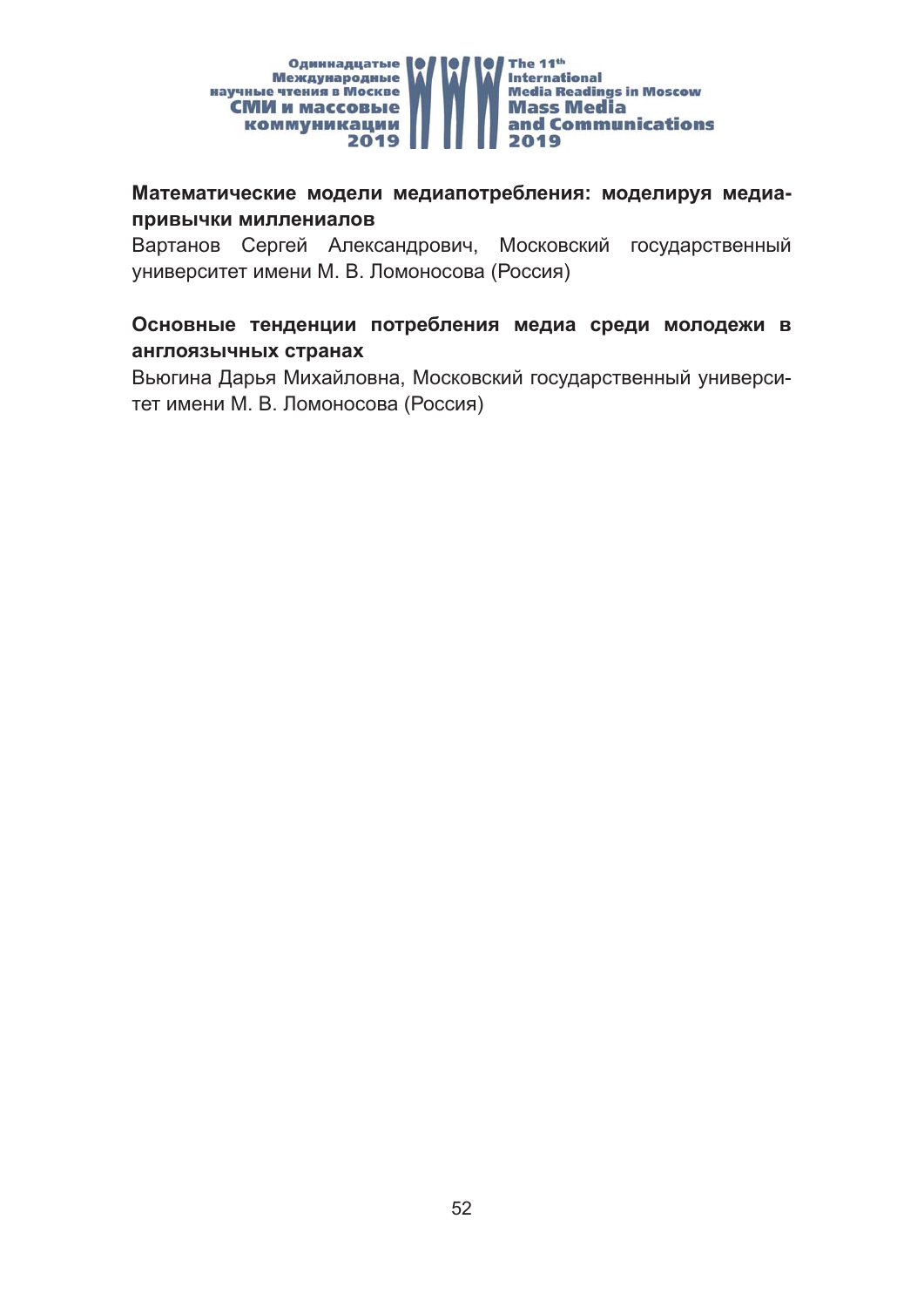**Математические модели медиапотребления: моделируя медиапривычки миллениалов**

Вартанов Сергей Александрович, Московский государственный университет имени М. В. Ломоносова (Россия)

**Основные тенденции потребления медиа среди молодежи в англоязычных странах**

Вьюгина Дарья Михайловна, Московский государственный университет имени М. В. Ломоносова (Россия)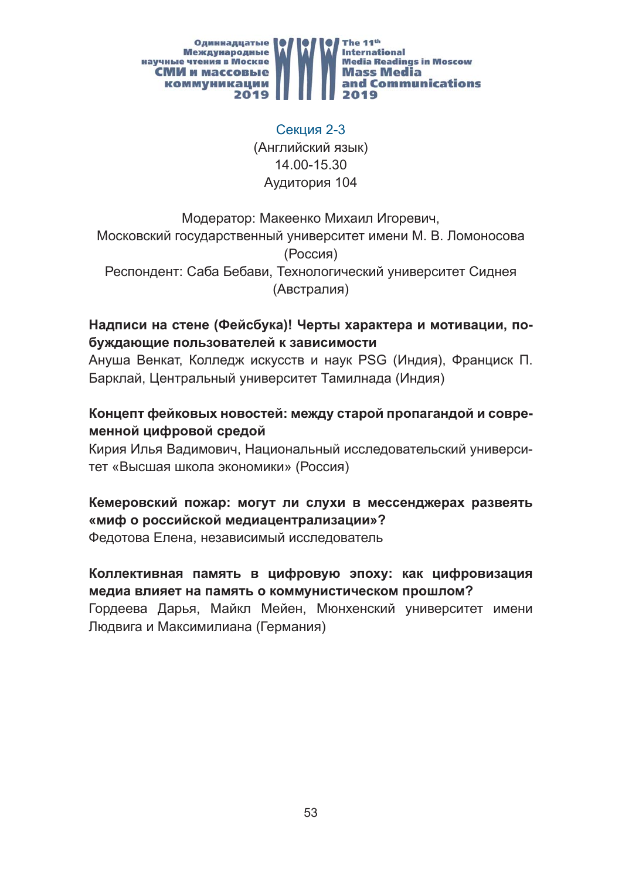## Секция 2-3

(Английский язык)
14.00-15.30
Аудитория 104

Модератор: Макеенко Михаил Игоревич,
Московский государственный университет имени М. В. Ломоносова (Россия)
Респондент: Саба Бебави, Технологический университет Сиднея (Австралия)

**Надписи на стене (Фейсбука)! Черты характера и мотивации, побуждающие пользователей к зависимости**
Ануша Венкат, Колледж искусств и наук PSG (Индия), Франциск П. Барклай, Центральный университет Тамилнада (Индия)

**Концепт фейковых новостей: между старой пропагандой и современной цифровой средой**
Кирия Илья Вадимович, Национальный исследовательский университет «Высшая школа экономики» (Россия)

**Кемеровский пожар: могут ли слухи в мессенджерах развеять «миф о российской медиацентрализации»?**
Федотова Елена, независимый исследователь

**Коллективная память в цифровую эпоху: как цифровизация медиа влияет на память о коммунистическом прошлом?**
Гордеева Дарья, Майкл Мейен, Мюнхенский университет имени Людвига и Максимилиана (Германия)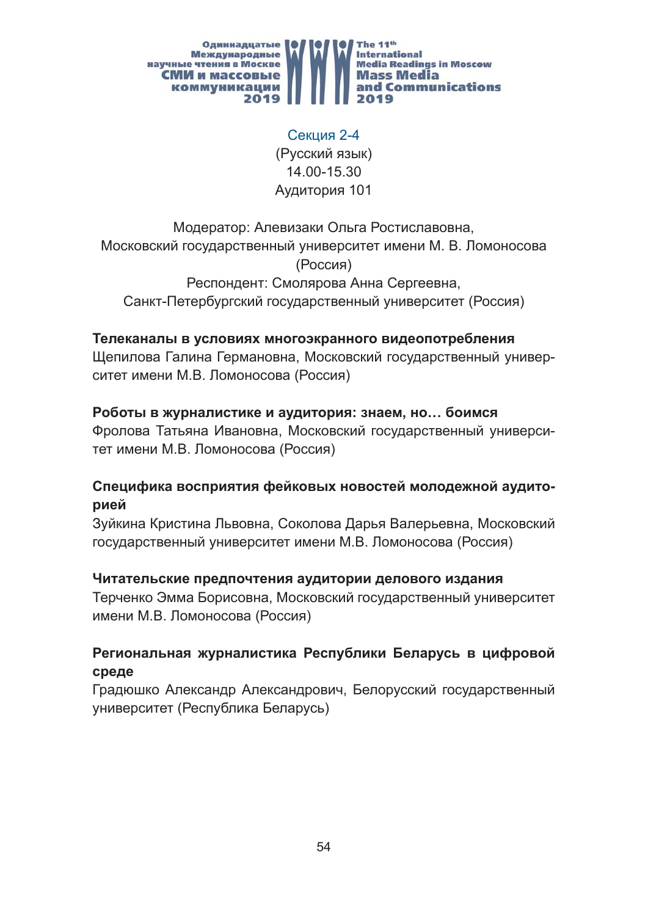## Секция 2-4

(Русский язык)
14.00-15.30
Аудитория 101

Модератор: Алевизаки Ольга Ростиславовна,
Московский государственный университет имени М. В. Ломоносова (Россия)
Респондент: Смолярова Анна Сергеевна,
Санкт-Петербургский государственный университет (Россия)

**Телеканалы в условиях многоэкранного видеопотребления**
Щепилова Галина Германовна, Московский государственный университет имени М.В. Ломоносова (Россия)

**Роботы в журналистике и аудитория: знаем, но… боимся**
Фролова Татьяна Ивановна, Московский государственный университет имени М.В. Ломоносова (Россия)

**Специфика восприятия фейковых новостей молодежной аудиторией**
Зуйкина Кристина Львовна, Соколова Дарья Валерьевна, Московский государственный университет имени М.В. Ломоносова (Россия)

**Читательские предпочтения аудитории делового издания**
Терченко Эмма Борисовна, Московский государственный университет имени М.В. Ломоносова (Россия)

**Региональная журналистика Республики Беларусь в цифровой среде**
Градюшко Александр Александрович, Белорусский государственный университет (Республика Беларусь)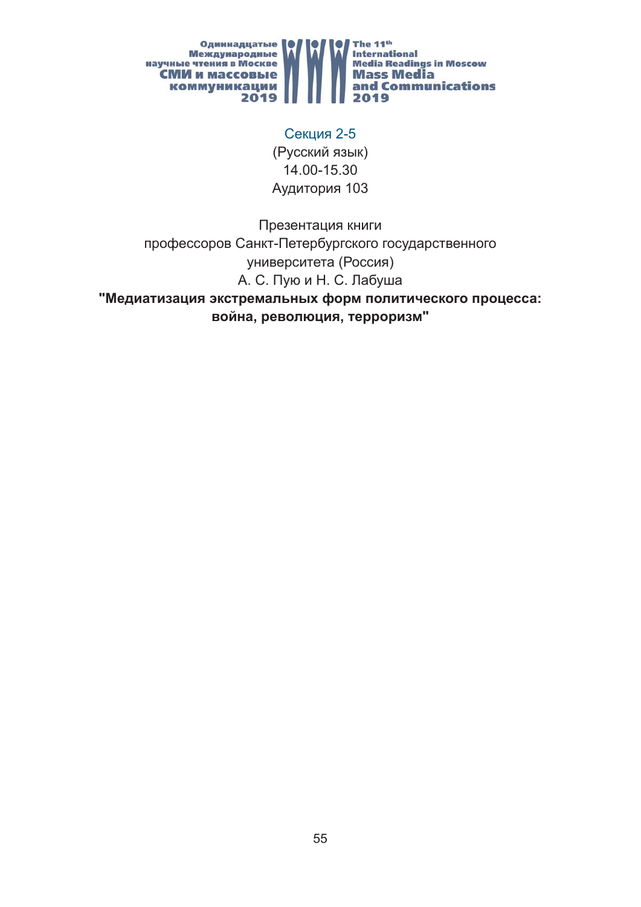## Секция 2-5

(Русский язык)
14.00-15.30
Аудитория 103

Презентация книги
профессоров Санкт-Петербургского государственного университета (Россия)
А. С. Пую и Н. С. Лабуша

**"Медиатизация экстремальных форм политического процесса: война, революция, терроризм"**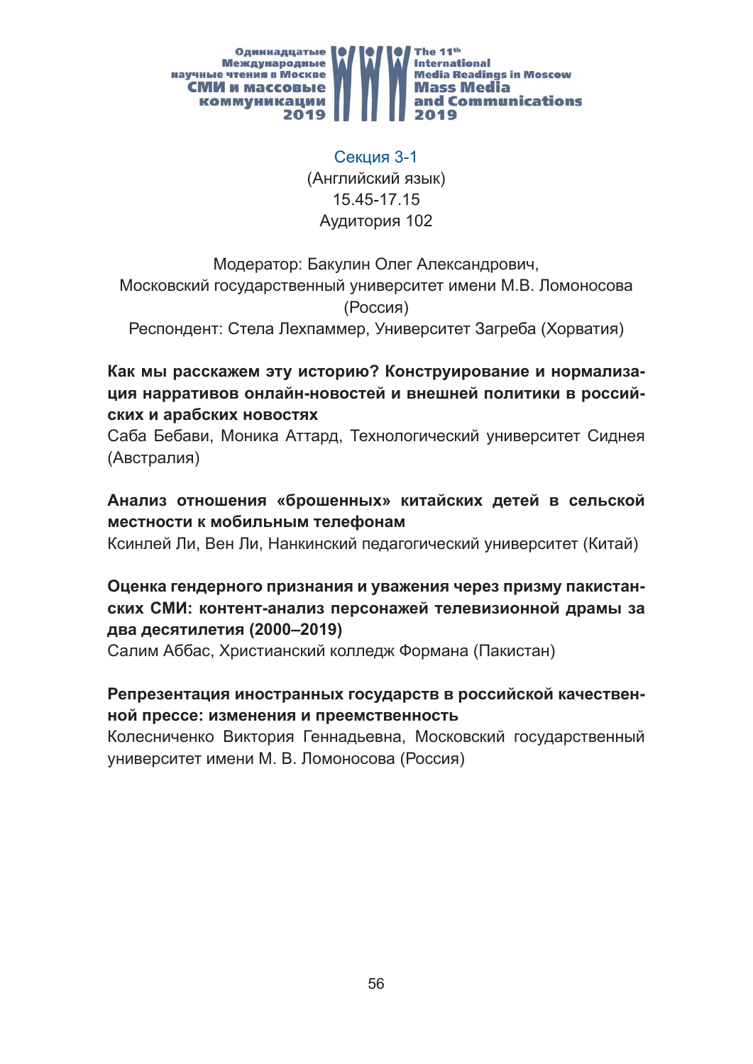## Секция 3-1

(Английский язык)
15.45-17.15
Аудитория 102

Модератор: Бакулин Олег Александрович,
Московский государственный университет имени М.В. Ломоносова (Россия)
Респондент: Стела Лехпаммер, Университет Загреба (Хорватия)

**Как мы расскажем эту историю? Конструирование и нормализация нарративов онлайн-новостей и внешней политики в российских и арабских новостях**
Саба Бебави, Моника Аттард, Технологический университет Сиднея (Австралия)

**Анализ отношения «брошенных» китайских детей в сельской местности к мобильным телефонам**
Ксинлей Ли, Вен Ли, Нанкинский педагогический университет (Китай)

**Оценка гендерного признания и уважения через призму пакистанских СМИ: контент-анализ персонажей телевизионной драмы за два десятилетия (2000–2019)**
Салим Аббас, Христианский колледж Формана (Пакистан)

**Репрезентация иностранных государств в российской качественной прессе: изменения и преемственность**
Колесниченко Виктория Геннадьевна, Московский государственный университет имени М. В. Ломоносова (Россия)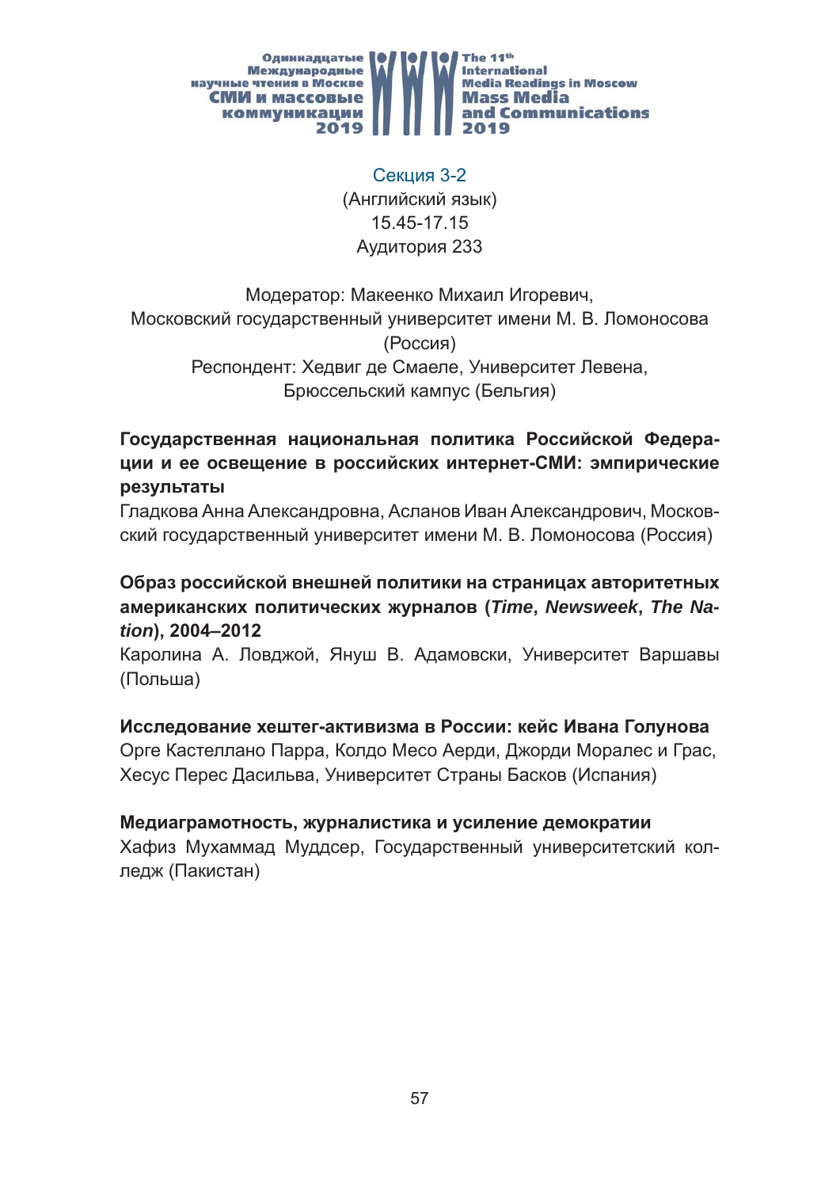## Секция 3-2

(Английский язык)
15.45-17.15
Аудитория 233

Модератор: Макеенко Михаил Игоревич,
Московский государственный университет имени М. В. Ломоносова (Россия)
Респондент: Хедвиг де Смаеле, Университет Левена,
Брюссельский кампус (Бельгия)

**Государственная национальная политика Российской Федерации и ее освещение в российских интернет-СМИ: эмпирические результаты**
Гладкова Анна Александровна, Асланов Иван Александрович, Московский государственный университет имени М. В. Ломоносова (Россия)

**Образ российской внешней политики на страницах авторитетных американских политических журналов (*Time*, *Newsweek*, *The Nation*), 2004–2012**
Каролина А. Ловджой, Януш В. Адамовски, Университет Варшавы (Польша)

**Исследование хештег-активизма в России: кейс Ивана Голунова**
Орге Кастеллано Парра, Колдо Месо Аерди, Джорди Моралес и Грас, Хесус Перес Дасильва, Университет Страны Басков (Испания)

**Медиаграмотность, журналистика и усиление демократии**
Хафиз Мухаммад Муддсер, Государственный университетский колледж (Пакистан)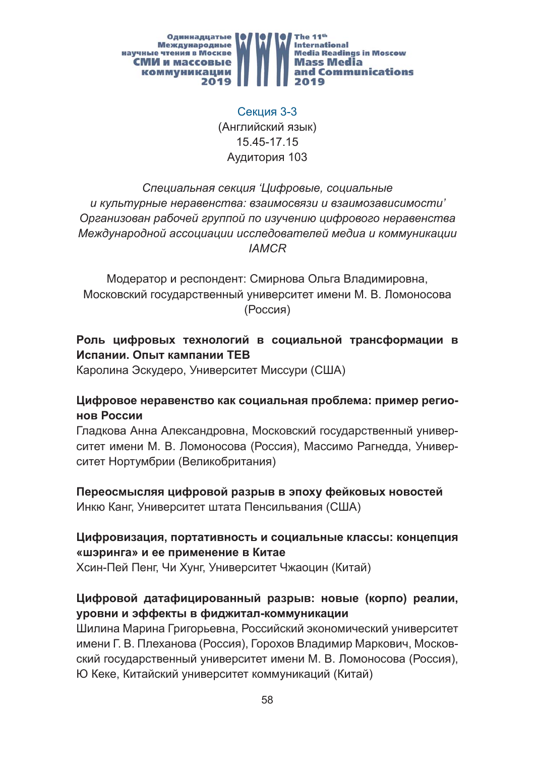Секция 3-3
(Английский язык)
15.45-17.15
Аудитория 103

*Специальная секция 'Цифровые, социальные и культурные неравенства: взаимосвязи и взаимозависимости'*
*Организован рабочей группой по изучению цифрового неравенства Международной ассоциации исследователей медиа и коммуникации IAMCR*

Модератор и респондент: Смирнова Ольга Владимировна, Московский государственный университет имени М. В. Ломоносова (Россия)

**Роль цифровых технологий в социальной трансформации в Испании. Опыт кампании ТЕВ**
Каролина Эскудеро, Университет Миссури (США)

**Цифровое неравенство как социальная проблема: пример регионов России**
Гладкова Анна Александровна, Московский государственный университет имени М. В. Ломоносова (Россия), Массимо Рагнедда, Университет Нортумбрии (Великобритания)

**Переосмысляя цифровой разрыв в эпоху фейковых новостей**
Инкю Канг, Университет штата Пенсильвания (США)

**Цифровизация, портативность и социальные классы: концепция «шэринга» и ее применение в Китае**
Хсин-Пей Пенг, Чи Хунг, Университет Чжаоцин (Китай)

**Цифровой датафицированный разрыв: новые (корпо) реалии, уровни и эффекты в фиджитал-коммуникации**
Шилина Марина Григорьевна, Российский экономический университет имени Г. В. Плеханова (Россия), Горохов Владимир Маркович, Московский государственный университет имени М. В. Ломоносова (Россия), Ю Кеке, Китайский университет коммуникаций (Китай)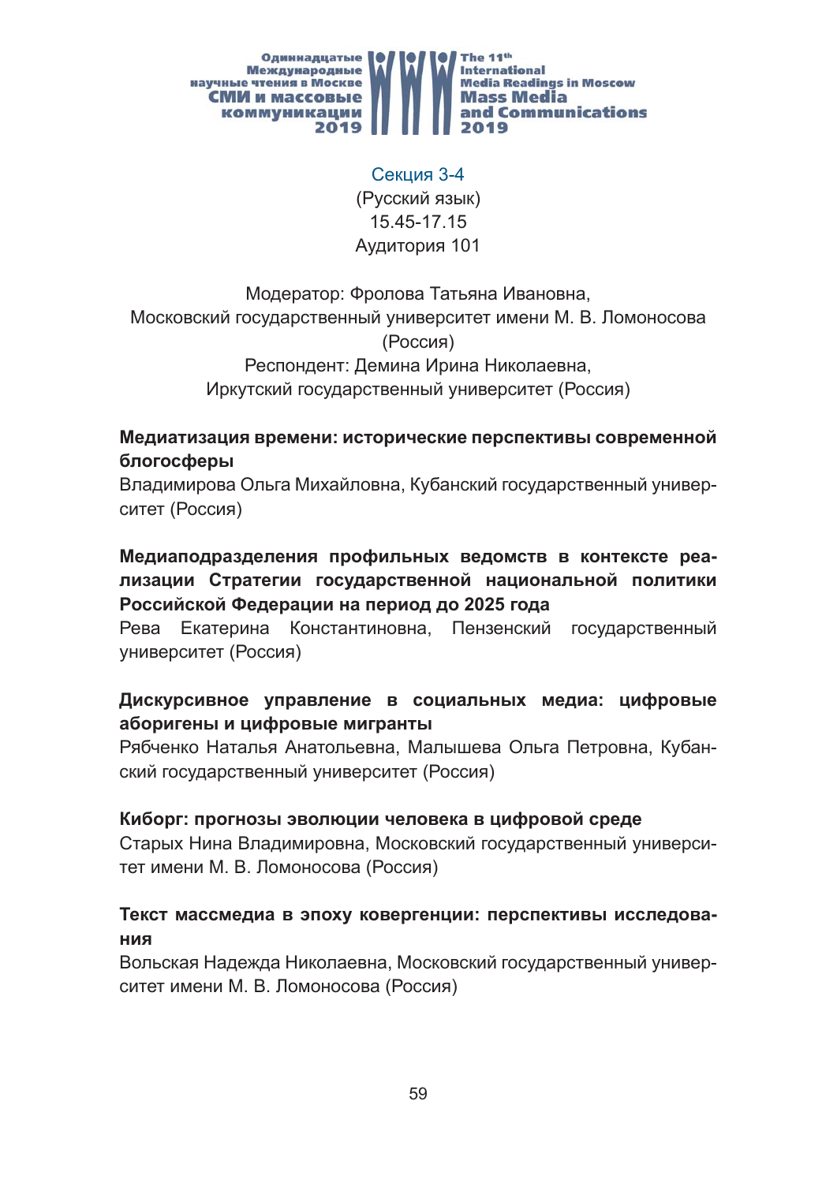## Секция 3-4

(Русский язык)
15.45-17.15
Аудитория 101

Модератор: Фролова Татьяна Ивановна,
Московский государственный университет имени М. В. Ломоносова (Россия)
Респондент: Демина Ирина Николаевна,
Иркутский государственный университет (Россия)

**Медиатизация времени: исторические перспективы современной блогосферы**
Владимирова Ольга Михайловна, Кубанский государственный университет (Россия)

**Медиаподразделения профильных ведомств в контексте реализации Стратегии государственной национальной политики Российской Федерации на период до 2025 года**
Рева Екатерина Константиновна, Пензенский государственный университет (Россия)

**Дискурсивное управление в социальных медиа: цифровые аборигены и цифровые мигранты**
Рябченко Наталья Анатольевна, Малышева Ольга Петровна, Кубанский государственный университет (Россия)

**Киборг: прогнозы эволюции человека в цифровой среде**
Старых Нина Владимировна, Московский государственный университет имени М. В. Ломоносова (Россия)

**Текст массмедиа в эпоху ковергенции: перспективы исследования**
Вольская Надежда Николаевна, Московский государственный университет имени М. В. Ломоносова (Россия)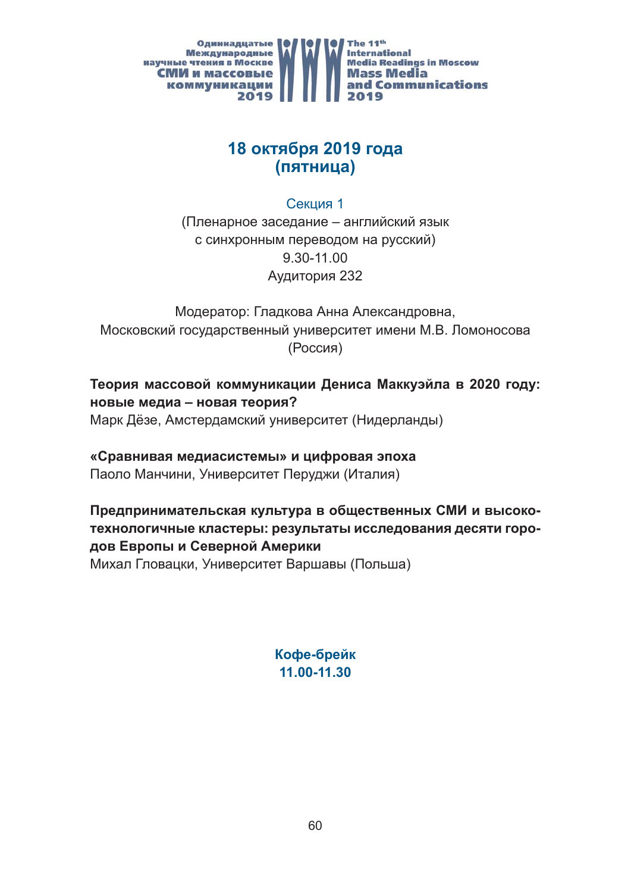## 18 октября 2019 года
## (пятница)

Секция 1
(Пленарное заседание – английский язык
с синхронным переводом на русский)
9.30-11.00
Аудитория 232

Модератор: Гладкова Анна Александровна,
Московский государственный университет имени М.В. Ломоносова
(Россия)

**Теория массовой коммуникации Дениса Маккуэйла в 2020 году: новые медиа – новая теория?**
Марк Дёзе, Амстердамский университет (Нидерланды)

**«Сравнивая медиасистемы» и цифровая эпоха**
Паоло Манчини, Университет Перуджи (Италия)

**Предпринимательская культура в общественных СМИ и высокотехнологичные кластеры: результаты исследования десяти городов Европы и Северной Америки**
Михал Гловацки, Университет Варшавы (Польша)

**Кофе-брейк**
**11.00-11.30**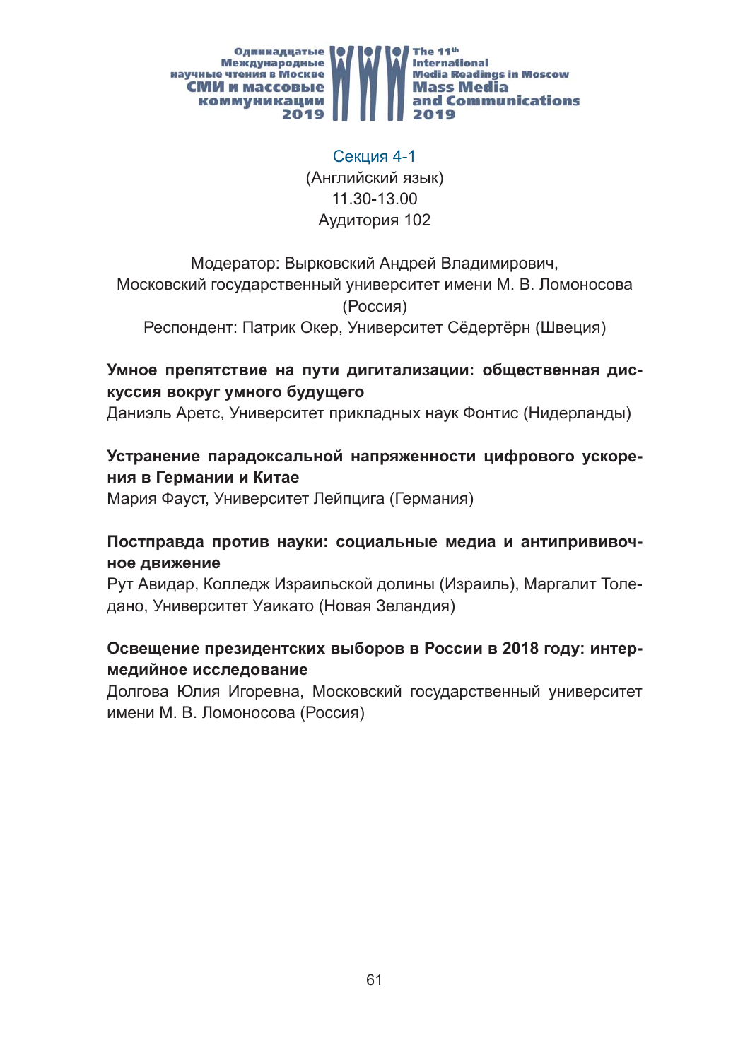## Секция 4-1

(Английский язык)
11.30-13.00
Аудитория 102

Модератор: Вырковский Андрей Владимирович,
Московский государственный университет имени М. В. Ломоносова (Россия)
Респондент: Патрик Окер, Университет Сёдертёрн (Швеция)

**Умное препятствие на пути дигитализации: общественная дискуссия вокруг умного будущего**
Даниэль Аретс, Университет прикладных наук Фонтис (Нидерланды)

**Устранение парадоксальной напряженности цифрового ускорения в Германии и Китае**
Мария Фауст, Университет Лейпцига (Германия)

**Постправда против науки: социальные медиа и антипрививочное движение**
Рут Авидар, Колледж Израильской долины (Израиль), Маргалит Толедано, Университет Уаикато (Новая Зеландия)

**Освещение президентских выборов в России в 2018 году: интермедийное исследование**
Долгова Юлия Игоревна, Московский государственный университет имени М. В. Ломоносова (Россия)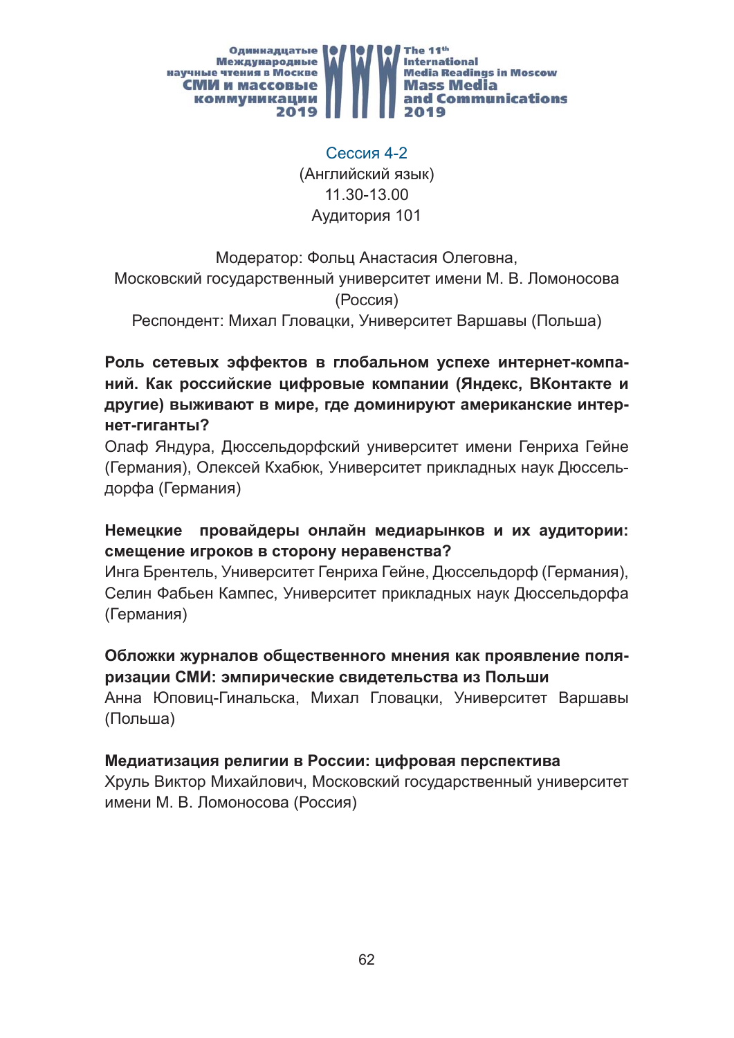## Сессия 4-2

(Английский язык)
11.30-13.00
Аудитория 101

Модератор: Фольц Анастасия Олеговна,
Московский государственный университет имени М. В. Ломоносова (Россия)
Респондент: Михал Гловацки, Университет Варшавы (Польша)

**Роль сетевых эффектов в глобальном успехе интернет-компаний. Как российские цифровые компании (Яндекс, ВКонтакте и другие) выживают в мире, где доминируют американские интернет-гиганты?**
Олаф Яндура, Дюссельдорфский университет имени Генриха Гейне (Германия), Олексей Кхабюк, Университет прикладных наук Дюссельдорфа (Германия)

**Немецкие провайдеры онлайн медиарынков и их аудитории: смещение игроков в сторону неравенства?**
Инга Брентель, Университет Генриха Гейне, Дюссельдорф (Германия), Селин Фабьен Кампес, Университет прикладных наук Дюссельдорфа (Германия)

**Обложки журналов общественного мнения как проявление поляризации СМИ: эмпирические свидетельства из Польши**
Анна Юповиц-Гинальска, Михал Гловацки, Университет Варшавы (Польша)

**Медиатизация религии в России: цифровая перспектива**
Хруль Виктор Михайлович, Московский государственный университет имени М. В. Ломоносова (Россия)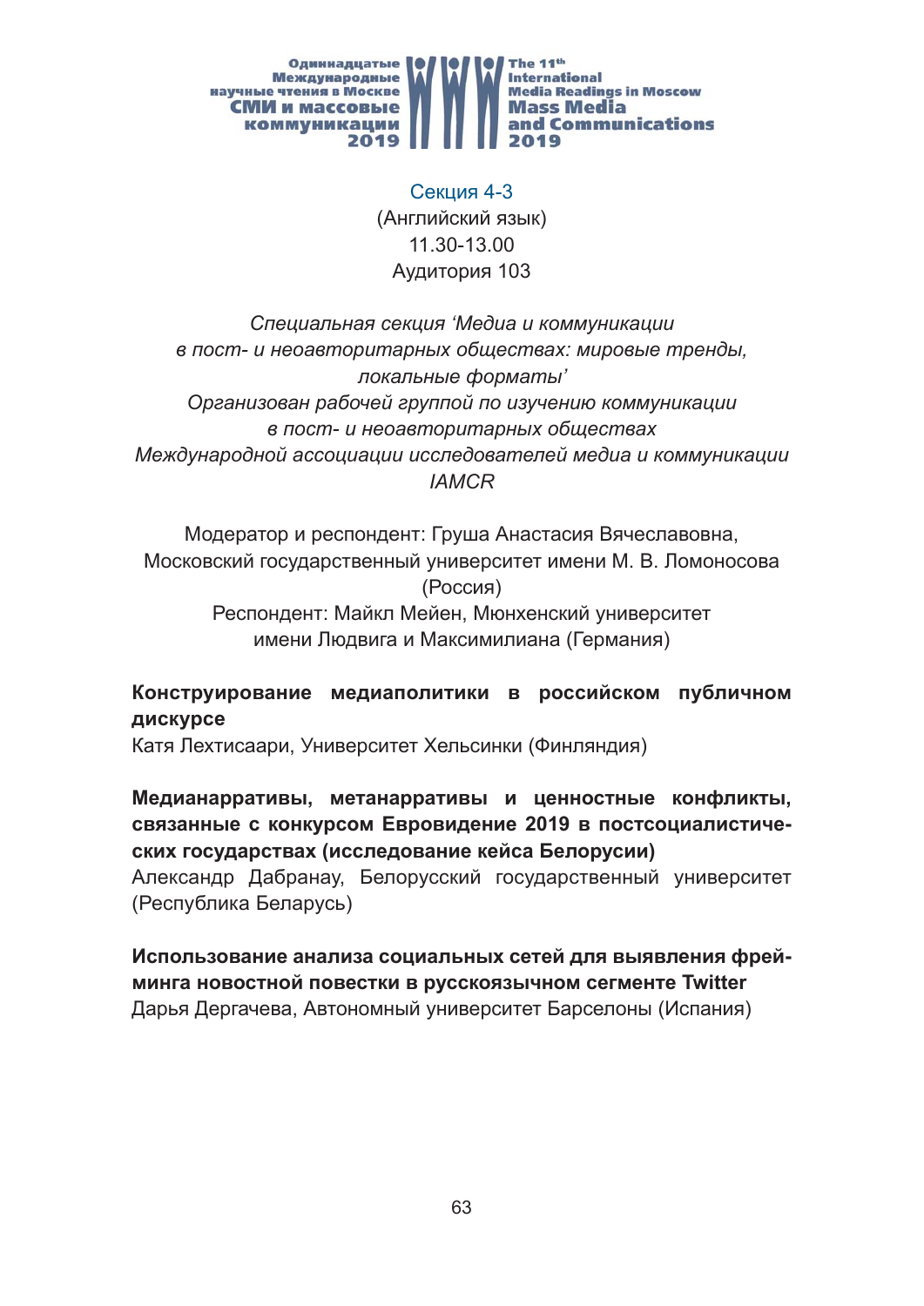## Секция 4-3

(Английский язык)
11.30-13.00
Аудитория 103

*Специальная секция 'Медиа и коммуникации в пост- и неоавторитарных обществах: мировые тренды, локальные форматы'*
*Организован рабочей группой по изучению коммуникации в пост- и неоавторитарных обществах Международной ассоциации исследователей медиа и коммуникации IAMCR*

Модератор и респондент: Груша Анастасия Вячеславовна, Московский государственный университет имени М. В. Ломоносова (Россия)
Респондент: Майкл Мейен, Мюнхенский университет имени Людвига и Максимилиана (Германия)

**Конструирование медиаполитики в российском публичном дискурсе**
Катя Лехтисаари, Университет Хельсинки (Финляндия)

**Медианарративы, метанарративы и ценностные конфликты, связанные с конкурсом Евровидение 2019 в постсоциалистических государствах (исследование кейса Белорусии)**
Александр Дабранау, Белорусский государственный университет (Республика Беларусь)

**Использование анализа социальных сетей для выявления фрейминга новостной повестки в русскоязычном сегменте Twitter**
Дарья Дергачева, Автономный университет Барселоны (Испания)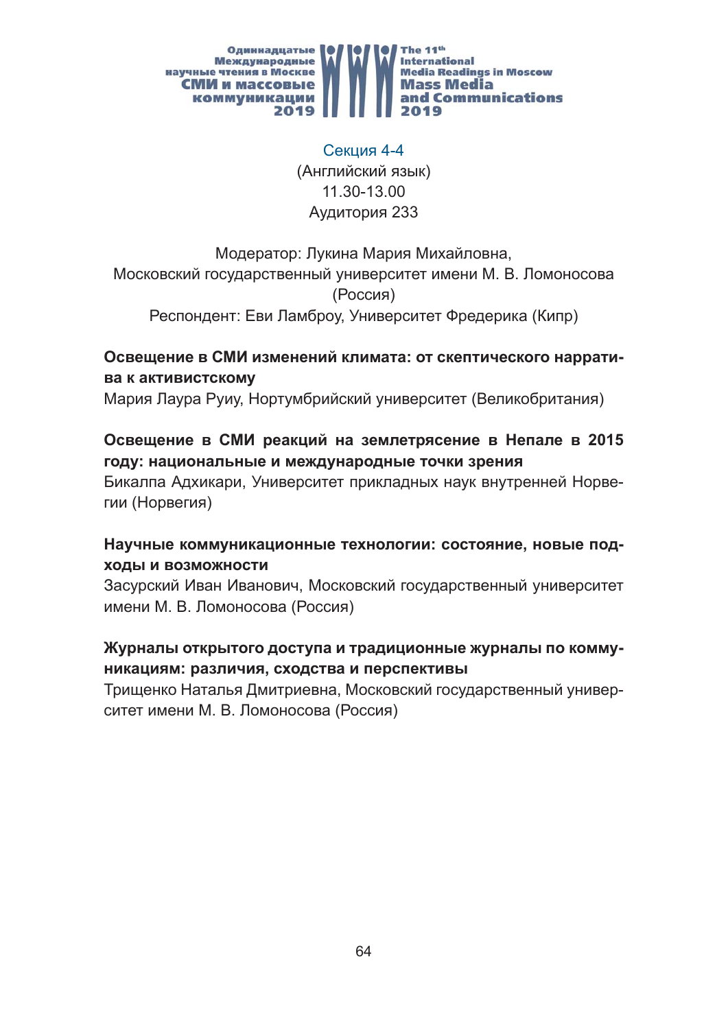Секция 4-4
(Английский язык)
11.30-13.00
Аудитория 233

Модератор: Лукина Мария Михайловна,
Московский государственный университет имени М. В. Ломоносова (Россия)
Респондент: Еви Ламброу, Университет Фредерика (Кипр)

**Освещение в СМИ изменений климата: от скептического нарратива к активистскому**
Мария Лаура Руиу, Нортумбрийский университет (Великобритания)

**Освещение в СМИ реакций на землетрясение в Непале в 2015 году: национальные и международные точки зрения**
Бикалпа Адхикари, Университет прикладных наук внутренней Норвегии (Норвегия)

**Научные коммуникационные технологии: состояние, новые подходы и возможности**
Засурский Иван Иванович, Московский государственный университет имени М. В. Ломоносова (Россия)

**Журналы открытого доступа и традиционные журналы по коммуникациям: различия, сходства и перспективы**
Трищенко Наталья Дмитриевна, Московский государственный университет имени М. В. Ломоносова (Россия)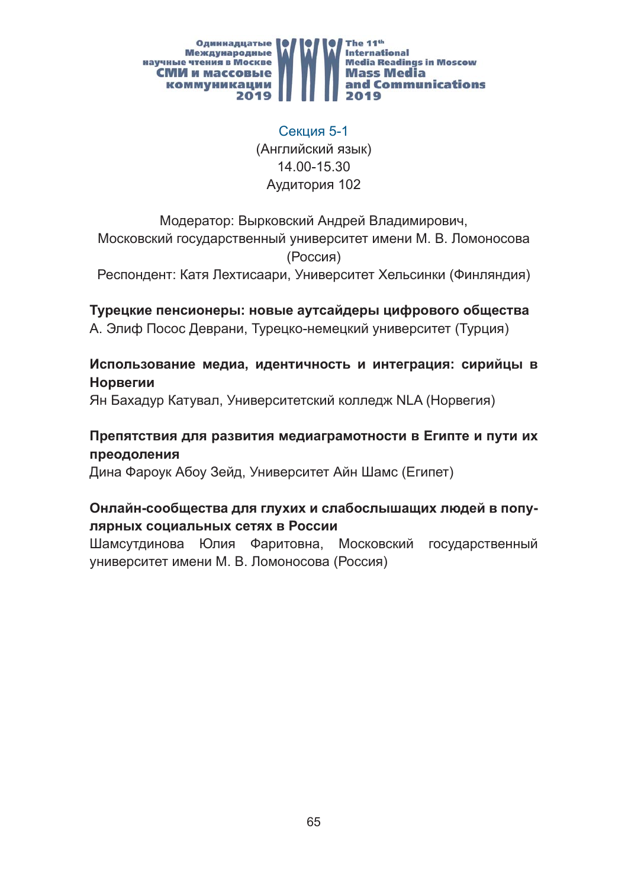## Секция 5-1

(Английский язык)
14.00-15.30
Аудитория 102

Модератор: Вырковский Андрей Владимирович, Московский государственный университет имени М. В. Ломоносова (Россия)
Респондент: Катя Лехтисаари, Университет Хельсинки (Финляндия)

**Турецкие пенсионеры: новые аутсайдеры цифрового общества**
А. Элиф Посос Деврани, Турецко-немецкий университет (Турция)

**Использование медиа, идентичность и интеграция: сирийцы в Норвегии**
Ян Бахадур Катувал, Университетский колледж NLA (Норвегия)

**Препятствия для развития медиаграмотности в Египте и пути их преодоления**
Дина Фароук Абоу Зейд, Университет Айн Шамс (Египет)

**Онлайн-сообщества для глухих и слабослышащих людей в популярных социальных сетях в России**
Шамсутдинова Юлия Фаритовна, Московский государственный университет имени М. В. Ломоносова (Россия)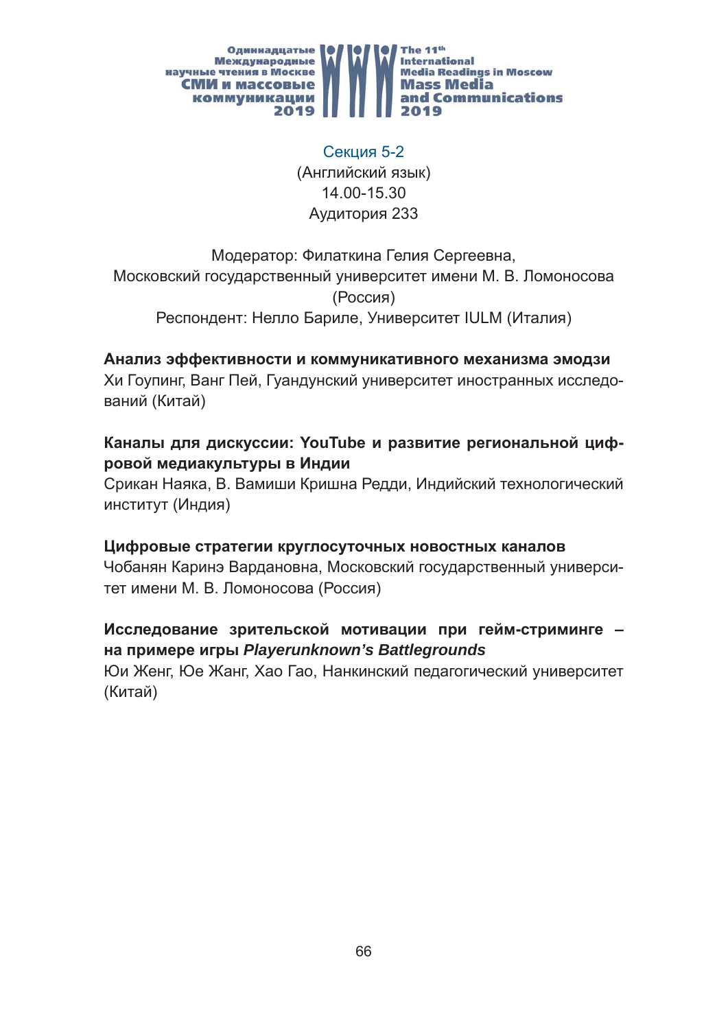## Секция 5-2

(Английский язык)
14.00-15.30
Аудитория 233

Модератор: Филаткина Гелия Сергеевна,
Московский государственный университет имени М. В. Ломоносова (Россия)
Респондент: Нелло Бариле, Университет IULM (Италия)

**Анализ эффективности и коммуникативного механизма эмодзи**
Хи Гоупинг, Ванг Пей, Гуандунский университет иностранных исследований (Китай)

**Каналы для дискуссии: YouTube и развитие региональной цифровой медиакультуры в Индии**
Срикан Наяка, В. Вамиши Кришна Редди, Индийский технологический институт (Индия)

**Цифровые стратегии круглосуточных новостных каналов**
Чобанян Каринэ Вардановна, Московский государственный университет имени М. В. Ломоносова (Россия)

**Исследование зрительской мотивации при гейм-стриминге – на примере игры *Playerunknown's Battlegrounds***
Юи Женг, Юе Жанг, Хао Гао, Нанкинский педагогический университет (Китай)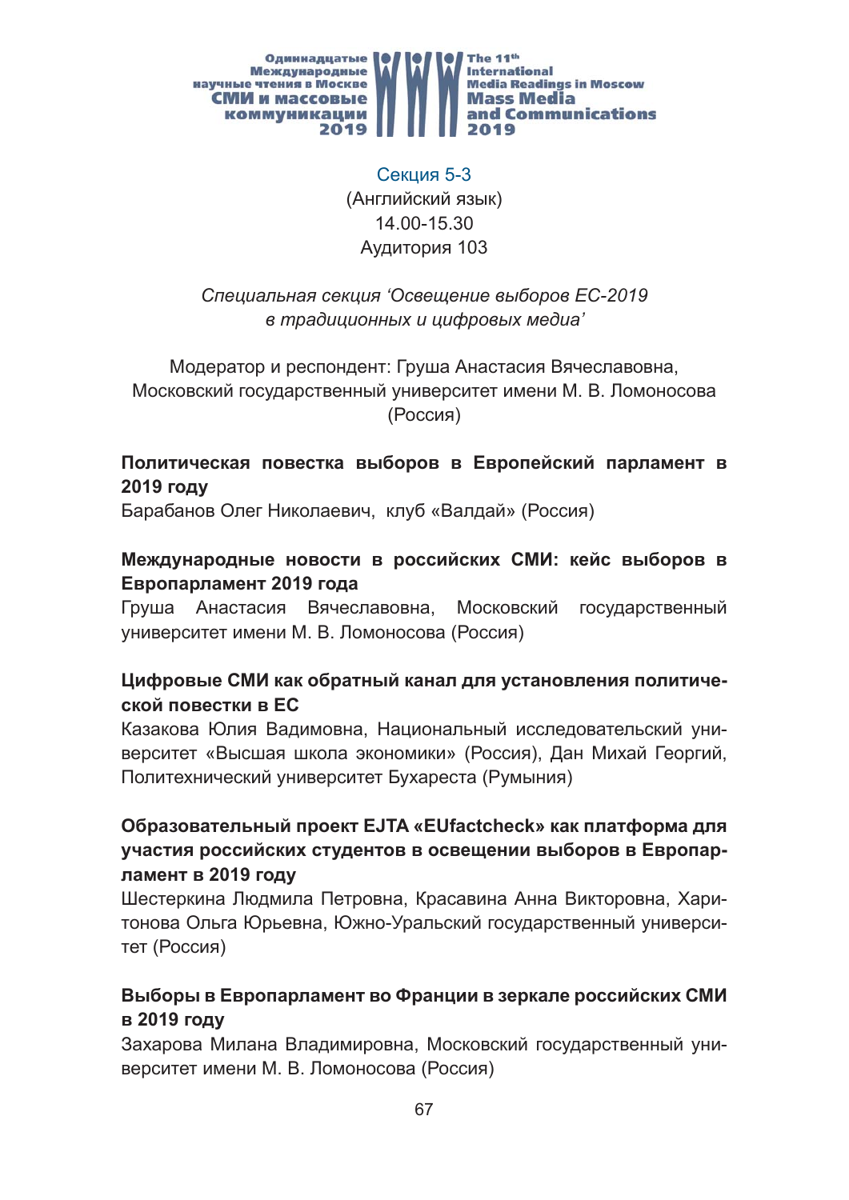Секция 5-3
(Английский язык)
14.00-15.30
Аудитория 103

*Специальная секция ‘Освещение выборов ЕС-2019 в традиционных и цифровых медиа’*

Модератор и респондент: Груша Анастасия Вячеславовна, Московский государственный университет имени М. В. Ломоносова (Россия)

**Политическая повестка выборов в Европейский парламент в 2019 году**
Барабанов Олег Николаевич, клуб «Валдай» (Россия)

**Международные новости в российских СМИ: кейс выборов в Европарламент 2019 года**
Груша Анастасия Вячеславовна, Московский государственный университет имени М. В. Ломоносова (Россия)

**Цифровые СМИ как обратный канал для установления политической повестки в ЕС**
Казакова Юлия Вадимовна, Национальный исследовательский университет «Высшая школа экономики» (Россия), Дан Михай Георгий, Политехнический университет Бухареста (Румыния)

**Образовательный проект EJTA «EUfactcheck» как платформа для участия российских студентов в освещении выборов в Европарламент в 2019 году**
Шестеркина Людмила Петровна, Красавина Анна Викторовна, Харитонова Ольга Юрьевна, Южно-Уральский государственный университет (Россия)

**Выборы в Европарламент во Франции в зеркале российских СМИ в 2019 году**
Захарова Милана Владимировна, Московский государственный университет имени М. В. Ломоносова (Россия)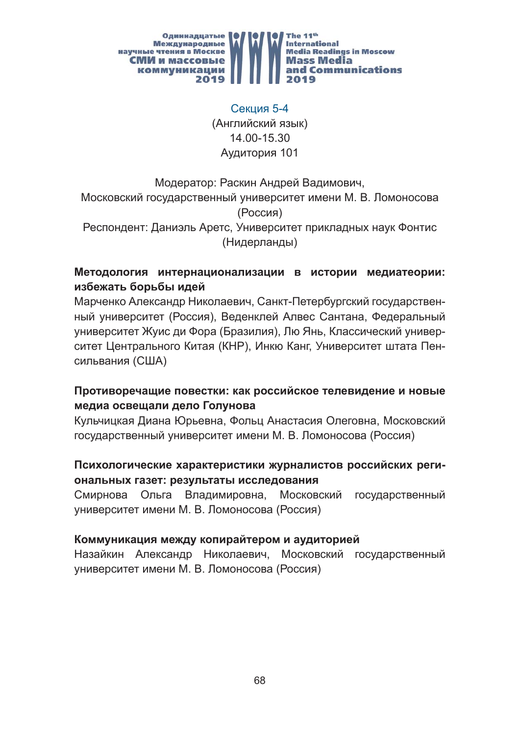## Секция 5-4

(Английский язык)
14.00-15.30
Аудитория 101

Модератор: Раскин Андрей Вадимович,
Московский государственный университет имени М. В. Ломоносова (Россия)
Респондент: Даниэль Аретс, Университет прикладных наук Фонтис (Нидерланды)

**Методология интернационализации в истории медиатеории: избежать борьбы идей**
Марченко Александр Николаевич, Санкт-Петербургский государственный университет (Россия), Веденклей Алвес Сантана, Федеральный университет Жуис ди Фора (Бразилия), Лю Янь, Классический университет Центрального Китая (КНР), Инкю Канг, Университет штата Пенсильвания (США)

**Противоречащие повестки: как российское телевидение и новые медиа освещали дело Голунова**
Кульчицкая Диана Юрьевна, Фольц Анастасия Олеговна, Московский государственный университет имени М. В. Ломоносова (Россия)

**Психологические характеристики журналистов российских региональных газет: результаты исследования**
Смирнова Ольга Владимировна, Московский государственный университет имени М. В. Ломоносова (Россия)

**Коммуникация между копирайтером и аудиторией**
Назайкин Александр Николаевич, Московский государственный университет имени М. В. Ломоносова (Россия)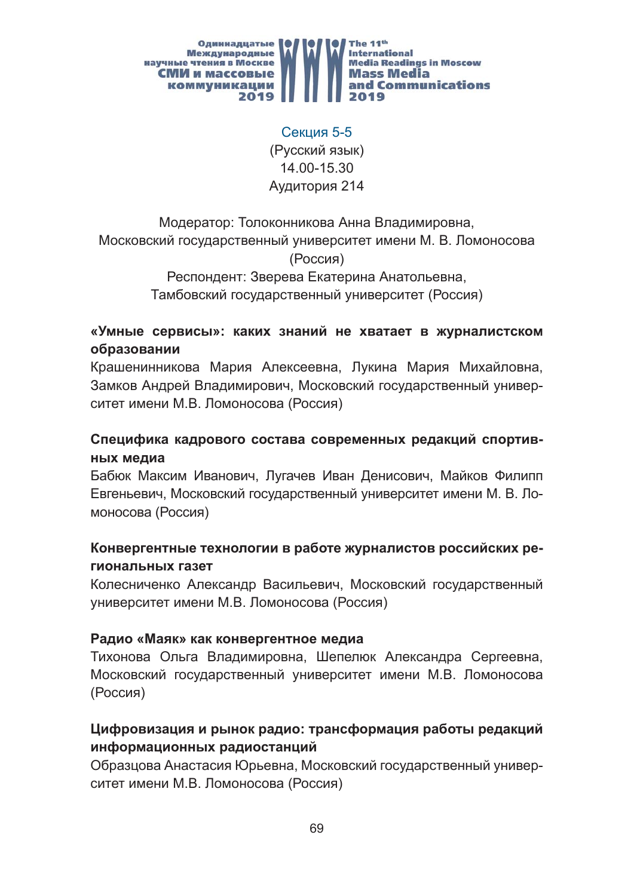## Секция 5-5

(Русский язык)
14.00-15.30
Аудитория 214

Модератор: Толоконникова Анна Владимировна, Московский государственный университет имени М. В. Ломоносова (Россия)
Респондент: Зверева Екатерина Анатольевна, Тамбовский государственный университет (Россия)

**«Умные сервисы»: каких знаний не хватает в журналистском образовании**
Крашенинникова Мария Алексеевна, Лукина Мария Михайловна, Замков Андрей Владимирович, Московский государственный университет имени М.В. Ломоносова (Россия)

**Специфика кадрового состава современных редакций спортивных медиа**
Бабюк Максим Иванович, Лугачев Иван Денисович, Майков Филипп Евгеньевич, Московский государственный университет имени М. В. Ломоносова (Россия)

**Конвергентные технологии в работе журналистов российских региональных газет**
Колесниченко Александр Васильевич, Московский государственный университет имени М.В. Ломоносова (Россия)

**Радио «Маяк» как конвергентное медиа**
Тихонова Ольга Владимировна, Шепелюк Александра Сергеевна, Московский государственный университет имени М.В. Ломоносова (Россия)

**Цифровизация и рынок радио: трансформация работы редакций информационных радиостанций**
Образцова Анастасия Юрьевна, Московский государственный университет имени М.В. Ломоносова (Россия)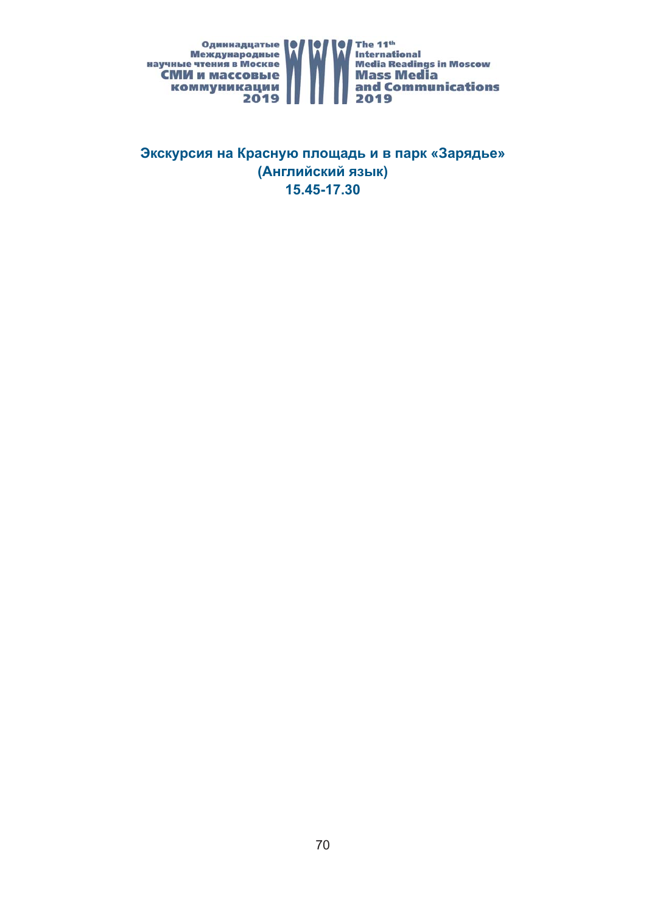**Экскурсия на Красную площадь и в парк «Зарядье»**
**(Английский язык)**
**15.45-17.30**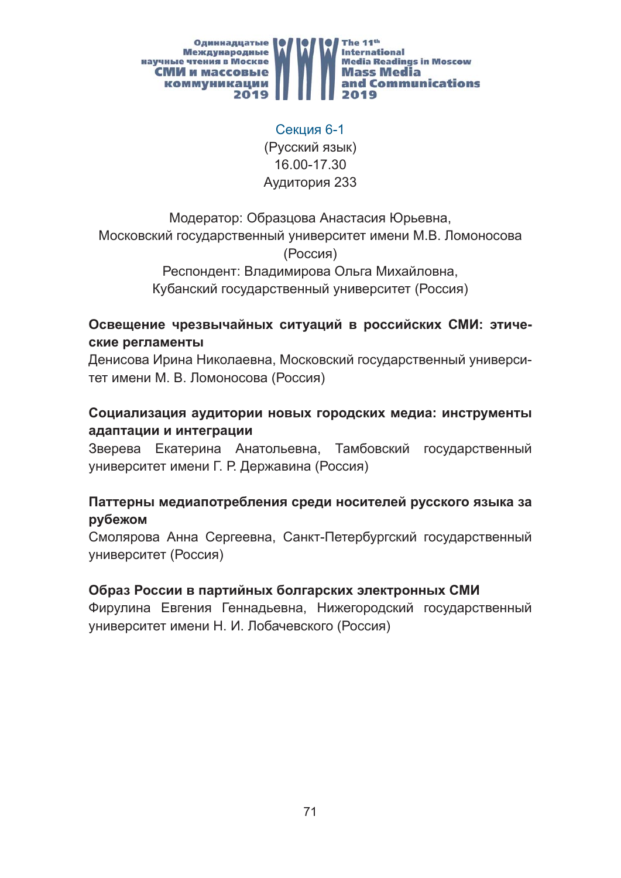## Секция 6-1

(Русский язык)
16.00-17.30
Аудитория 233

Модератор: Образцова Анастасия Юрьевна,
Московский государственный университет имени М.В. Ломоносова (Россия)
Респондент: Владимирова Ольга Михайловна,
Кубанский государственный университет (Россия)

**Освещение чрезвычайных ситуаций в российских СМИ: этические регламенты**
Денисова Ирина Николаевна, Московский государственный университет имени М. В. Ломоносова (Россия)

**Социализация аудитории новых городских медиа: инструменты адаптации и интеграции**
Зверева Екатерина Анатольевна, Тамбовский государственный университет имени Г. Р. Державина (Россия)

**Паттерны медиапотребления среди носителей русского языка за рубежом**
Смолярова Анна Сергеевна, Санкт-Петербургский государственный университет (Россия)

**Образ России в партийных болгарских электронных СМИ**
Фирулина Евгения Геннадьевна, Нижегородский государственный университет имени Н. И. Лобачевского (Россия)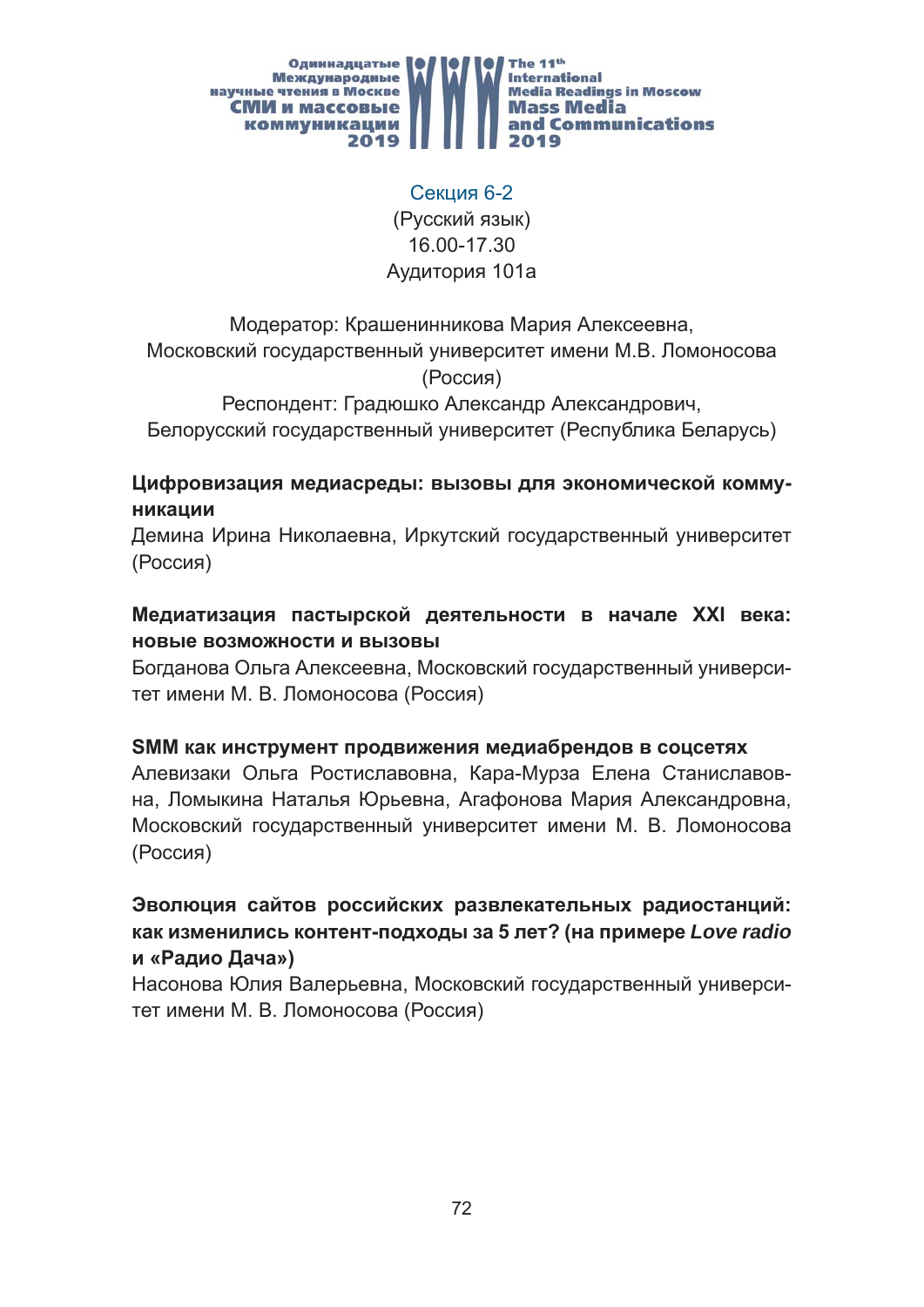## Секция 6-2

(Русский язык)
16.00-17.30
Аудитория 101а

Модератор: Крашенинникова Мария Алексеевна, Московский государственный университет имени М.В. Ломоносова (Россия)
Респондент: Градюшко Александр Александрович, Белорусский государственный университет (Республика Беларусь)

**Цифровизация медиасреды: вызовы для экономической коммуникации**
Демина Ирина Николаевна, Иркутский государственный университет (Россия)

**Медиатизация пастырской деятельности в начале XXI века: новые возможности и вызовы**
Богданова Ольга Алексеевна, Московский государственный университет имени М. В. Ломоносова (Россия)

**SMM как инструмент продвижения медиабрендов в соцсетях**
Алевизаки Ольга Ростиславовна, Кара-Мурза Елена Станиславовна, Ломыкина Наталья Юрьевна, Агафонова Мария Александровна, Московский государственный университет имени М. В. Ломоносова (Россия)

**Эволюция сайтов российских развлекательных радиостанций: как изменились контент-подходы за 5 лет? (на примере *Love radio* и «Радио Дача»)**
Насонова Юлия Валерьевна, Московский государственный университет имени М. В. Ломоносова (Россия)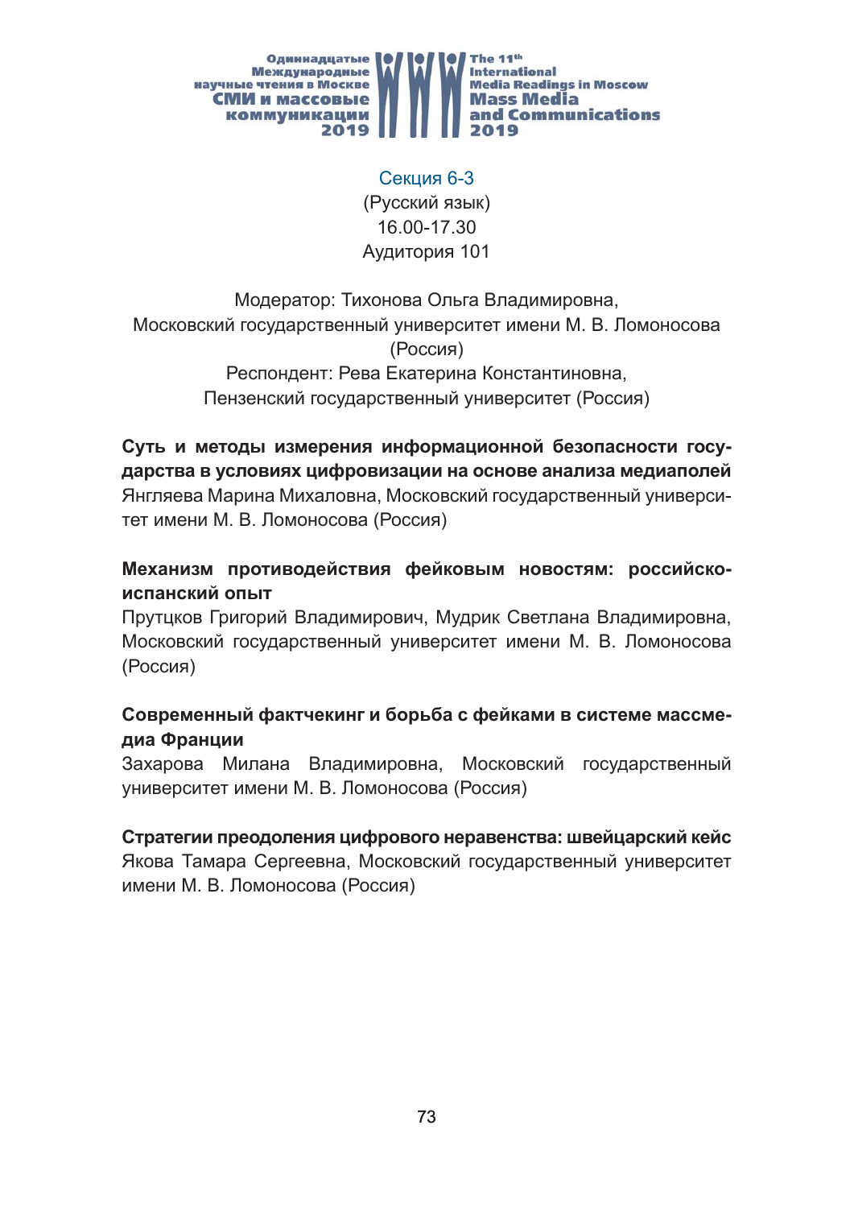## Секция 6-3

(Русский язык)
16.00-17.30
Аудитория 101

Модератор: Тихонова Ольга Владимировна,
Московский государственный университет имени М. В. Ломоносова (Россия)
Респондент: Рева Екатерина Константиновна,
Пензенский государственный университет (Россия)

**Суть и методы измерения информационной безопасности государства в условиях цифровизации на основе анализа медиаполей**
Янгляева Марина Михаловна, Московский государственный университет имени М. В. Ломоносова (Россия)

**Механизм противодействия фейковым новостям: российско-испанский опыт**
Прутцков Григорий Владимирович, Мудрик Светлана Владимировна, Московский государственный университет имени М. В. Ломоносова (Россия)

**Современный фактчекинг и борьба с фейками в системе массмедиа Франции**
Захарова Милана Владимировна, Московский государственный университет имени М. В. Ломоносова (Россия)

**Стратегии преодоления цифрового неравенства: швейцарский кейс**
Якова Тамара Сергеевна, Московский государственный университет имени М. В. Ломоносова (Россия)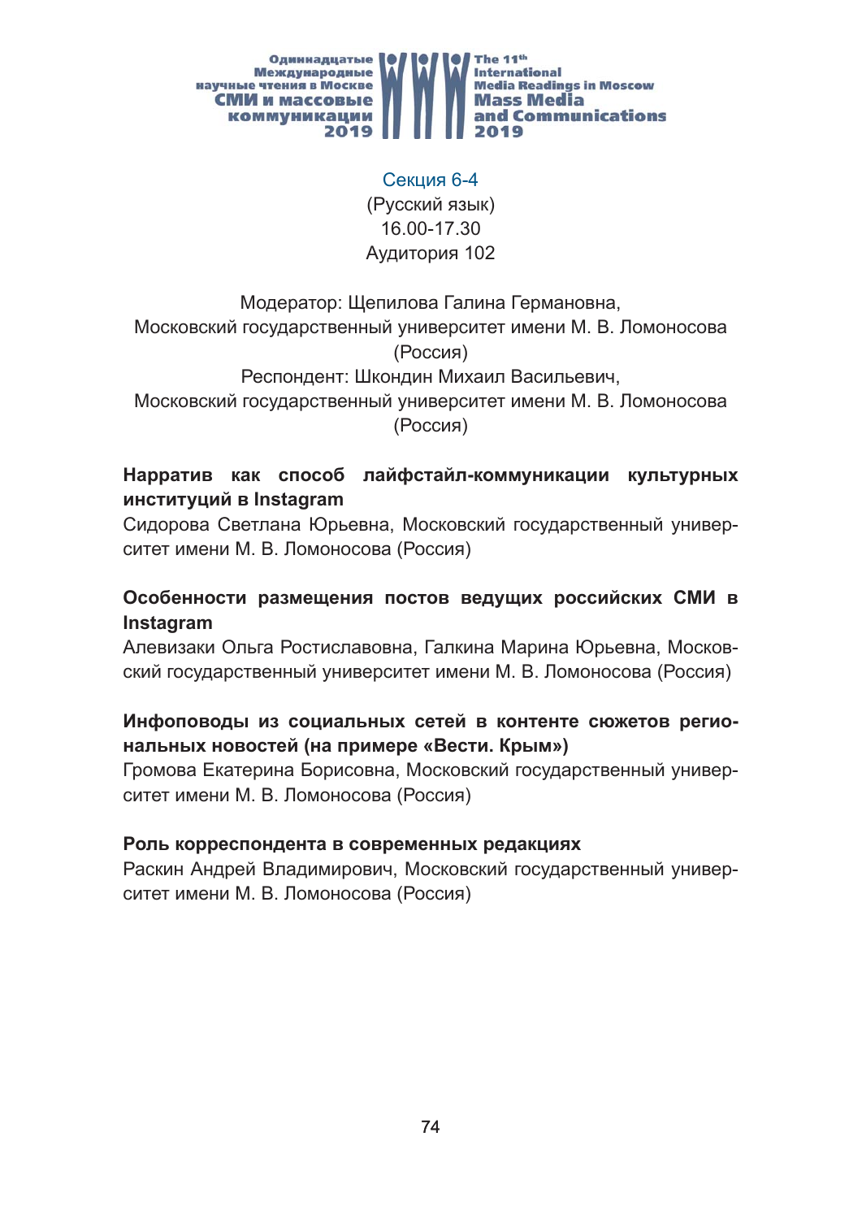## Секция 6-4

(Русский язык)
16.00-17.30
Аудитория 102

Модератор: Щепилова Галина Германовна,
Московский государственный университет имени М. В. Ломоносова (Россия)
Респондент: Шкондин Михаил Васильевич,
Московский государственный университет имени М. В. Ломоносова (Россия)

**Нарратив как способ лайфстайл-коммуникации культурных институций в Instagram**
Сидорова Светлана Юрьевна, Московский государственный университет имени М. В. Ломоносова (Россия)

**Особенности размещения постов ведущих российских СМИ в Instagram**
Алевизаки Ольга Ростиславовна, Галкина Марина Юрьевна, Московский государственный университет имени М. В. Ломоносова (Россия)

**Инфоповоды из социальных сетей в контенте сюжетов региональных новостей (на примере «Вести. Крым»)**
Громова Екатерина Борисовна, Московский государственный университет имени М. В. Ломоносова (Россия)

**Роль корреспондента в современных редакциях**
Раскин Андрей Владимирович, Московский государственный университет имени М. В. Ломоносова (Россия)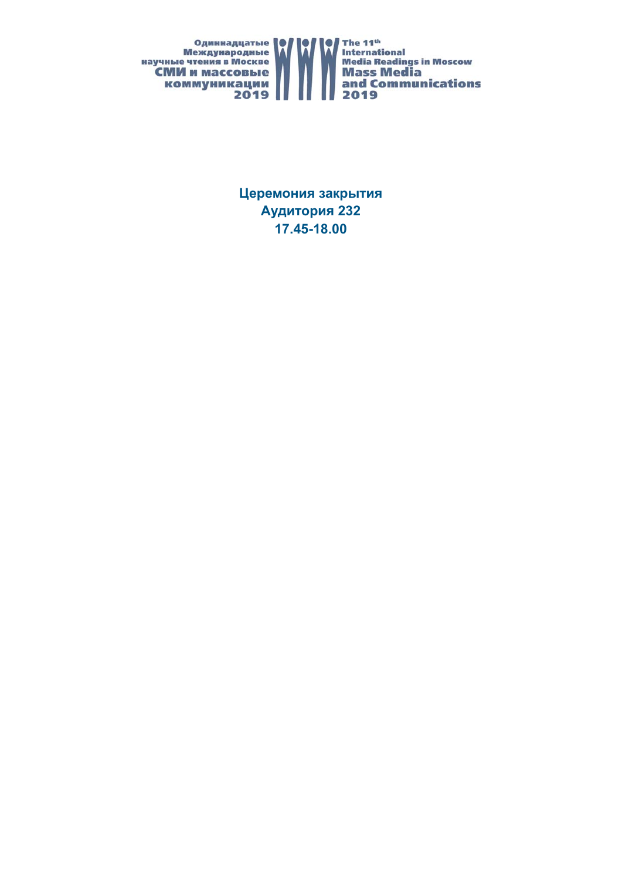**Церемония закрытия**
**Аудитория 232**
**17.45-18.00**